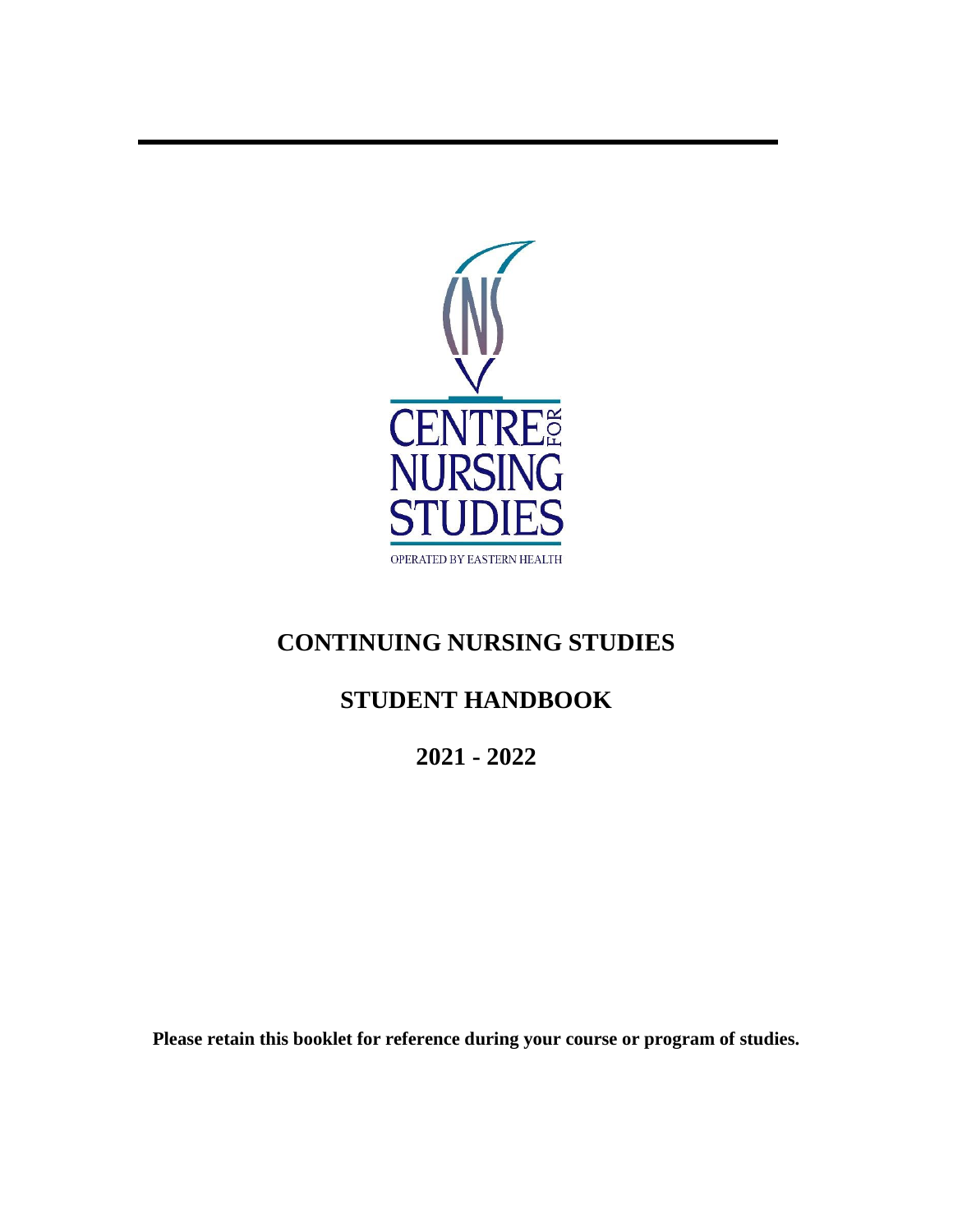CENTRE FOR NURSING STUDIES

OPERATED BY EASTERN HEALTH

# CONTINUING NURSING STUDIES

# STUDENT HANDBOOK

# 2021 - 2022

**Please retain this booklet for reference during your course or program of studies.**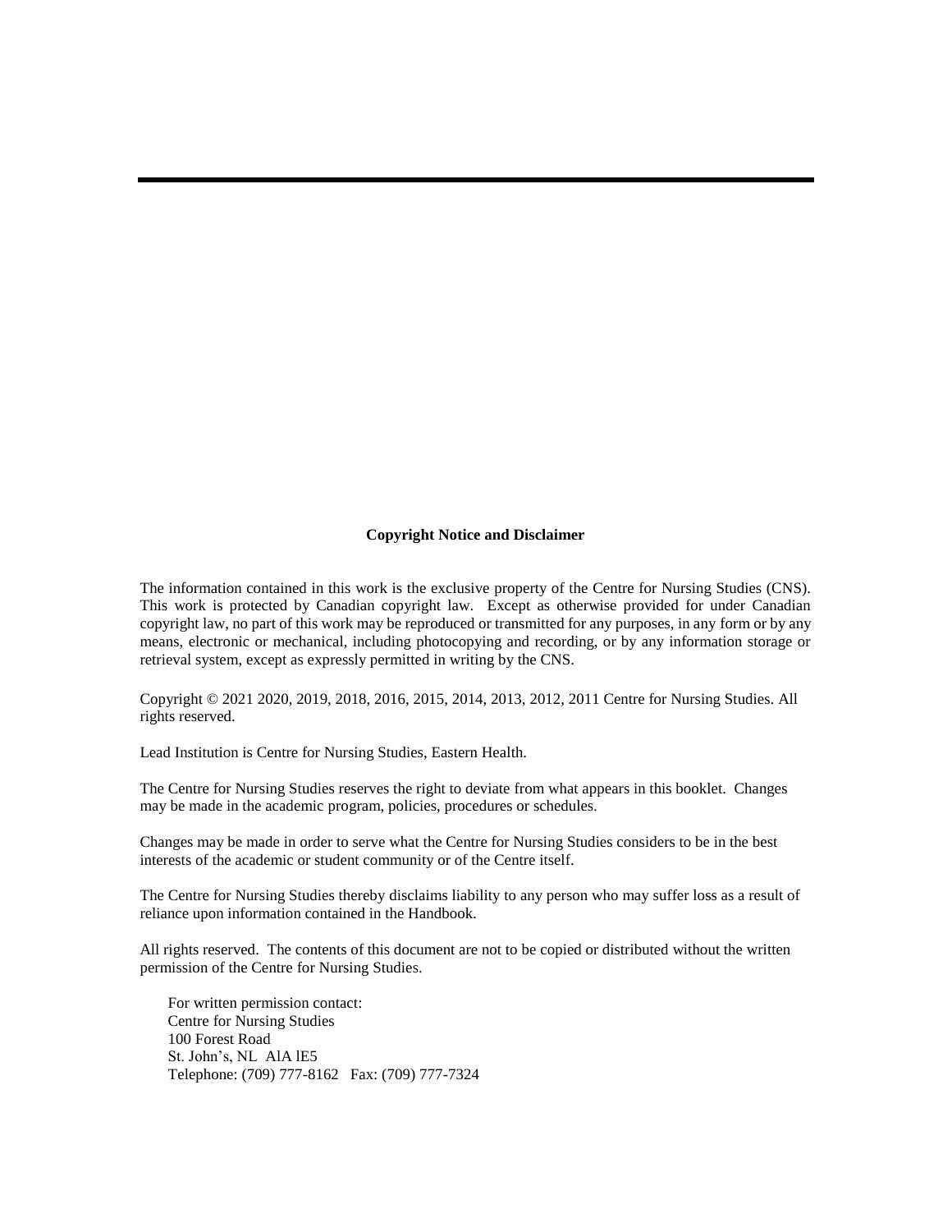**Copyright Notice and Disclaimer**

The information contained in this work is the exclusive property of the Centre for Nursing Studies (CNS). This work is protected by Canadian copyright law. Except as otherwise provided for under Canadian copyright law, no part of this work may be reproduced or transmitted for any purposes, in any form or by any means, electronic or mechanical, including photocopying and recording, or by any information storage or retrieval system, except as expressly permitted in writing by the CNS.

Copyright © 2021 2020, 2019, 2018, 2016, 2015, 2014, 2013, 2012, 2011 Centre for Nursing Studies. All rights reserved.

Lead Institution is Centre for Nursing Studies, Eastern Health.

The Centre for Nursing Studies reserves the right to deviate from what appears in this booklet. Changes may be made in the academic program, policies, procedures or schedules.

Changes may be made in order to serve what the Centre for Nursing Studies considers to be in the best interests of the academic or student community or of the Centre itself.

The Centre for Nursing Studies thereby disclaims liability to any person who may suffer loss as a result of reliance upon information contained in the Handbook.

All rights reserved. The contents of this document are not to be copied or distributed without the written permission of the Centre for Nursing Studies.

For written permission contact:
Centre for Nursing Studies
100 Forest Road
St. John's, NL AlA lE5
Telephone: (709) 777-8162 Fax: (709) 777-7324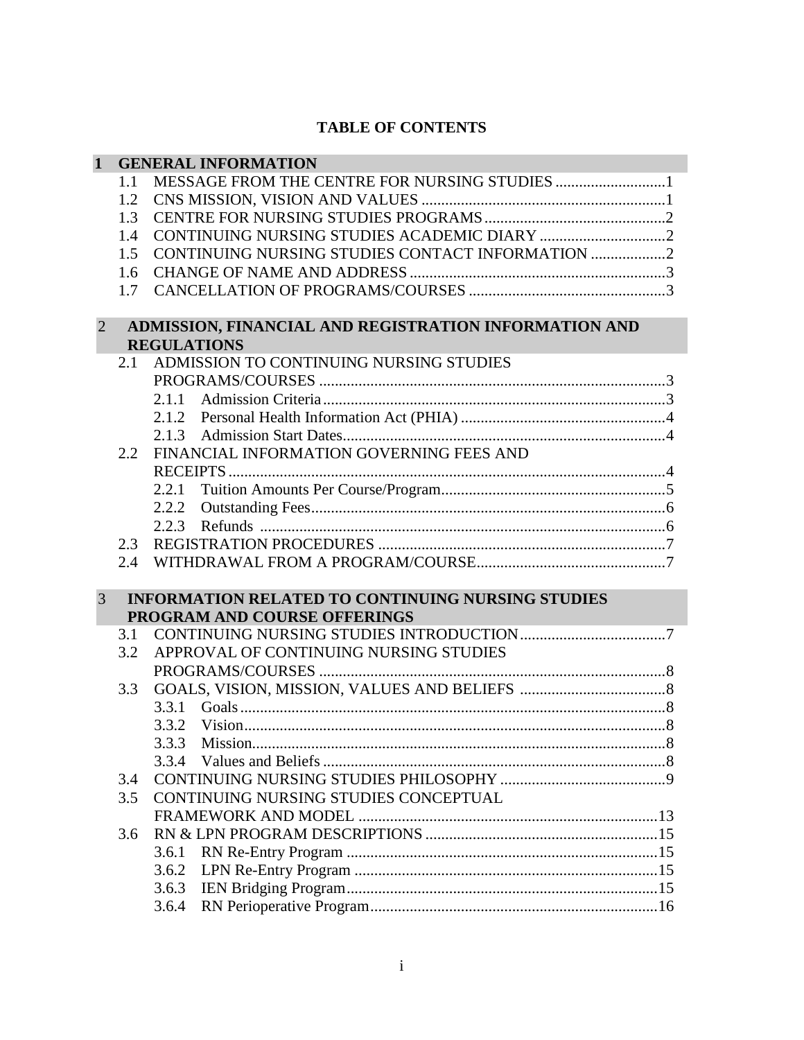**TABLE OF CONTENTS**

**1 GENERAL INFORMATION**

- 1.1 MESSAGE FROM THE CENTRE FOR NURSING STUDIES ............................1
- 1.2 CNS MISSION, VISION AND VALUES ..............................................................1
- 1.3 CENTRE FOR NURSING STUDIES PROGRAMS..............................................2
- 1.4 CONTINUING NURSING STUDIES ACADEMIC DIARY ................................2
- 1.5 CONTINUING NURSING STUDIES CONTACT INFORMATION ...................2
- 1.6 CHANGE OF NAME AND ADDRESS .................................................................3
- 1.7 CANCELLATION OF PROGRAMS/COURSES ..................................................3

**2 ADMISSION, FINANCIAL AND REGISTRATION INFORMATION AND REGULATIONS**

- 2.1 ADMISSION TO CONTINUING NURSING STUDIES PROGRAMS/COURSES ........................................................................................3
  - 2.1.1 Admission Criteria.......................................................................................3
  - 2.1.2 Personal Health Information Act (PHIA) ....................................................4
  - 2.1.3 Admission Start Dates..................................................................................4
- 2.2 FINANCIAL INFORMATION GOVERNING FEES AND RECEIPTS ................................................................................................................4
  - 2.2.1 Tuition Amounts Per Course/Program..........................................................5
  - 2.2.2 Outstanding Fees..........................................................................................6
  - 2.2.3 Refunds .......................................................................................................6
- 2.3 REGISTRATION PROCEDURES .........................................................................7
- 2.4 WITHDRAWAL FROM A PROGRAM/COURSE................................................7

**3 INFORMATION RELATED TO CONTINUING NURSING STUDIES PROGRAM AND COURSE OFFERINGS**

- 3.1 CONTINUING NURSING STUDIES INTRODUCTION.....................................7
- 3.2 APPROVAL OF CONTINUING NURSING STUDIES PROGRAMS/COURSES ........................................................................................8
- 3.3 GOALS, VISION, MISSION, VALUES AND BELIEFS .....................................8
  - 3.3.1 Goals............................................................................................................8
  - 3.3.2 Vision...........................................................................................................8
  - 3.3.3 Mission.........................................................................................................8
  - 3.3.4 Values and Beliefs .......................................................................................8
- 3.4 CONTINUING NURSING STUDIES PHILOSOPHY ..........................................9
- 3.5 CONTINUING NURSING STUDIES CONCEPTUAL FRAMEWORK AND MODEL ............................................................................13
- 3.6 RN & LPN PROGRAM DESCRIPTIONS ...........................................................15
  - 3.6.1 RN Re-Entry Program ...............................................................................15
  - 3.6.2 LPN Re-Entry Program .............................................................................15
  - 3.6.3 IEN Bridging Program...............................................................................15
  - 3.6.4 RN Perioperative Program.........................................................................16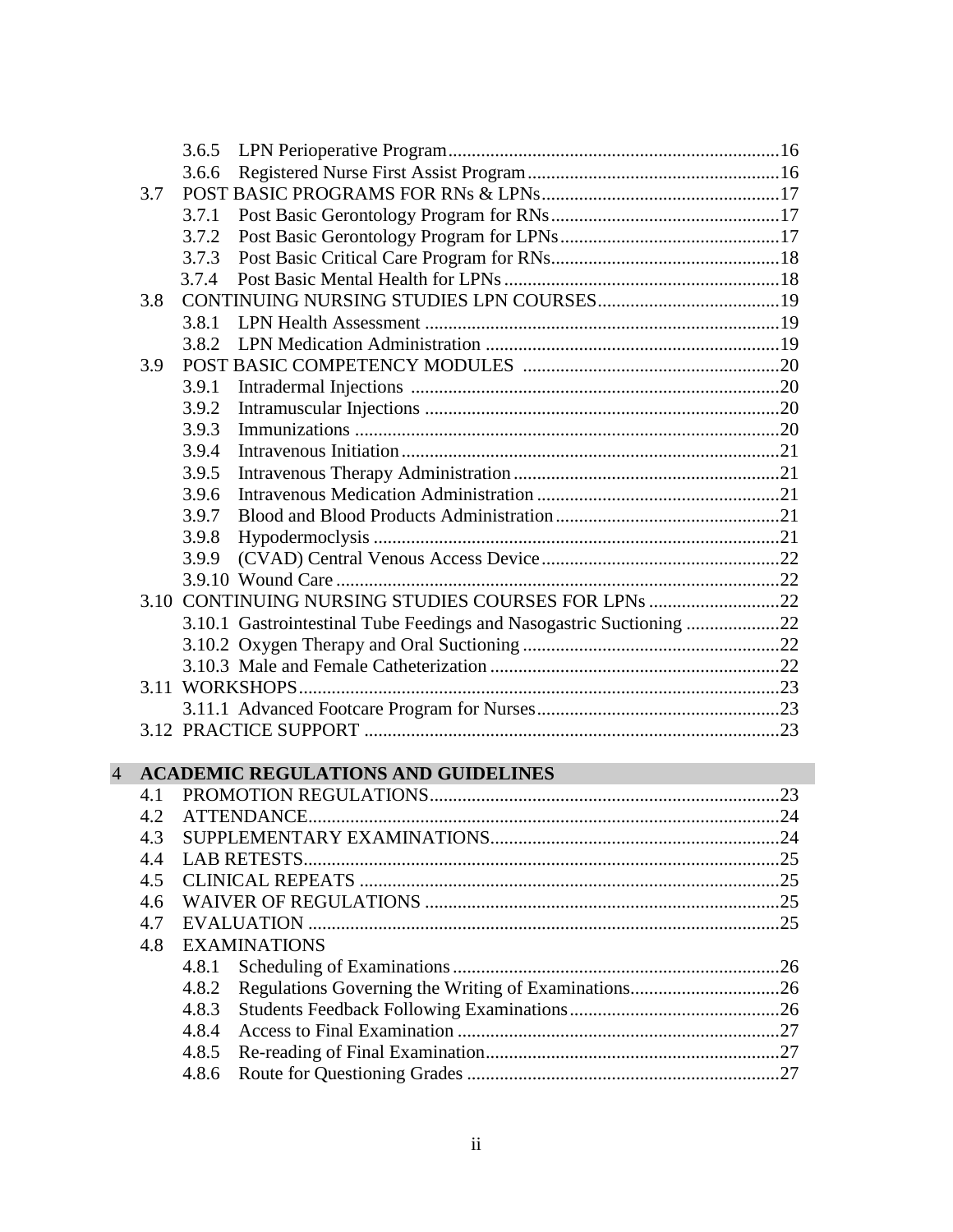- 3.6.5 LPN Perioperative Program....................................................................16
- 3.6.6 Registered Nurse First Assist Program....................................................16
- 3.7 POST BASIC PROGRAMS FOR RNs & LPNs..................................................17
  - 3.7.1 Post Basic Gerontology Program for RNs................................................17
  - 3.7.2 Post Basic Gerontology Program for LPNs..............................................17
  - 3.7.3 Post Basic Critical Care Program for RNs................................................18
  - 3.7.4 Post Basic Mental Health for LPNs..........................................................18
- 3.8 CONTINUING NURSING STUDIES LPN COURSES......................................19
  - 3.8.1 LPN Health Assessment ..........................................................................19
  - 3.8.2 LPN Medication Administration ..............................................................19
- 3.9 POST BASIC COMPETENCY MODULES ......................................................20
  - 3.9.1 Intradermal Injections ..............................................................................20
  - 3.9.2 Intramuscular Injections ..........................................................................20
  - 3.9.3 Immunizations ..........................................................................................20
  - 3.9.4 Intravenous Initiation................................................................................21
  - 3.9.5 Intravenous Therapy Administration........................................................21
  - 3.9.6 Intravenous Medication Administration...................................................21
  - 3.9.7 Blood and Blood Products Administration...............................................21
  - 3.9.8 Hypodermoclysis ......................................................................................21
  - 3.9.9 (CVAD) Central Venous Access Device...................................................22
  - 3.9.10 Wound Care..............................................................................................22
- 3.10 CONTINUING NURSING STUDIES COURSES FOR LPNs ...........................22
  - 3.10.1 Gastrointestinal Tube Feedings and Nasogastric Suctioning ....................22
  - 3.10.2 Oxygen Therapy and Oral Suctioning......................................................22
  - 3.10.3 Male and Female Catheterization.............................................................22
- 3.11 WORKSHOPS.....................................................................................................23
  - 3.11.1 Advanced Footcare Program for Nurses...................................................23
- 3.12 PRACTICE SUPPORT ........................................................................................23

## 4 ACADEMIC REGULATIONS AND GUIDELINES

- 4.1 PROMOTION REGULATIONS..........................................................................23
- 4.2 ATTENDANCE....................................................................................................24
- 4.3 SUPPLEMENTARY EXAMINATIONS.............................................................24
- 4.4 LAB RETESTS.....................................................................................................25
- 4.5 CLINICAL REPEATS .........................................................................................25
- 4.6 WAIVER OF REGULATIONS ...........................................................................25
- 4.7 EVALUATION ....................................................................................................25
- 4.8 EXAMINATIONS
  - 4.8.1 Scheduling of Examinations.....................................................................26
  - 4.8.2 Regulations Governing the Writing of Examinations................................26
  - 4.8.3 Students Feedback Following Examinations............................................26
  - 4.8.4 Access to Final Examination ....................................................................27
  - 4.8.5 Re-reading of Final Examination..............................................................27
  - 4.8.6 Route for Questioning Grades ..................................................................27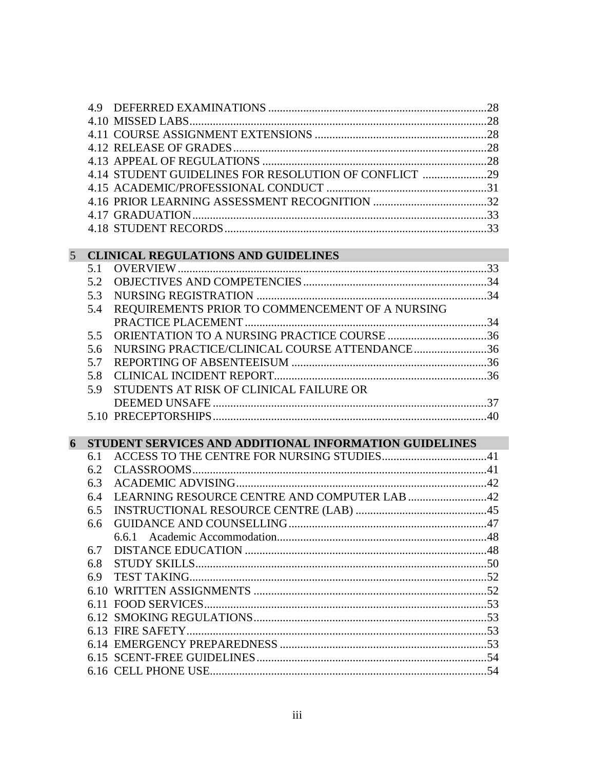4.9 DEFERRED EXAMINATIONS .....28
4.10 MISSED LABS .....28
4.11 COURSE ASSIGNMENT EXTENSIONS .....28
4.12 RELEASE OF GRADES .....28
4.13 APPEAL OF REGULATIONS .....28
4.14 STUDENT GUIDELINES FOR RESOLUTION OF CONFLICT .....29
4.15 ACADEMIC/PROFESSIONAL CONDUCT .....31
4.16 PRIOR LEARNING ASSESSMENT RECOGNITION .....32
4.17 GRADUATION .....33
4.18 STUDENT RECORDS .....33

**5 CLINICAL REGULATIONS AND GUIDELINES**

5.1 OVERVIEW .....33
5.2 OBJECTIVES AND COMPETENCIES .....34
5.3 NURSING REGISTRATION .....34
5.4 REQUIREMENTS PRIOR TO COMMENCEMENT OF A NURSING PRACTICE PLACEMENT .....34
5.5 ORIENTATION TO A NURSING PRACTICE COURSE .....36
5.6 NURSING PRACTICE/CLINICAL COURSE ATTENDANCE .....36
5.7 REPORTING OF ABSENTEEISUM .....36
5.8 CLINICAL INCIDENT REPORT .....36
5.9 STUDENTS AT RISK OF CLINICAL FAILURE OR DEEMED UNSAFE .....37
5.10 PRECEPTORSHIPS .....40

**6 STUDENT SERVICES AND ADDITIONAL INFORMATION GUIDELINES**

6.1 ACCESS TO THE CENTRE FOR NURSING STUDIES .....41
6.2 CLASSROOMS .....41
6.3 ACADEMIC ADVISING .....42
6.4 LEARNING RESOURCE CENTRE AND COMPUTER LAB .....42
6.5 INSTRUCTIONAL RESOURCE CENTRE (LAB) .....45
6.6 GUIDANCE AND COUNSELLING .....47
 6.6.1 Academic Accommodation .....48
6.7 DISTANCE EDUCATION .....48
6.8 STUDY SKILLS .....50
6.9 TEST TAKING .....52
6.10 WRITTEN ASSIGNMENTS .....52
6.11 FOOD SERVICES .....53
6.12 SMOKING REGULATIONS .....53
6.13 FIRE SAFETY .....53
6.14 EMERGENCY PREPAREDNESS .....53
6.15 SCENT-FREE GUIDELINES .....54
6.16 CELL PHONE USE .....54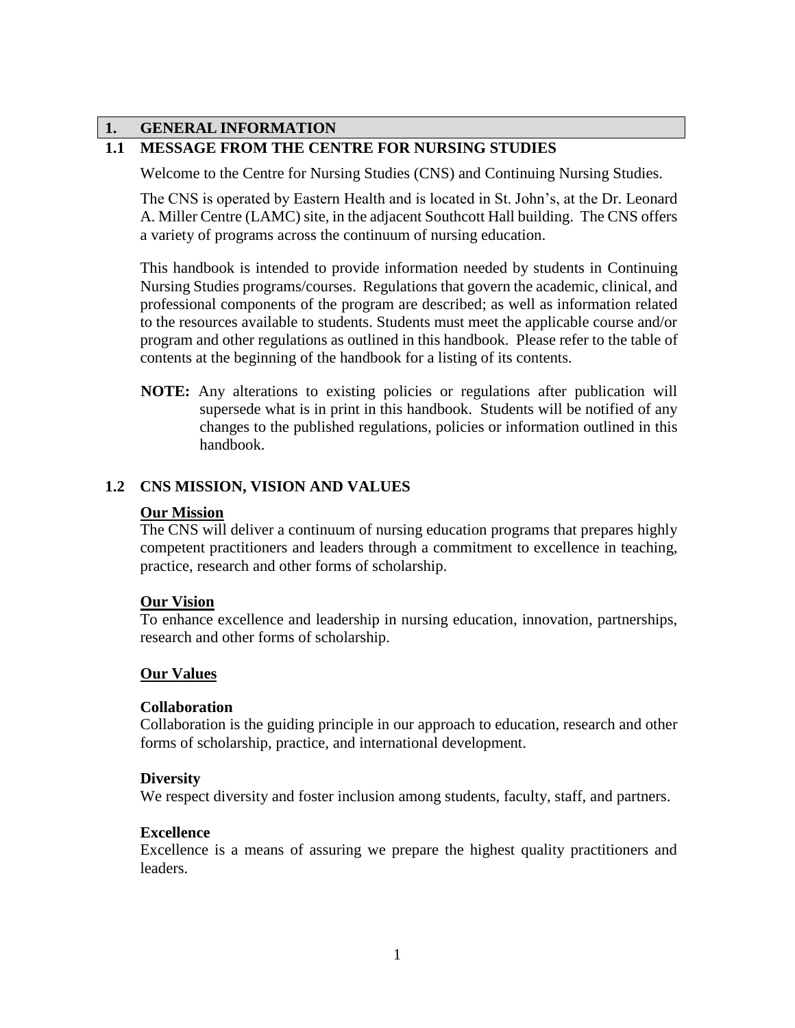# 1. GENERAL INFORMATION

## 1.1 MESSAGE FROM THE CENTRE FOR NURSING STUDIES

Welcome to the Centre for Nursing Studies (CNS) and Continuing Nursing Studies.

The CNS is operated by Eastern Health and is located in St. John's, at the Dr. Leonard A. Miller Centre (LAMC) site, in the adjacent Southcott Hall building. The CNS offers a variety of programs across the continuum of nursing education.

This handbook is intended to provide information needed by students in Continuing Nursing Studies programs/courses. Regulations that govern the academic, clinical, and professional components of the program are described; as well as information related to the resources available to students. Students must meet the applicable course and/or program and other regulations as outlined in this handbook. Please refer to the table of contents at the beginning of the handbook for a listing of its contents.

**NOTE:** Any alterations to existing policies or regulations after publication will supersede what is in print in this handbook. Students will be notified of any changes to the published regulations, policies or information outlined in this handbook.

## 1.2 CNS MISSION, VISION AND VALUES

**Our Mission**

The CNS will deliver a continuum of nursing education programs that prepares highly competent practitioners and leaders through a commitment to excellence in teaching, practice, research and other forms of scholarship.

**Our Vision**

To enhance excellence and leadership in nursing education, innovation, partnerships, research and other forms of scholarship.

**Our Values**

**Collaboration**

Collaboration is the guiding principle in our approach to education, research and other forms of scholarship, practice, and international development.

**Diversity**

We respect diversity and foster inclusion among students, faculty, staff, and partners.

**Excellence**

Excellence is a means of assuring we prepare the highest quality practitioners and leaders.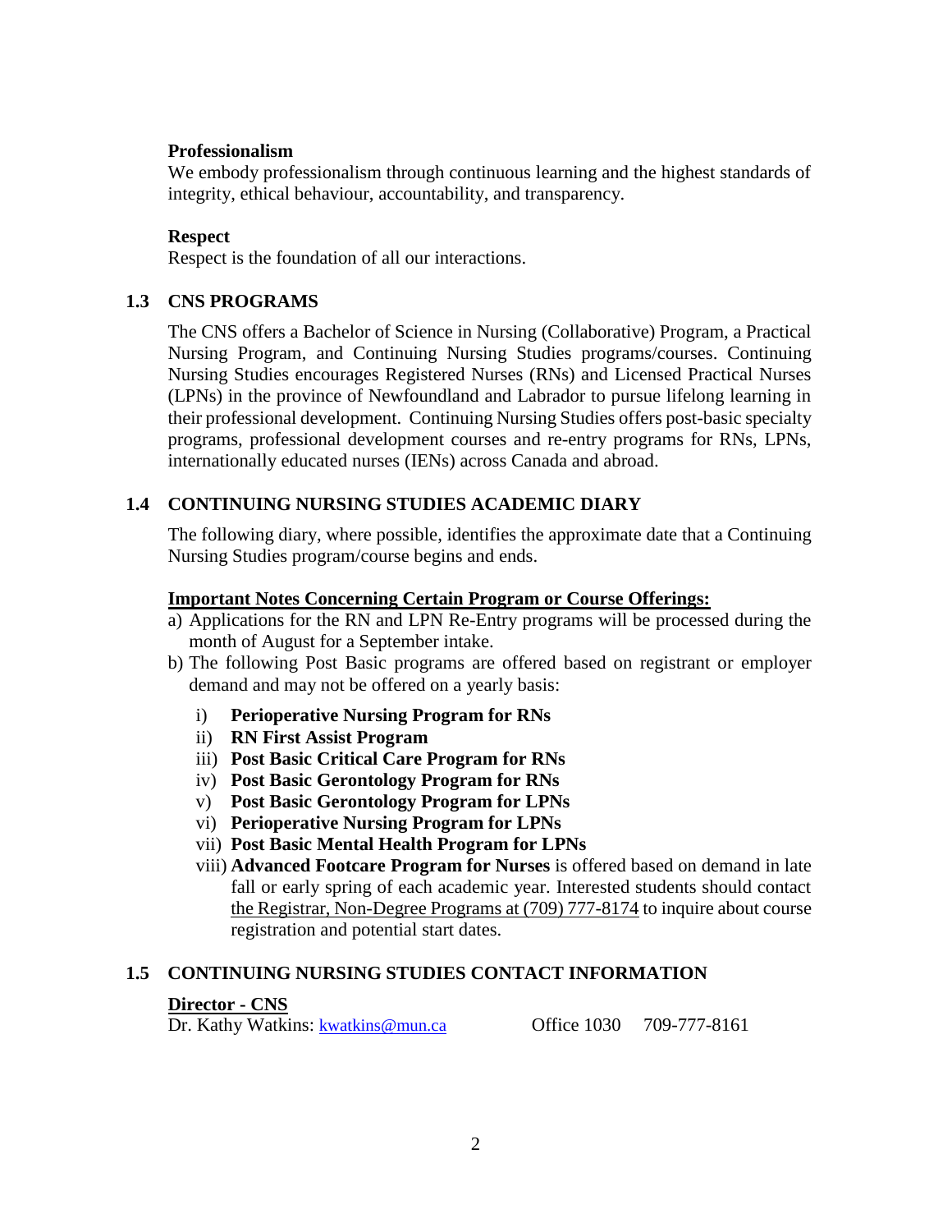**Professionalism**

We embody professionalism through continuous learning and the highest standards of integrity, ethical behaviour, accountability, and transparency.

**Respect**

Respect is the foundation of all our interactions.

## 1.3 CNS PROGRAMS

The CNS offers a Bachelor of Science in Nursing (Collaborative) Program, a Practical Nursing Program, and Continuing Nursing Studies programs/courses. Continuing Nursing Studies encourages Registered Nurses (RNs) and Licensed Practical Nurses (LPNs) in the province of Newfoundland and Labrador to pursue lifelong learning in their professional development. Continuing Nursing Studies offers post-basic specialty programs, professional development courses and re-entry programs for RNs, LPNs, internationally educated nurses (IENs) across Canada and abroad.

## 1.4 CONTINUING NURSING STUDIES ACADEMIC DIARY

The following diary, where possible, identifies the approximate date that a Continuing Nursing Studies program/course begins and ends.

**Important Notes Concerning Certain Program or Course Offerings:**

a) Applications for the RN and LPN Re-Entry programs will be processed during the month of August for a September intake.

b) The following Post Basic programs are offered based on registrant or employer demand and may not be offered on a yearly basis:

   i) **Perioperative Nursing Program for RNs**
   ii) **RN First Assist Program**
   iii) **Post Basic Critical Care Program for RNs**
   iv) **Post Basic Gerontology Program for RNs**
   v) **Post Basic Gerontology Program for LPNs**
   vi) **Perioperative Nursing Program for LPNs**
   vii) **Post Basic Mental Health Program for LPNs**
   viii) **Advanced Footcare Program for Nurses** is offered based on demand in late fall or early spring of each academic year. Interested students should contact the Registrar, Non-Degree Programs at (709) 777-8174 to inquire about course registration and potential start dates.

## 1.5 CONTINUING NURSING STUDIES CONTACT INFORMATION

**Director - CNS**

Dr. Kathy Watkins: kwatkins@mun.ca    Office 1030    709-777-8161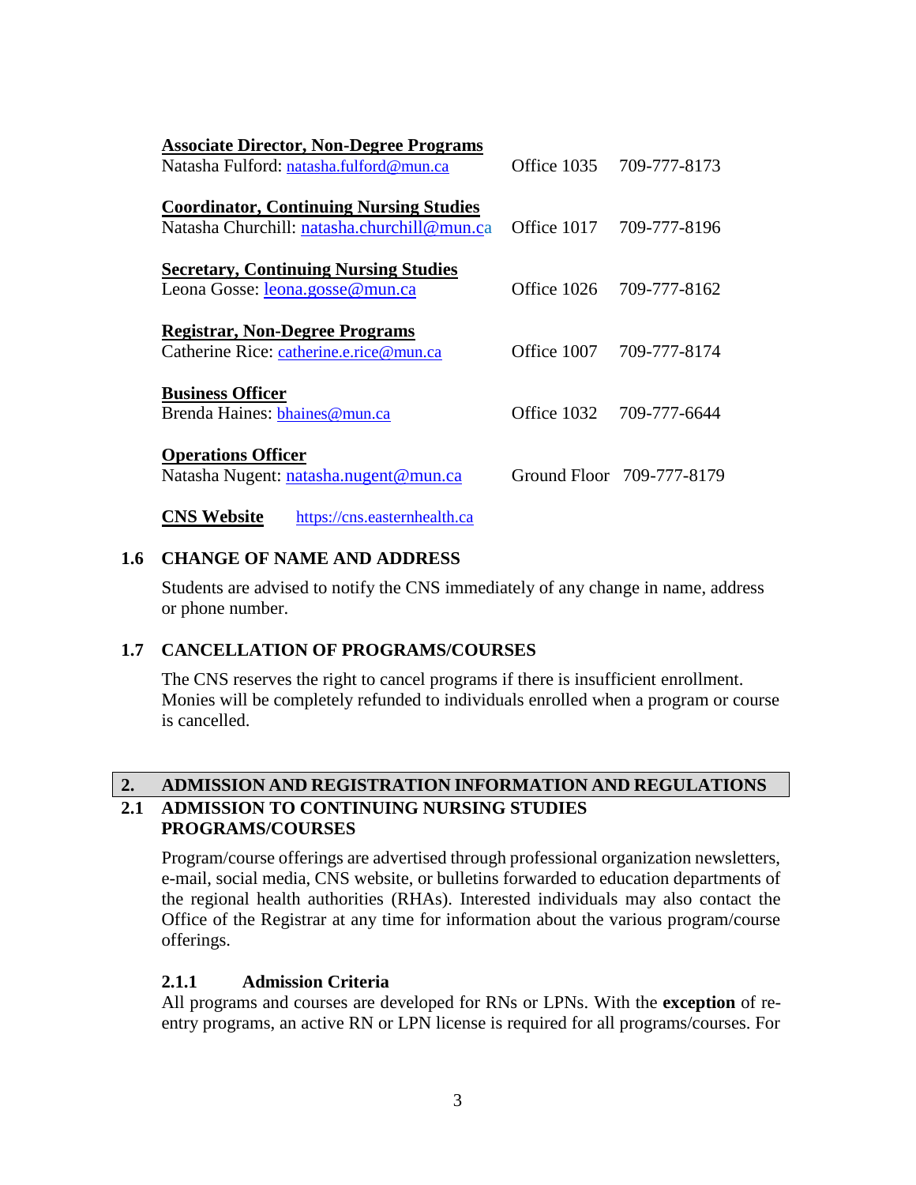**Associate Director, Non-Degree Programs**
Natasha Fulford: natasha.fulford@mun.ca  Office 1035  709-777-8173

**Coordinator, Continuing Nursing Studies**
Natasha Churchill: natasha.churchill@mun.ca  Office 1017  709-777-8196

**Secretary, Continuing Nursing Studies**
Leona Gosse: leona.gosse@mun.ca  Office 1026  709-777-8162

**Registrar, Non-Degree Programs**
Catherine Rice: catherine.e.rice@mun.ca  Office 1007  709-777-8174

**Business Officer**
Brenda Haines: bhaines@mun.ca  Office 1032  709-777-6644

**Operations Officer**
Natasha Nugent: natasha.nugent@mun.ca  Ground Floor  709-777-8179

**CNS Website**  https://cns.easternhealth.ca

### 1.6 CHANGE OF NAME AND ADDRESS

Students are advised to notify the CNS immediately of any change in name, address or phone number.

### 1.7 CANCELLATION OF PROGRAMS/COURSES

The CNS reserves the right to cancel programs if there is insufficient enrollment. Monies will be completely refunded to individuals enrolled when a program or course is cancelled.

## 2. ADMISSION AND REGISTRATION INFORMATION AND REGULATIONS

### 2.1 ADMISSION TO CONTINUING NURSING STUDIES PROGRAMS/COURSES

Program/course offerings are advertised through professional organization newsletters, e-mail, social media, CNS website, or bulletins forwarded to education departments of the regional health authorities (RHAs). Interested individuals may also contact the Office of the Registrar at any time for information about the various program/course offerings.

#### 2.1.1 Admission Criteria

All programs and courses are developed for RNs or LPNs. With the **exception** of re-entry programs, an active RN or LPN license is required for all programs/courses. For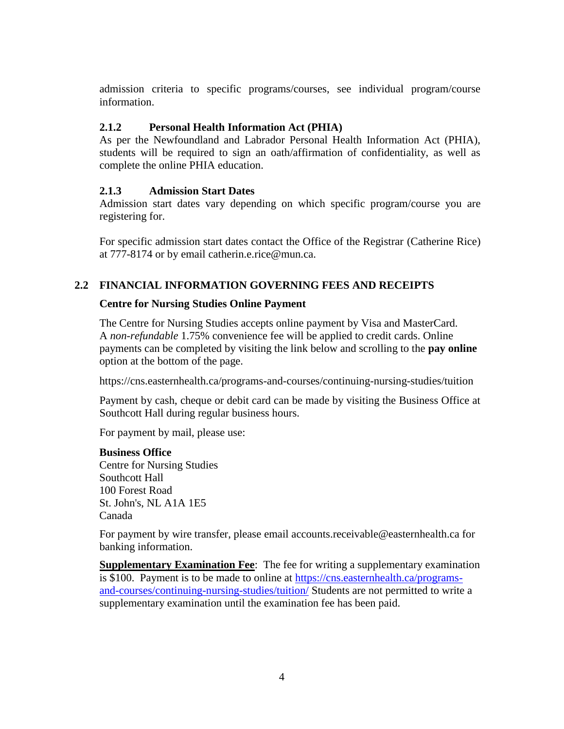admission criteria to specific programs/courses, see individual program/course information.

### 2.1.2 Personal Health Information Act (PHIA)

As per the Newfoundland and Labrador Personal Health Information Act (PHIA), students will be required to sign an oath/affirmation of confidentiality, as well as complete the online PHIA education.

### 2.1.3 Admission Start Dates

Admission start dates vary depending on which specific program/course you are registering for.

For specific admission start dates contact the Office of the Registrar (Catherine Rice) at 777-8174 or by email catherin.e.rice@mun.ca.

## 2.2 FINANCIAL INFORMATION GOVERNING FEES AND RECEIPTS

**Centre for Nursing Studies Online Payment**

The Centre for Nursing Studies accepts online payment by Visa and MasterCard. A *non-refundable* 1.75% convenience fee will be applied to credit cards. Online payments can be completed by visiting the link below and scrolling to the **pay online** option at the bottom of the page.

https://cns.easternhealth.ca/programs-and-courses/continuing-nursing-studies/tuition

Payment by cash, cheque or debit card can be made by visiting the Business Office at Southcott Hall during regular business hours.

For payment by mail, please use:

**Business Office**
Centre for Nursing Studies
Southcott Hall
100 Forest Road
St. John's, NL A1A 1E5
Canada

For payment by wire transfer, please email accounts.receivable@easternhealth.ca for banking information.

**Supplementary Examination Fee**: The fee for writing a supplementary examination is $100. Payment is to be made to online at https://cns.easternhealth.ca/programs-and-courses/continuing-nursing-studies/tuition/ Students are not permitted to write a supplementary examination until the examination fee has been paid.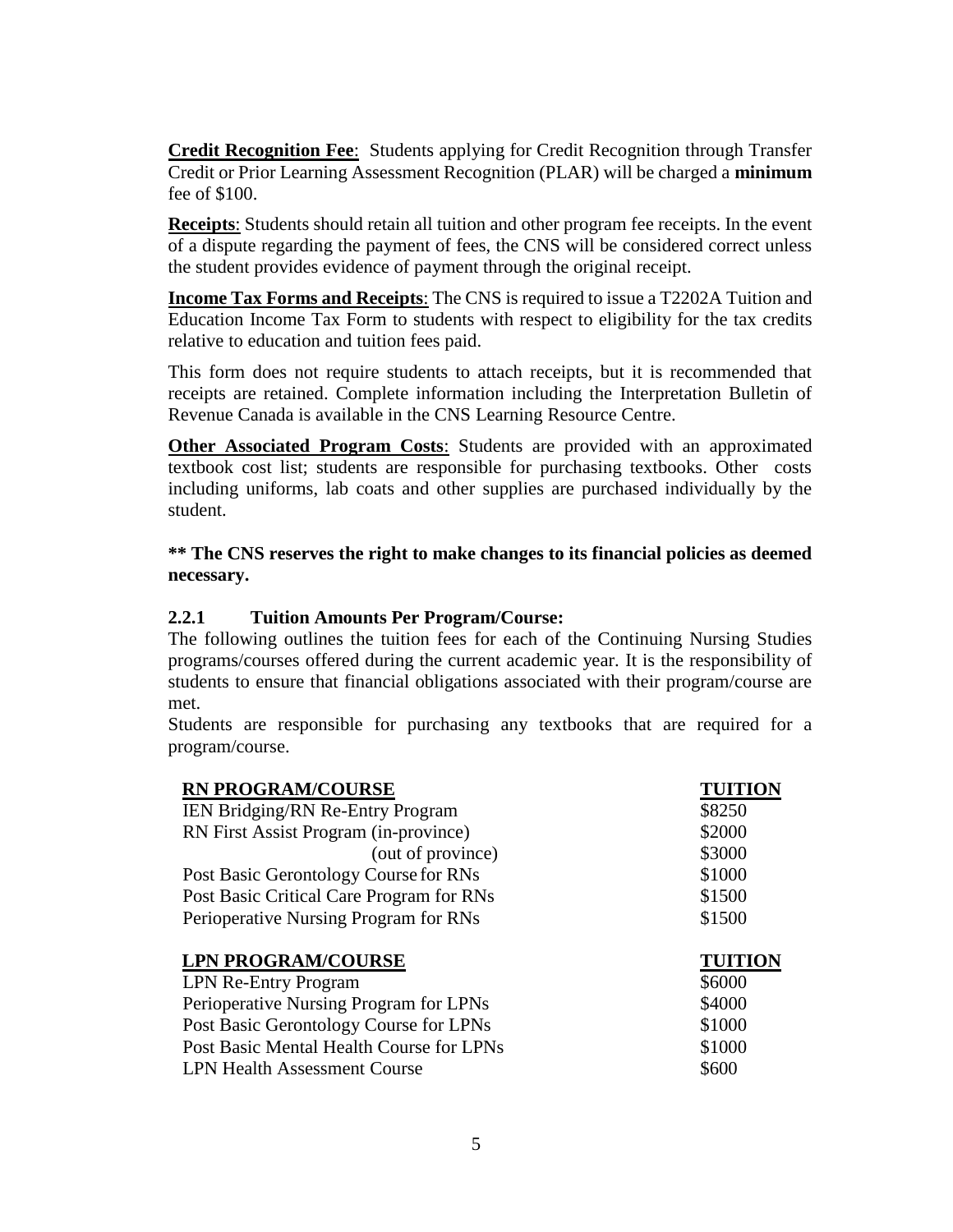**Credit Recognition Fee**: Students applying for Credit Recognition through Transfer Credit or Prior Learning Assessment Recognition (PLAR) will be charged a **minimum** fee of $100.

**Receipts**: Students should retain all tuition and other program fee receipts. In the event of a dispute regarding the payment of fees, the CNS will be considered correct unless the student provides evidence of payment through the original receipt.

**Income Tax Forms and Receipts**: The CNS is required to issue a T2202A Tuition and Education Income Tax Form to students with respect to eligibility for the tax credits relative to education and tuition fees paid.

This form does not require students to attach receipts, but it is recommended that receipts are retained. Complete information including the Interpretation Bulletin of Revenue Canada is available in the CNS Learning Resource Centre.

**Other Associated Program Costs**: Students are provided with an approximated textbook cost list; students are responsible for purchasing textbooks. Other costs including uniforms, lab coats and other supplies are purchased individually by the student.

**\*\* The CNS reserves the right to make changes to its financial policies as deemed necessary.**

### 2.2.1 Tuition Amounts Per Program/Course:

The following outlines the tuition fees for each of the Continuing Nursing Studies programs/courses offered during the current academic year. It is the responsibility of students to ensure that financial obligations associated with their program/course are met.

Students are responsible for purchasing any textbooks that are required for a program/course.

| RN PROGRAM/COURSE | TUITION |
|---|---|
| IEN Bridging/RN Re-Entry Program | $8250 |
| RN First Assist Program (in-province) | $2000 |
| (out of province) | $3000 |
| Post Basic Gerontology Course for RNs | $1000 |
| Post Basic Critical Care Program for RNs | $1500 |
| Perioperative Nursing Program for RNs | $1500 |

| LPN PROGRAM/COURSE | TUITION |
|---|---|
| LPN Re-Entry Program | $6000 |
| Perioperative Nursing Program for LPNs | $4000 |
| Post Basic Gerontology Course for LPNs | $1000 |
| Post Basic Mental Health Course for LPNs | $1000 |
| LPN Health Assessment Course | $600 |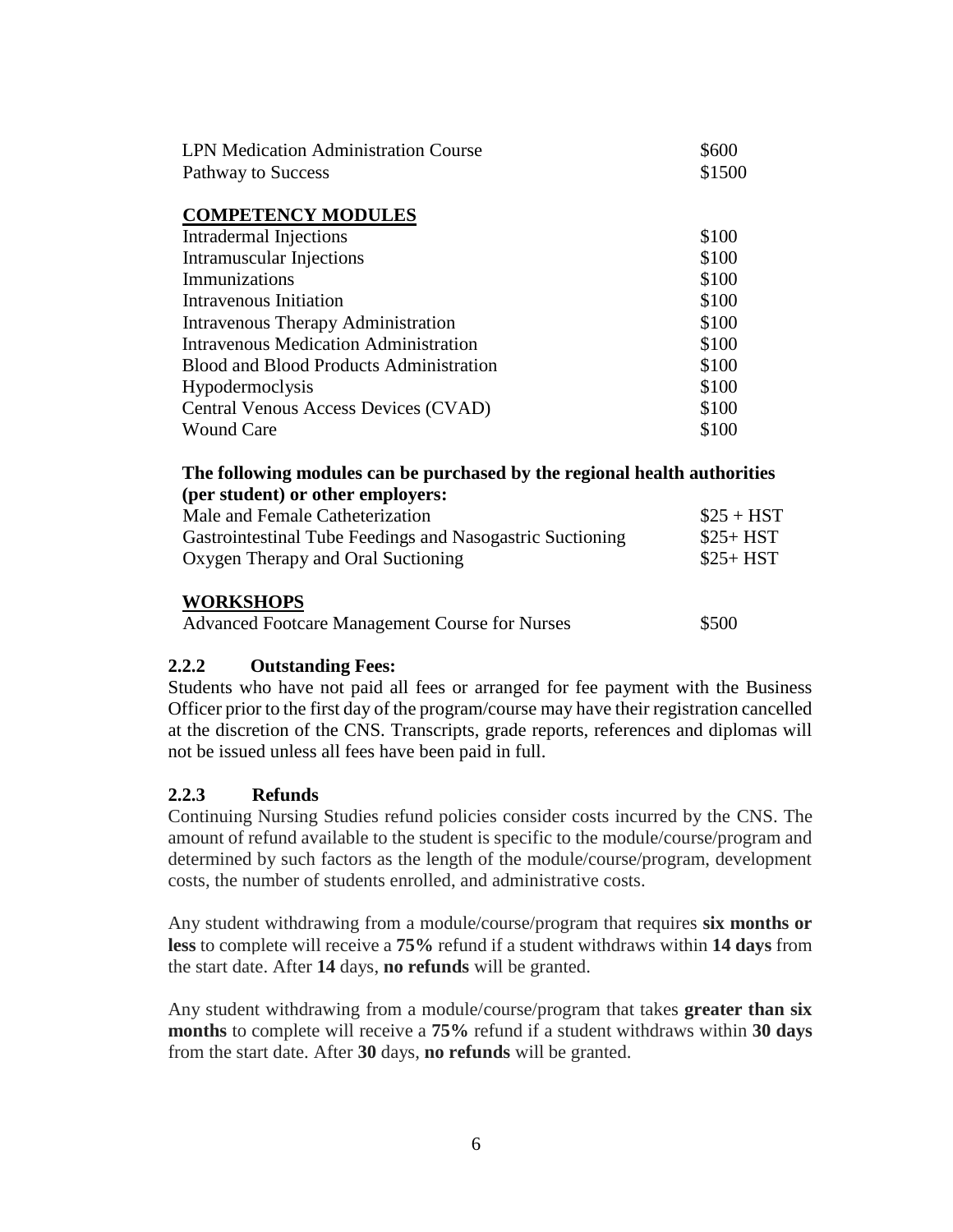| | |
|---|---|
| LPN Medication Administration Course | $600 |
| Pathway to Success | $1500 |

**COMPETENCY MODULES**

| | |
|---|---|
| Intradermal Injections | $100 |
| Intramuscular Injections | $100 |
| Immunizations | $100 |
| Intravenous Initiation | $100 |
| Intravenous Therapy Administration | $100 |
| Intravenous Medication Administration | $100 |
| Blood and Blood Products Administration | $100 |
| Hypodermoclysis | $100 |
| Central Venous Access Devices (CVAD) | $100 |
| Wound Care | $100 |

**The following modules can be purchased by the regional health authorities (per student) or other employers:**

| | |
|---|---|
| Male and Female Catheterization | $25 + HST |
| Gastrointestinal Tube Feedings and Nasogastric Suctioning | $25+ HST |
| Oxygen Therapy and Oral Suctioning | $25+ HST |

**WORKSHOPS**

| | |
|---|---|
| Advanced Footcare Management Course for Nurses | $500 |

### 2.2.2 Outstanding Fees:

Students who have not paid all fees or arranged for fee payment with the Business Officer prior to the first day of the program/course may have their registration cancelled at the discretion of the CNS. Transcripts, grade reports, references and diplomas will not be issued unless all fees have been paid in full.

### 2.2.3 Refunds

Continuing Nursing Studies refund policies consider costs incurred by the CNS. The amount of refund available to the student is specific to the module/course/program and determined by such factors as the length of the module/course/program, development costs, the number of students enrolled, and administrative costs.

Any student withdrawing from a module/course/program that requires **six months or less** to complete will receive a **75%** refund if a student withdraws within **14 days** from the start date. After **14** days, **no refunds** will be granted.

Any student withdrawing from a module/course/program that takes **greater than six months** to complete will receive a **75%** refund if a student withdraws within **30 days** from the start date. After **30** days, **no refunds** will be granted.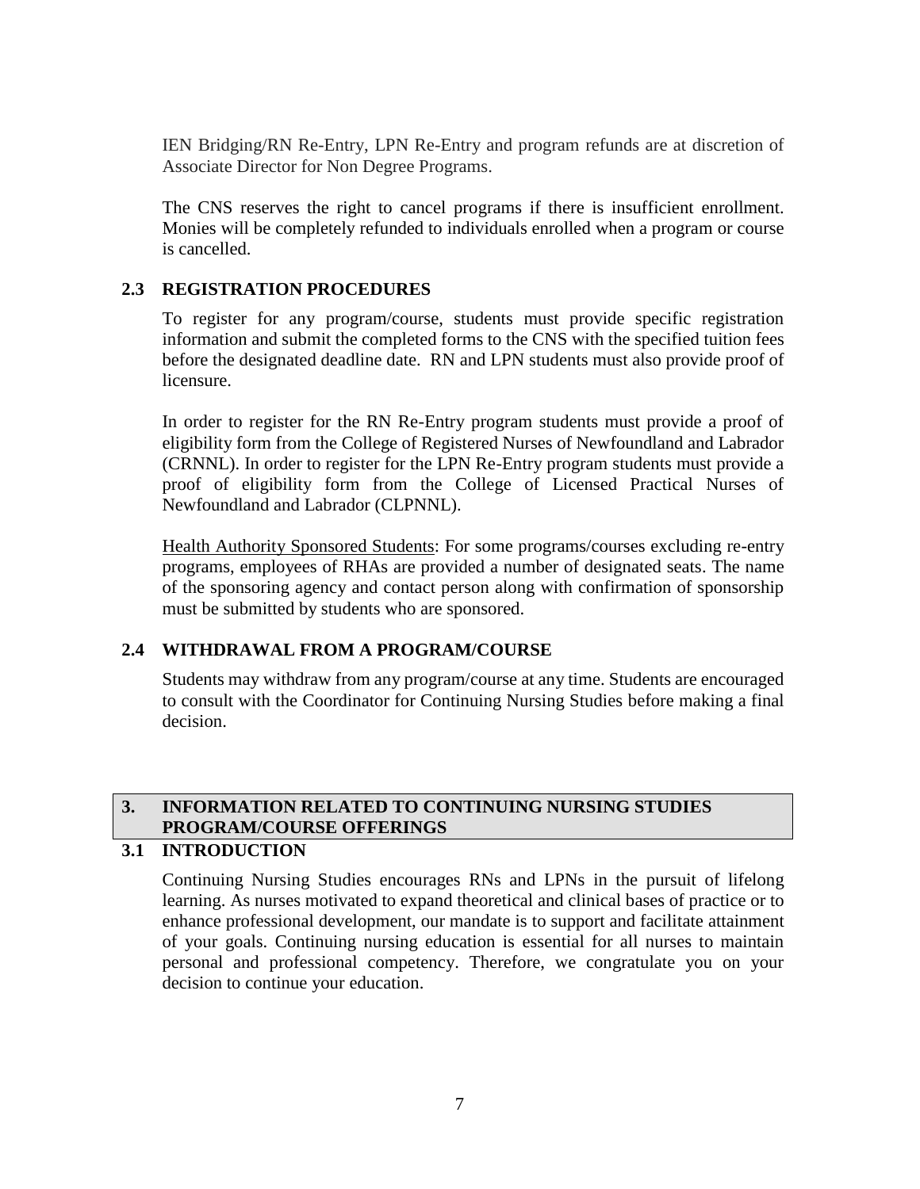IEN Bridging/RN Re-Entry, LPN Re-Entry and program refunds are at discretion of Associate Director for Non Degree Programs.

The CNS reserves the right to cancel programs if there is insufficient enrollment. Monies will be completely refunded to individuals enrolled when a program or course is cancelled.

### 2.3 REGISTRATION PROCEDURES

To register for any program/course, students must provide specific registration information and submit the completed forms to the CNS with the specified tuition fees before the designated deadline date. RN and LPN students must also provide proof of licensure.

In order to register for the RN Re-Entry program students must provide a proof of eligibility form from the College of Registered Nurses of Newfoundland and Labrador (CRNNL). In order to register for the LPN Re-Entry program students must provide a proof of eligibility form from the College of Licensed Practical Nurses of Newfoundland and Labrador (CLPNNL).

<u>Health Authority Sponsored Students</u>: For some programs/courses excluding re-entry programs, employees of RHAs are provided a number of designated seats. The name of the sponsoring agency and contact person along with confirmation of sponsorship must be submitted by students who are sponsored.

### 2.4 WITHDRAWAL FROM A PROGRAM/COURSE

Students may withdraw from any program/course at any time. Students are encouraged to consult with the Coordinator for Continuing Nursing Studies before making a final decision.

## 3. INFORMATION RELATED TO CONTINUING NURSING STUDIES PROGRAM/COURSE OFFERINGS

### 3.1 INTRODUCTION

Continuing Nursing Studies encourages RNs and LPNs in the pursuit of lifelong learning. As nurses motivated to expand theoretical and clinical bases of practice or to enhance professional development, our mandate is to support and facilitate attainment of your goals. Continuing nursing education is essential for all nurses to maintain personal and professional competency. Therefore, we congratulate you on your decision to continue your education.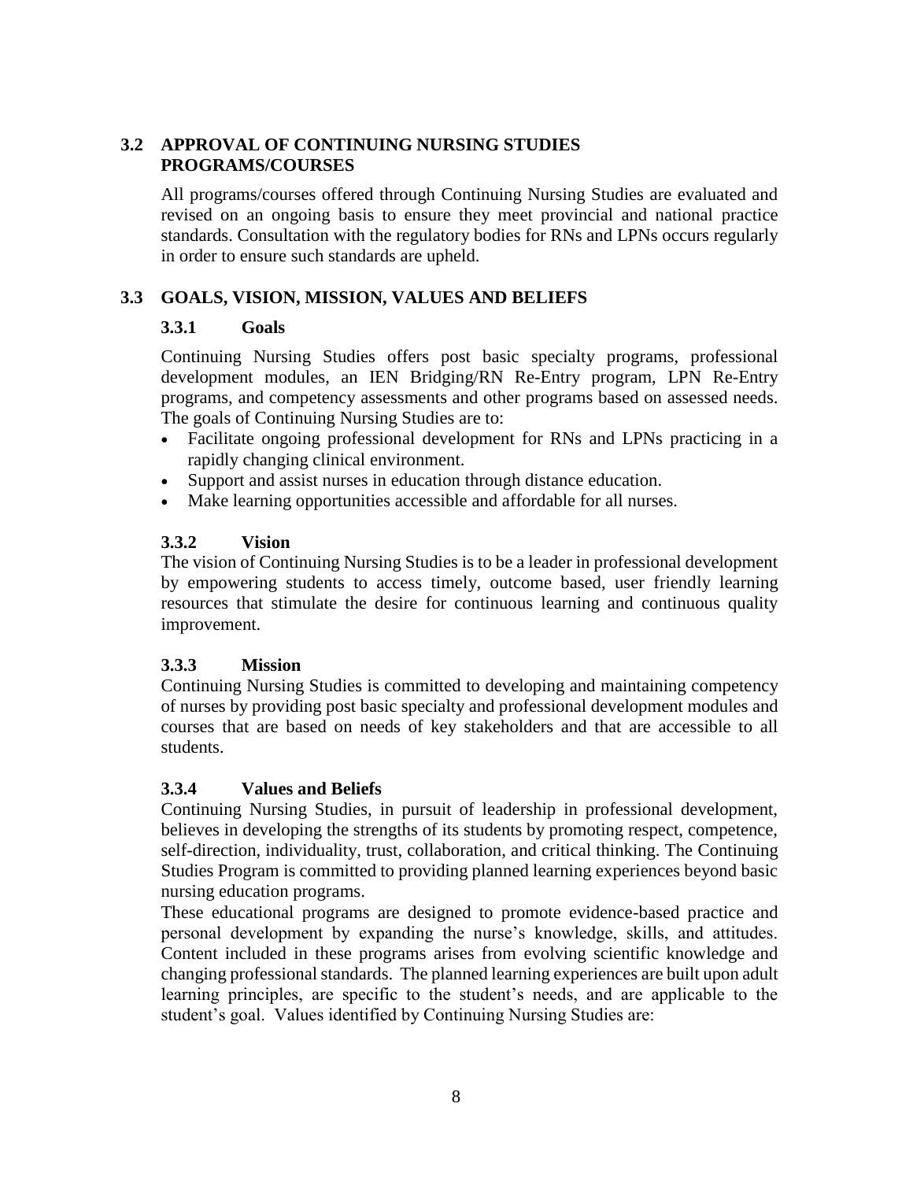## 3.2 APPROVAL OF CONTINUING NURSING STUDIES PROGRAMS/COURSES

All programs/courses offered through Continuing Nursing Studies are evaluated and revised on an ongoing basis to ensure they meet provincial and national practice standards. Consultation with the regulatory bodies for RNs and LPNs occurs regularly in order to ensure such standards are upheld.

## 3.3 GOALS, VISION, MISSION, VALUES AND BELIEFS

### 3.3.1 Goals

Continuing Nursing Studies offers post basic specialty programs, professional development modules, an IEN Bridging/RN Re-Entry program, LPN Re-Entry programs, and competency assessments and other programs based on assessed needs. The goals of Continuing Nursing Studies are to:

- Facilitate ongoing professional development for RNs and LPNs practicing in a rapidly changing clinical environment.
- Support and assist nurses in education through distance education.
- Make learning opportunities accessible and affordable for all nurses.

### 3.3.2 Vision

The vision of Continuing Nursing Studies is to be a leader in professional development by empowering students to access timely, outcome based, user friendly learning resources that stimulate the desire for continuous learning and continuous quality improvement.

### 3.3.3 Mission

Continuing Nursing Studies is committed to developing and maintaining competency of nurses by providing post basic specialty and professional development modules and courses that are based on needs of key stakeholders and that are accessible to all students.

### 3.3.4 Values and Beliefs

Continuing Nursing Studies, in pursuit of leadership in professional development, believes in developing the strengths of its students by promoting respect, competence, self-direction, individuality, trust, collaboration, and critical thinking. The Continuing Studies Program is committed to providing planned learning experiences beyond basic nursing education programs.

These educational programs are designed to promote evidence-based practice and personal development by expanding the nurse's knowledge, skills, and attitudes. Content included in these programs arises from evolving scientific knowledge and changing professional standards. The planned learning experiences are built upon adult learning principles, are specific to the student's needs, and are applicable to the student's goal. Values identified by Continuing Nursing Studies are: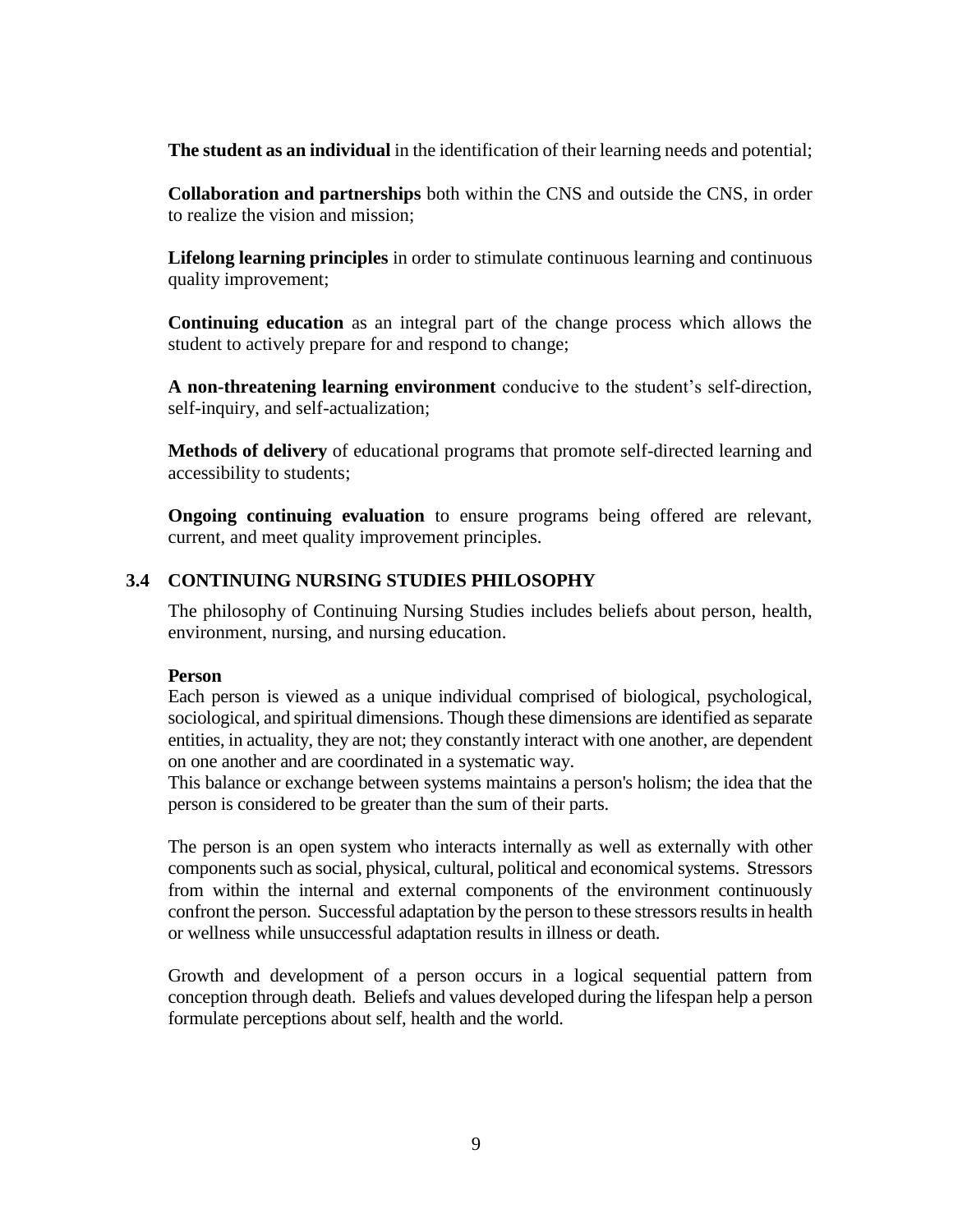**The student as an individual** in the identification of their learning needs and potential;

**Collaboration and partnerships** both within the CNS and outside the CNS, in order to realize the vision and mission;

**Lifelong learning principles** in order to stimulate continuous learning and continuous quality improvement;

**Continuing education** as an integral part of the change process which allows the student to actively prepare for and respond to change;

**A non-threatening learning environment** conducive to the student's self-direction, self-inquiry, and self-actualization;

**Methods of delivery** of educational programs that promote self-directed learning and accessibility to students;

**Ongoing continuing evaluation** to ensure programs being offered are relevant, current, and meet quality improvement principles.

## 3.4 CONTINUING NURSING STUDIES PHILOSOPHY

The philosophy of Continuing Nursing Studies includes beliefs about person, health, environment, nursing, and nursing education.

**Person**

Each person is viewed as a unique individual comprised of biological, psychological, sociological, and spiritual dimensions. Though these dimensions are identified as separate entities, in actuality, they are not; they constantly interact with one another, are dependent on one another and are coordinated in a systematic way.

This balance or exchange between systems maintains a person's holism; the idea that the person is considered to be greater than the sum of their parts.

The person is an open system who interacts internally as well as externally with other components such as social, physical, cultural, political and economical systems. Stressors from within the internal and external components of the environment continuously confront the person. Successful adaptation by the person to these stressors results in health or wellness while unsuccessful adaptation results in illness or death.

Growth and development of a person occurs in a logical sequential pattern from conception through death. Beliefs and values developed during the lifespan help a person formulate perceptions about self, health and the world.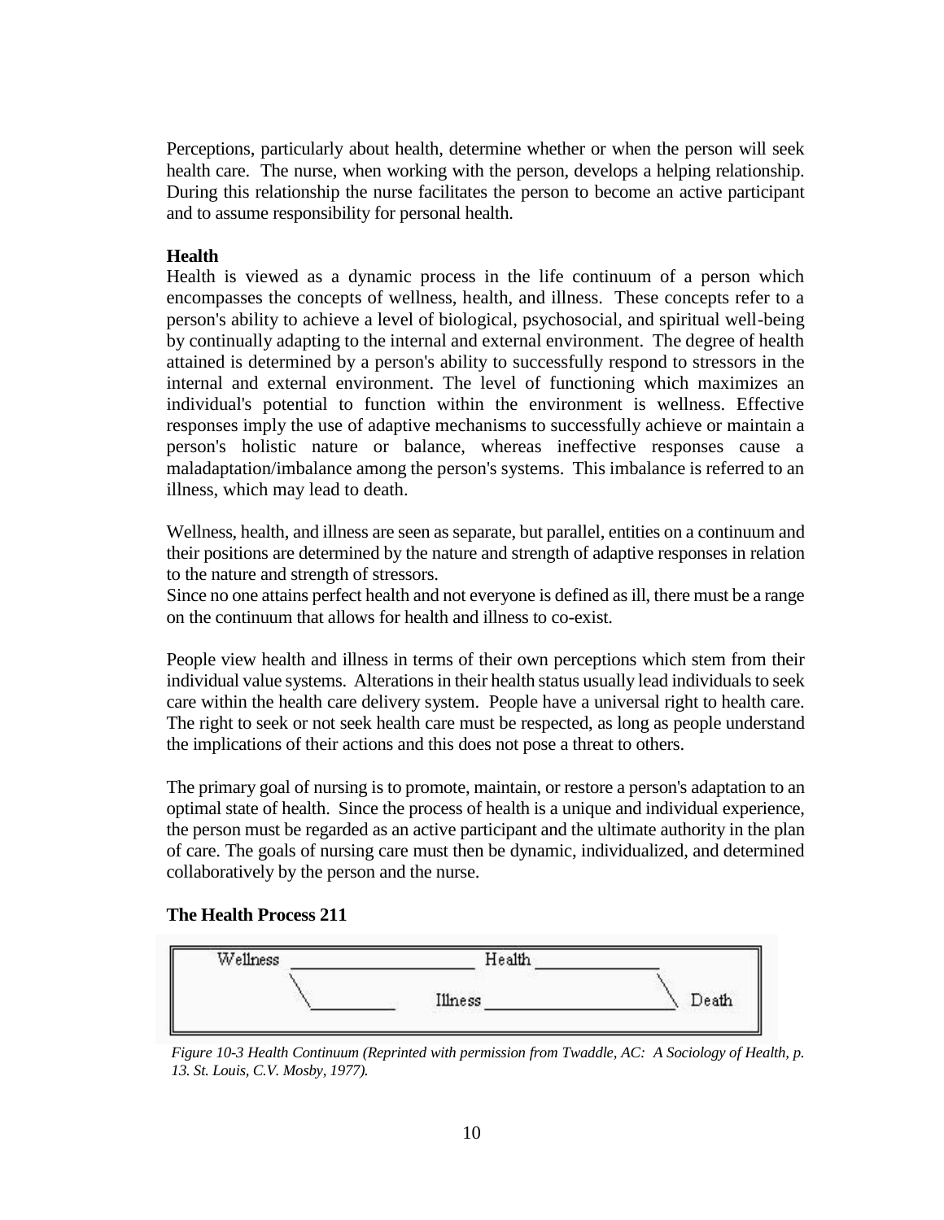Perceptions, particularly about health, determine whether or when the person will seek health care. The nurse, when working with the person, develops a helping relationship. During this relationship the nurse facilitates the person to become an active participant and to assume responsibility for personal health.

**Health**

Health is viewed as a dynamic process in the life continuum of a person which encompasses the concepts of wellness, health, and illness. These concepts refer to a person's ability to achieve a level of biological, psychosocial, and spiritual well-being by continually adapting to the internal and external environment. The degree of health attained is determined by a person's ability to successfully respond to stressors in the internal and external environment. The level of functioning which maximizes an individual's potential to function within the environment is wellness. Effective responses imply the use of adaptive mechanisms to successfully achieve or maintain a person's holistic nature or balance, whereas ineffective responses cause a maladaptation/imbalance among the person's systems. This imbalance is referred to an illness, which may lead to death.

Wellness, health, and illness are seen as separate, but parallel, entities on a continuum and their positions are determined by the nature and strength of adaptive responses in relation to the nature and strength of stressors.

Since no one attains perfect health and not everyone is defined as ill, there must be a range on the continuum that allows for health and illness to co-exist.

People view health and illness in terms of their own perceptions which stem from their individual value systems. Alterations in their health status usually lead individuals to seek care within the health care delivery system. People have a universal right to health care. The right to seek or not seek health care must be respected, as long as people understand the implications of their actions and this does not pose a threat to others.

The primary goal of nursing is to promote, maintain, or restore a person's adaptation to an optimal state of health. Since the process of health is a unique and individual experience, the person must be regarded as an active participant and the ultimate authority in the plan of care. The goals of nursing care must then be dynamic, individualized, and determined collaboratively by the person and the nurse.

**The Health Process 211**

Wellness ________________ Health ____________

\\________ Illness ________________ \\ Death

*Figure 10-3 Health Continuum (Reprinted with permission from Twaddle, AC: A Sociology of Health, p. 13. St. Louis, C.V. Mosby, 1977).*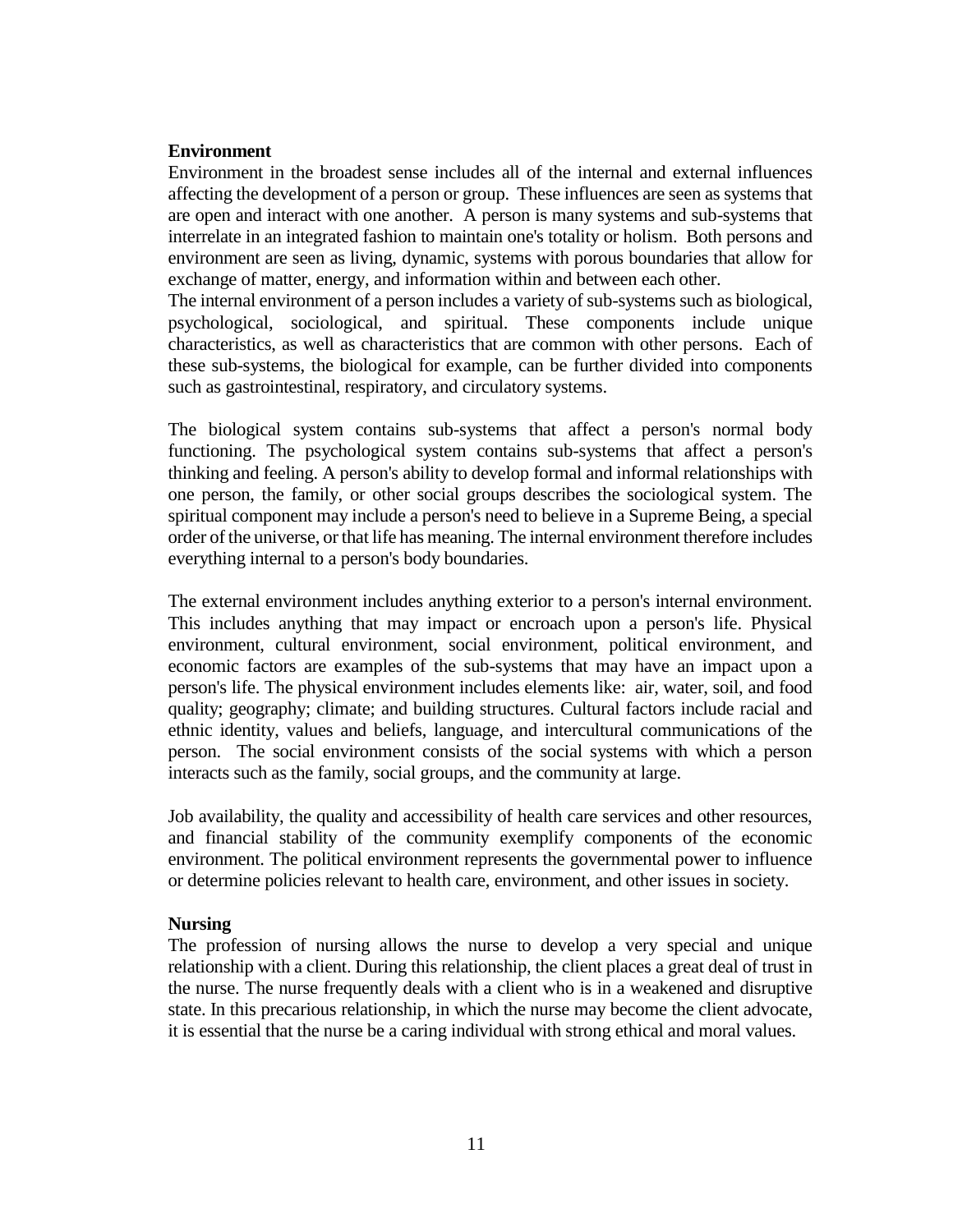**Environment**

Environment in the broadest sense includes all of the internal and external influences affecting the development of a person or group. These influences are seen as systems that are open and interact with one another. A person is many systems and sub-systems that interrelate in an integrated fashion to maintain one's totality or holism. Both persons and environment are seen as living, dynamic, systems with porous boundaries that allow for exchange of matter, energy, and information within and between each other.

The internal environment of a person includes a variety of sub-systems such as biological, psychological, sociological, and spiritual. These components include unique characteristics, as well as characteristics that are common with other persons. Each of these sub-systems, the biological for example, can be further divided into components such as gastrointestinal, respiratory, and circulatory systems.

The biological system contains sub-systems that affect a person's normal body functioning. The psychological system contains sub-systems that affect a person's thinking and feeling. A person's ability to develop formal and informal relationships with one person, the family, or other social groups describes the sociological system. The spiritual component may include a person's need to believe in a Supreme Being, a special order of the universe, or that life has meaning. The internal environment therefore includes everything internal to a person's body boundaries.

The external environment includes anything exterior to a person's internal environment. This includes anything that may impact or encroach upon a person's life. Physical environment, cultural environment, social environment, political environment, and economic factors are examples of the sub-systems that may have an impact upon a person's life. The physical environment includes elements like: air, water, soil, and food quality; geography; climate; and building structures. Cultural factors include racial and ethnic identity, values and beliefs, language, and intercultural communications of the person. The social environment consists of the social systems with which a person interacts such as the family, social groups, and the community at large.

Job availability, the quality and accessibility of health care services and other resources, and financial stability of the community exemplify components of the economic environment. The political environment represents the governmental power to influence or determine policies relevant to health care, environment, and other issues in society.

**Nursing**

The profession of nursing allows the nurse to develop a very special and unique relationship with a client. During this relationship, the client places a great deal of trust in the nurse. The nurse frequently deals with a client who is in a weakened and disruptive state. In this precarious relationship, in which the nurse may become the client advocate, it is essential that the nurse be a caring individual with strong ethical and moral values.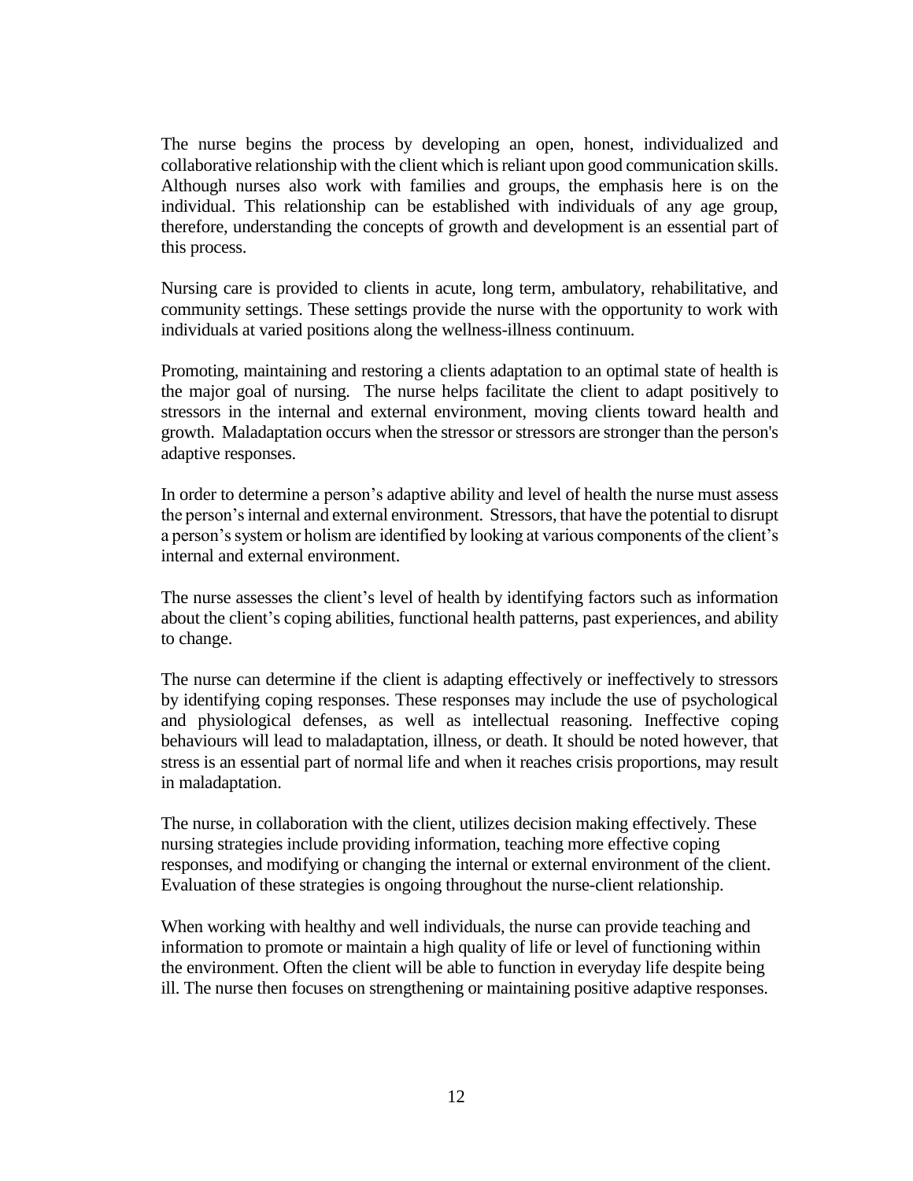The nurse begins the process by developing an open, honest, individualized and collaborative relationship with the client which is reliant upon good communication skills. Although nurses also work with families and groups, the emphasis here is on the individual. This relationship can be established with individuals of any age group, therefore, understanding the concepts of growth and development is an essential part of this process.

Nursing care is provided to clients in acute, long term, ambulatory, rehabilitative, and community settings. These settings provide the nurse with the opportunity to work with individuals at varied positions along the wellness-illness continuum.

Promoting, maintaining and restoring a clients adaptation to an optimal state of health is the major goal of nursing. The nurse helps facilitate the client to adapt positively to stressors in the internal and external environment, moving clients toward health and growth. Maladaptation occurs when the stressor or stressors are stronger than the person's adaptive responses.

In order to determine a person's adaptive ability and level of health the nurse must assess the person's internal and external environment. Stressors, that have the potential to disrupt a person's system or holism are identified by looking at various components of the client's internal and external environment.

The nurse assesses the client's level of health by identifying factors such as information about the client's coping abilities, functional health patterns, past experiences, and ability to change.

The nurse can determine if the client is adapting effectively or ineffectively to stressors by identifying coping responses. These responses may include the use of psychological and physiological defenses, as well as intellectual reasoning. Ineffective coping behaviours will lead to maladaptation, illness, or death. It should be noted however, that stress is an essential part of normal life and when it reaches crisis proportions, may result in maladaptation.

The nurse, in collaboration with the client, utilizes decision making effectively. These nursing strategies include providing information, teaching more effective coping responses, and modifying or changing the internal or external environment of the client. Evaluation of these strategies is ongoing throughout the nurse-client relationship.

When working with healthy and well individuals, the nurse can provide teaching and information to promote or maintain a high quality of life or level of functioning within the environment. Often the client will be able to function in everyday life despite being ill. The nurse then focuses on strengthening or maintaining positive adaptive responses.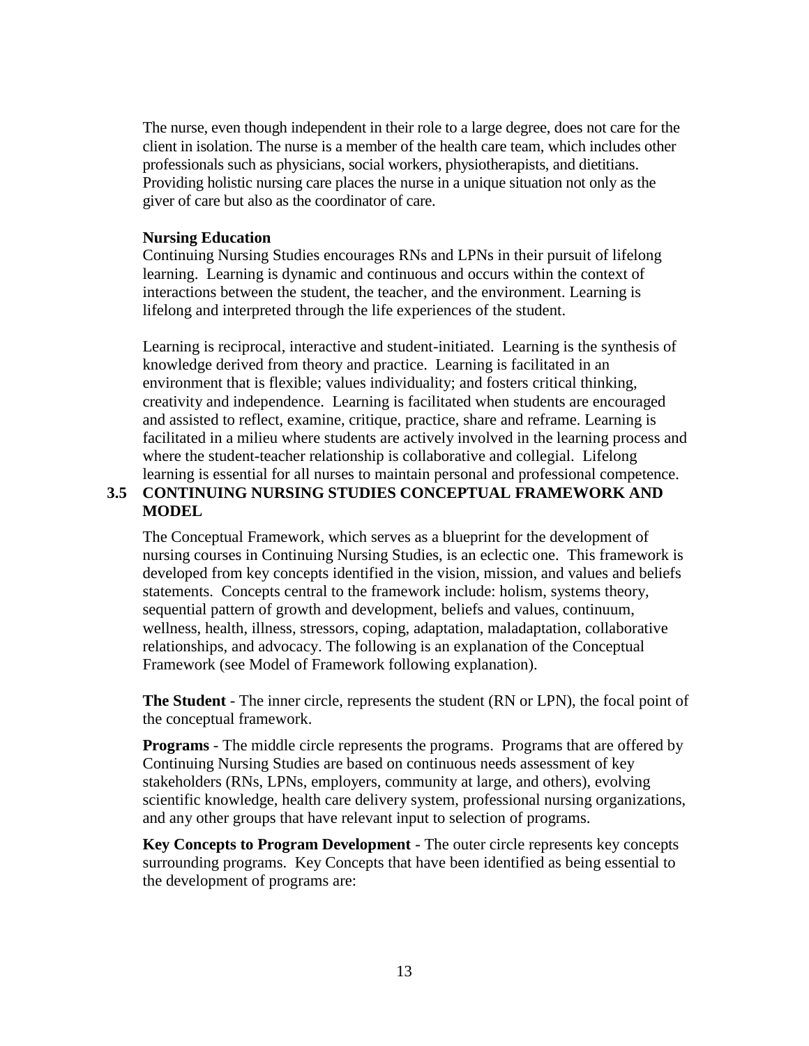The nurse, even though independent in their role to a large degree, does not care for the client in isolation. The nurse is a member of the health care team, which includes other professionals such as physicians, social workers, physiotherapists, and dietitians. Providing holistic nursing care places the nurse in a unique situation not only as the giver of care but also as the coordinator of care.

**Nursing Education**

Continuing Nursing Studies encourages RNs and LPNs in their pursuit of lifelong learning. Learning is dynamic and continuous and occurs within the context of interactions between the student, the teacher, and the environment. Learning is lifelong and interpreted through the life experiences of the student.

Learning is reciprocal, interactive and student-initiated. Learning is the synthesis of knowledge derived from theory and practice. Learning is facilitated in an environment that is flexible; values individuality; and fosters critical thinking, creativity and independence. Learning is facilitated when students are encouraged and assisted to reflect, examine, critique, practice, share and reframe. Learning is facilitated in a milieu where students are actively involved in the learning process and where the student-teacher relationship is collaborative and collegial. Lifelong learning is essential for all nurses to maintain personal and professional competence.

## 3.5 CONTINUING NURSING STUDIES CONCEPTUAL FRAMEWORK AND MODEL

The Conceptual Framework, which serves as a blueprint for the development of nursing courses in Continuing Nursing Studies, is an eclectic one. This framework is developed from key concepts identified in the vision, mission, and values and beliefs statements. Concepts central to the framework include: holism, systems theory, sequential pattern of growth and development, beliefs and values, continuum, wellness, health, illness, stressors, coping, adaptation, maladaptation, collaborative relationships, and advocacy. The following is an explanation of the Conceptual Framework (see Model of Framework following explanation).

**The Student** - The inner circle, represents the student (RN or LPN), the focal point of the conceptual framework.

**Programs** - The middle circle represents the programs. Programs that are offered by Continuing Nursing Studies are based on continuous needs assessment of key stakeholders (RNs, LPNs, employers, community at large, and others), evolving scientific knowledge, health care delivery system, professional nursing organizations, and any other groups that have relevant input to selection of programs.

**Key Concepts to Program Development** - The outer circle represents key concepts surrounding programs. Key Concepts that have been identified as being essential to the development of programs are: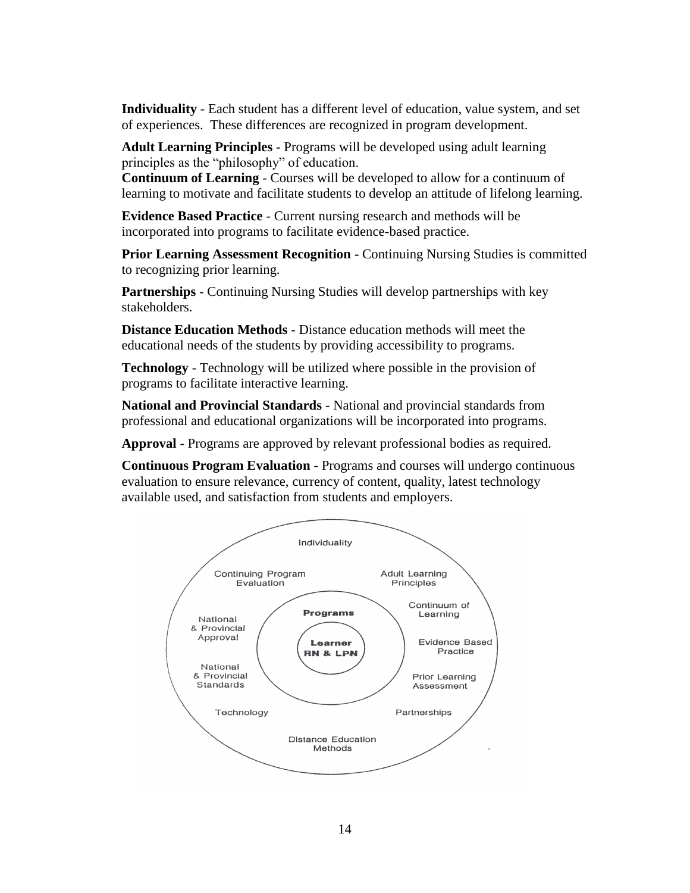**Individuality** - Each student has a different level of education, value system, and set of experiences. These differences are recognized in program development.

**Adult Learning Principles -** Programs will be developed using adult learning principles as the "philosophy" of education.

**Continuum of Learning** - Courses will be developed to allow for a continuum of learning to motivate and facilitate students to develop an attitude of lifelong learning.

**Evidence Based Practice** - Current nursing research and methods will be incorporated into programs to facilitate evidence-based practice.

**Prior Learning Assessment Recognition -** Continuing Nursing Studies is committed to recognizing prior learning.

**Partnerships** - Continuing Nursing Studies will develop partnerships with key stakeholders.

**Distance Education Methods** - Distance education methods will meet the educational needs of the students by providing accessibility to programs.

**Technology** - Technology will be utilized where possible in the provision of programs to facilitate interactive learning.

**National and Provincial Standards** - National and provincial standards from professional and educational organizations will be incorporated into programs.

**Approval** - Programs are approved by relevant professional bodies as required.

**Continuous Program Evaluation** - Programs and courses will undergo continuous evaluation to ensure relevance, currency of content, quality, latest technology available used, and satisfaction from students and employers.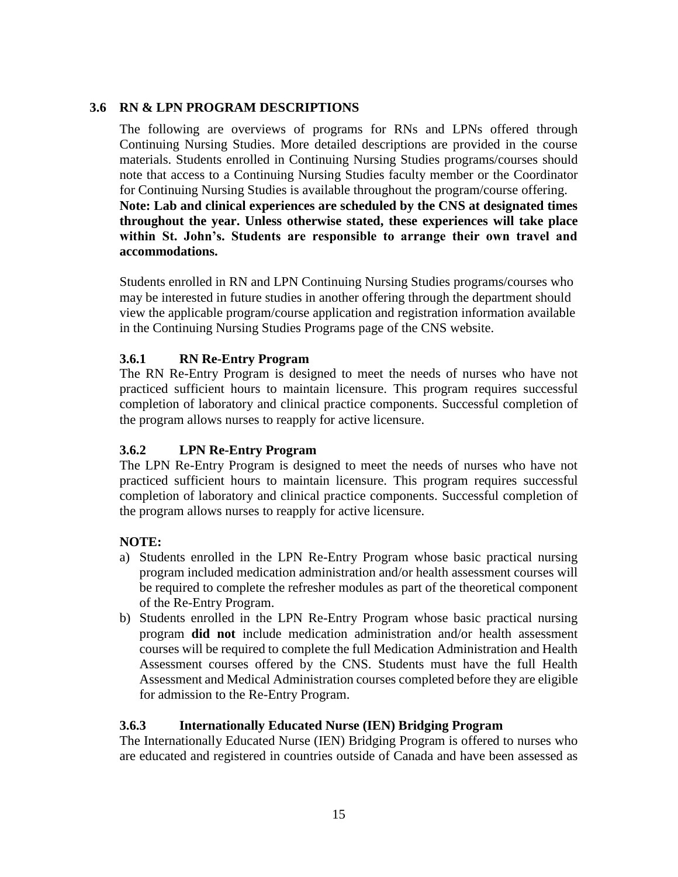## 3.6 RN & LPN PROGRAM DESCRIPTIONS

The following are overviews of programs for RNs and LPNs offered through Continuing Nursing Studies. More detailed descriptions are provided in the course materials. Students enrolled in Continuing Nursing Studies programs/courses should note that access to a Continuing Nursing Studies faculty member or the Coordinator for Continuing Nursing Studies is available throughout the program/course offering. **Note: Lab and clinical experiences are scheduled by the CNS at designated times throughout the year. Unless otherwise stated, these experiences will take place within St. John's. Students are responsible to arrange their own travel and accommodations.**

Students enrolled in RN and LPN Continuing Nursing Studies programs/courses who may be interested in future studies in another offering through the department should view the applicable program/course application and registration information available in the Continuing Nursing Studies Programs page of the CNS website.

### 3.6.1 RN Re-Entry Program

The RN Re-Entry Program is designed to meet the needs of nurses who have not practiced sufficient hours to maintain licensure. This program requires successful completion of laboratory and clinical practice components. Successful completion of the program allows nurses to reapply for active licensure.

### 3.6.2 LPN Re-Entry Program

The LPN Re-Entry Program is designed to meet the needs of nurses who have not practiced sufficient hours to maintain licensure. This program requires successful completion of laboratory and clinical practice components. Successful completion of the program allows nurses to reapply for active licensure.

**NOTE:**

a) Students enrolled in the LPN Re-Entry Program whose basic practical nursing program included medication administration and/or health assessment courses will be required to complete the refresher modules as part of the theoretical component of the Re-Entry Program.
b) Students enrolled in the LPN Re-Entry Program whose basic practical nursing program **did not** include medication administration and/or health assessment courses will be required to complete the full Medication Administration and Health Assessment courses offered by the CNS. Students must have the full Health Assessment and Medical Administration courses completed before they are eligible for admission to the Re-Entry Program.

### 3.6.3 Internationally Educated Nurse (IEN) Bridging Program

The Internationally Educated Nurse (IEN) Bridging Program is offered to nurses who are educated and registered in countries outside of Canada and have been assessed as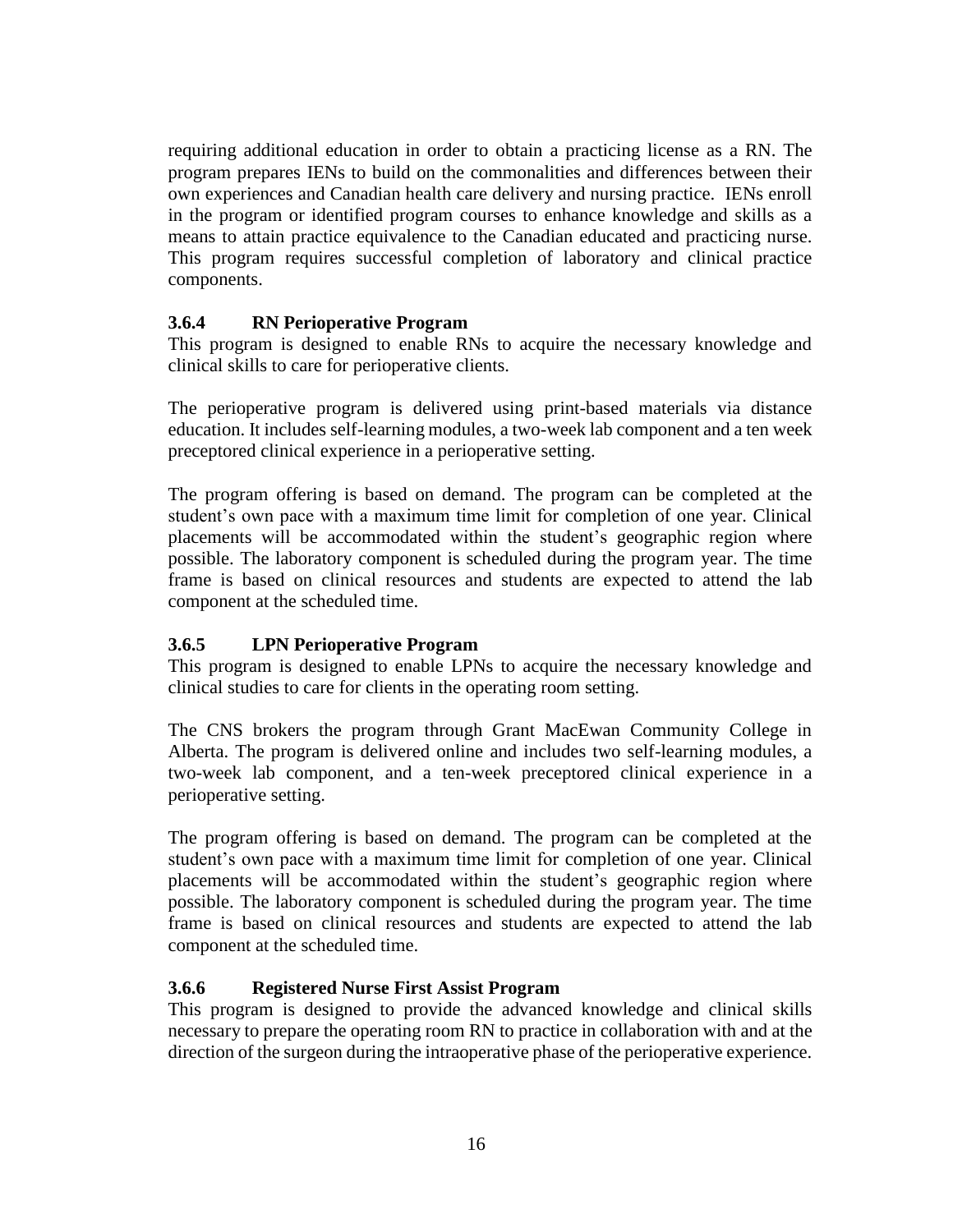requiring additional education in order to obtain a practicing license as a RN. The program prepares IENs to build on the commonalities and differences between their own experiences and Canadian health care delivery and nursing practice. IENs enroll in the program or identified program courses to enhance knowledge and skills as a means to attain practice equivalence to the Canadian educated and practicing nurse. This program requires successful completion of laboratory and clinical practice components.

### 3.6.4 RN Perioperative Program

This program is designed to enable RNs to acquire the necessary knowledge and clinical skills to care for perioperative clients.

The perioperative program is delivered using print-based materials via distance education. It includes self-learning modules, a two-week lab component and a ten week preceptored clinical experience in a perioperative setting.

The program offering is based on demand. The program can be completed at the student's own pace with a maximum time limit for completion of one year. Clinical placements will be accommodated within the student's geographic region where possible. The laboratory component is scheduled during the program year. The time frame is based on clinical resources and students are expected to attend the lab component at the scheduled time.

### 3.6.5 LPN Perioperative Program

This program is designed to enable LPNs to acquire the necessary knowledge and clinical studies to care for clients in the operating room setting.

The CNS brokers the program through Grant MacEwan Community College in Alberta. The program is delivered online and includes two self-learning modules, a two-week lab component, and a ten-week preceptored clinical experience in a perioperative setting.

The program offering is based on demand. The program can be completed at the student's own pace with a maximum time limit for completion of one year. Clinical placements will be accommodated within the student's geographic region where possible. The laboratory component is scheduled during the program year. The time frame is based on clinical resources and students are expected to attend the lab component at the scheduled time.

### 3.6.6 Registered Nurse First Assist Program

This program is designed to provide the advanced knowledge and clinical skills necessary to prepare the operating room RN to practice in collaboration with and at the direction of the surgeon during the intraoperative phase of the perioperative experience.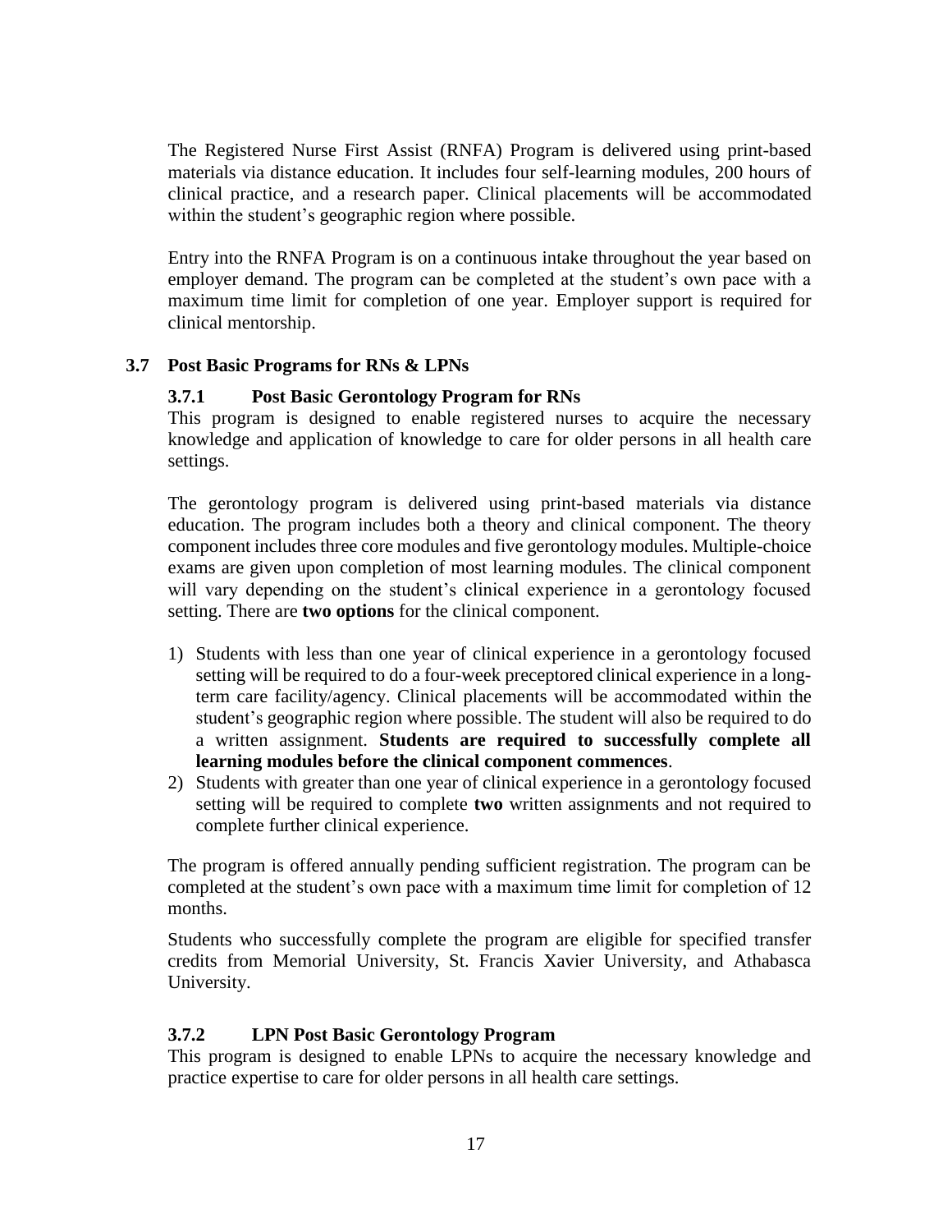The Registered Nurse First Assist (RNFA) Program is delivered using print-based materials via distance education. It includes four self-learning modules, 200 hours of clinical practice, and a research paper. Clinical placements will be accommodated within the student's geographic region where possible.

Entry into the RNFA Program is on a continuous intake throughout the year based on employer demand. The program can be completed at the student's own pace with a maximum time limit for completion of one year. Employer support is required for clinical mentorship.

## 3.7 Post Basic Programs for RNs & LPNs

### 3.7.1 Post Basic Gerontology Program for RNs

This program is designed to enable registered nurses to acquire the necessary knowledge and application of knowledge to care for older persons in all health care settings.

The gerontology program is delivered using print-based materials via distance education. The program includes both a theory and clinical component. The theory component includes three core modules and five gerontology modules. Multiple-choice exams are given upon completion of most learning modules. The clinical component will vary depending on the student's clinical experience in a gerontology focused setting. There are **two options** for the clinical component.

1) Students with less than one year of clinical experience in a gerontology focused setting will be required to do a four-week preceptored clinical experience in a long-term care facility/agency. Clinical placements will be accommodated within the student's geographic region where possible. The student will also be required to do a written assignment. **Students are required to successfully complete all learning modules before the clinical component commences**.
2) Students with greater than one year of clinical experience in a gerontology focused setting will be required to complete **two** written assignments and not required to complete further clinical experience.

The program is offered annually pending sufficient registration. The program can be completed at the student's own pace with a maximum time limit for completion of 12 months.

Students who successfully complete the program are eligible for specified transfer credits from Memorial University, St. Francis Xavier University, and Athabasca University.

### 3.7.2 LPN Post Basic Gerontology Program

This program is designed to enable LPNs to acquire the necessary knowledge and practice expertise to care for older persons in all health care settings.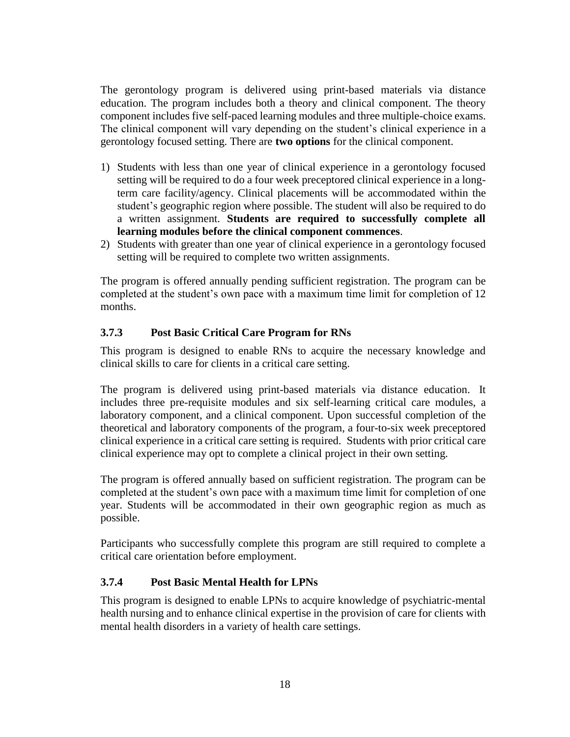The gerontology program is delivered using print-based materials via distance education. The program includes both a theory and clinical component. The theory component includes five self-paced learning modules and three multiple-choice exams. The clinical component will vary depending on the student's clinical experience in a gerontology focused setting. There are **two options** for the clinical component.

1) Students with less than one year of clinical experience in a gerontology focused setting will be required to do a four week preceptored clinical experience in a long-term care facility/agency. Clinical placements will be accommodated within the student's geographic region where possible. The student will also be required to do a written assignment. **Students are required to successfully complete all learning modules before the clinical component commences**.
2) Students with greater than one year of clinical experience in a gerontology focused setting will be required to complete two written assignments.

The program is offered annually pending sufficient registration. The program can be completed at the student's own pace with a maximum time limit for completion of 12 months.

### 3.7.3 Post Basic Critical Care Program for RNs

This program is designed to enable RNs to acquire the necessary knowledge and clinical skills to care for clients in a critical care setting.

The program is delivered using print-based materials via distance education. It includes three pre-requisite modules and six self-learning critical care modules, a laboratory component, and a clinical component. Upon successful completion of the theoretical and laboratory components of the program, a four-to-six week preceptored clinical experience in a critical care setting is required. Students with prior critical care clinical experience may opt to complete a clinical project in their own setting.

The program is offered annually based on sufficient registration. The program can be completed at the student's own pace with a maximum time limit for completion of one year. Students will be accommodated in their own geographic region as much as possible.

Participants who successfully complete this program are still required to complete a critical care orientation before employment.

### 3.7.4 Post Basic Mental Health for LPNs

This program is designed to enable LPNs to acquire knowledge of psychiatric-mental health nursing and to enhance clinical expertise in the provision of care for clients with mental health disorders in a variety of health care settings.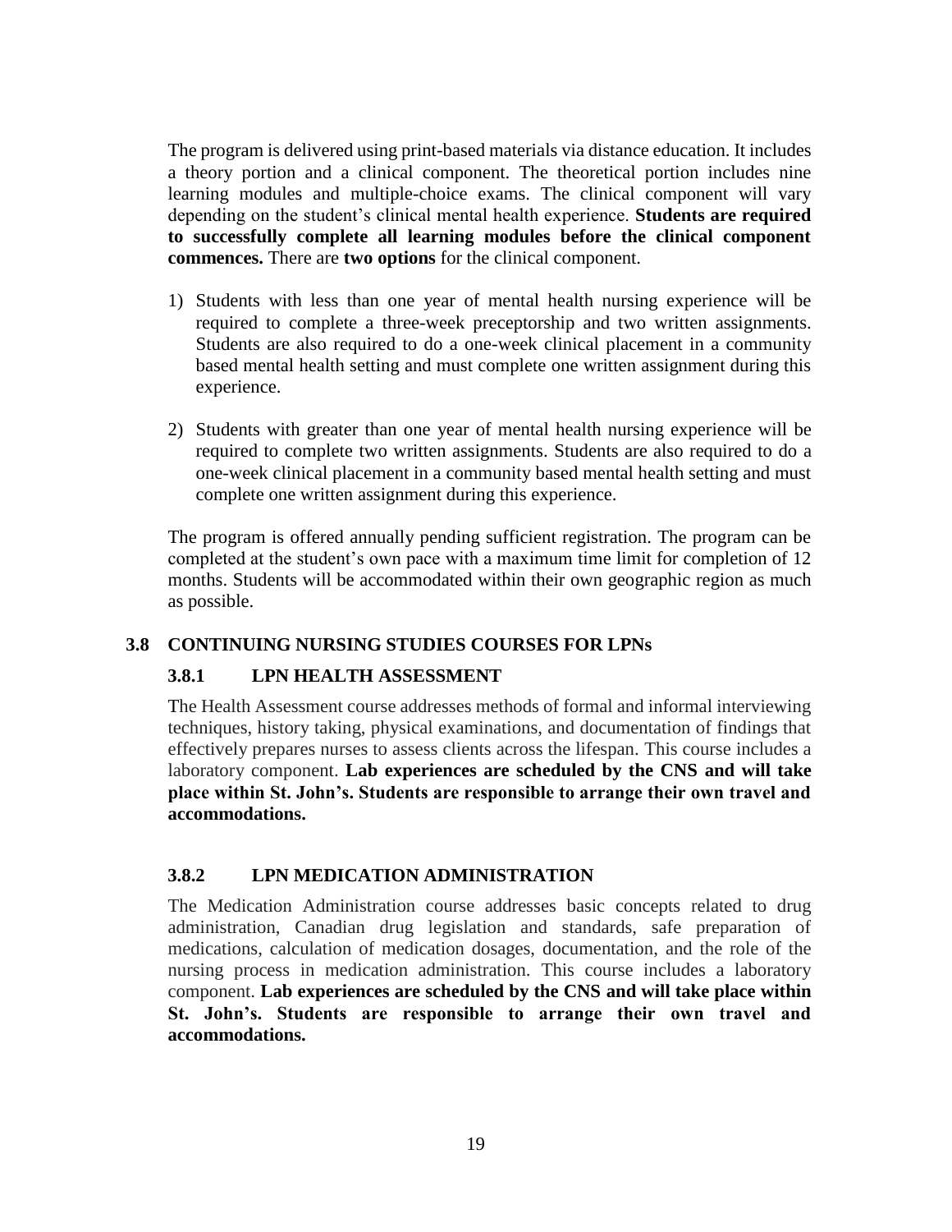The program is delivered using print-based materials via distance education. It includes a theory portion and a clinical component. The theoretical portion includes nine learning modules and multiple-choice exams. The clinical component will vary depending on the student's clinical mental health experience. **Students are required to successfully complete all learning modules before the clinical component commences.** There are **two options** for the clinical component.

1) Students with less than one year of mental health nursing experience will be required to complete a three-week preceptorship and two written assignments. Students are also required to do a one-week clinical placement in a community based mental health setting and must complete one written assignment during this experience.

2) Students with greater than one year of mental health nursing experience will be required to complete two written assignments. Students are also required to do a one-week clinical placement in a community based mental health setting and must complete one written assignment during this experience.

The program is offered annually pending sufficient registration. The program can be completed at the student's own pace with a maximum time limit for completion of 12 months. Students will be accommodated within their own geographic region as much as possible.

## 3.8 CONTINUING NURSING STUDIES COURSES FOR LPNs

### 3.8.1 LPN HEALTH ASSESSMENT

The Health Assessment course addresses methods of formal and informal interviewing techniques, history taking, physical examinations, and documentation of findings that effectively prepares nurses to assess clients across the lifespan. This course includes a laboratory component. **Lab experiences are scheduled by the CNS and will take place within St. John's. Students are responsible to arrange their own travel and accommodations.**

### 3.8.2 LPN MEDICATION ADMINISTRATION

The Medication Administration course addresses basic concepts related to drug administration, Canadian drug legislation and standards, safe preparation of medications, calculation of medication dosages, documentation, and the role of the nursing process in medication administration. This course includes a laboratory component. **Lab experiences are scheduled by the CNS and will take place within St. John's. Students are responsible to arrange their own travel and accommodations.**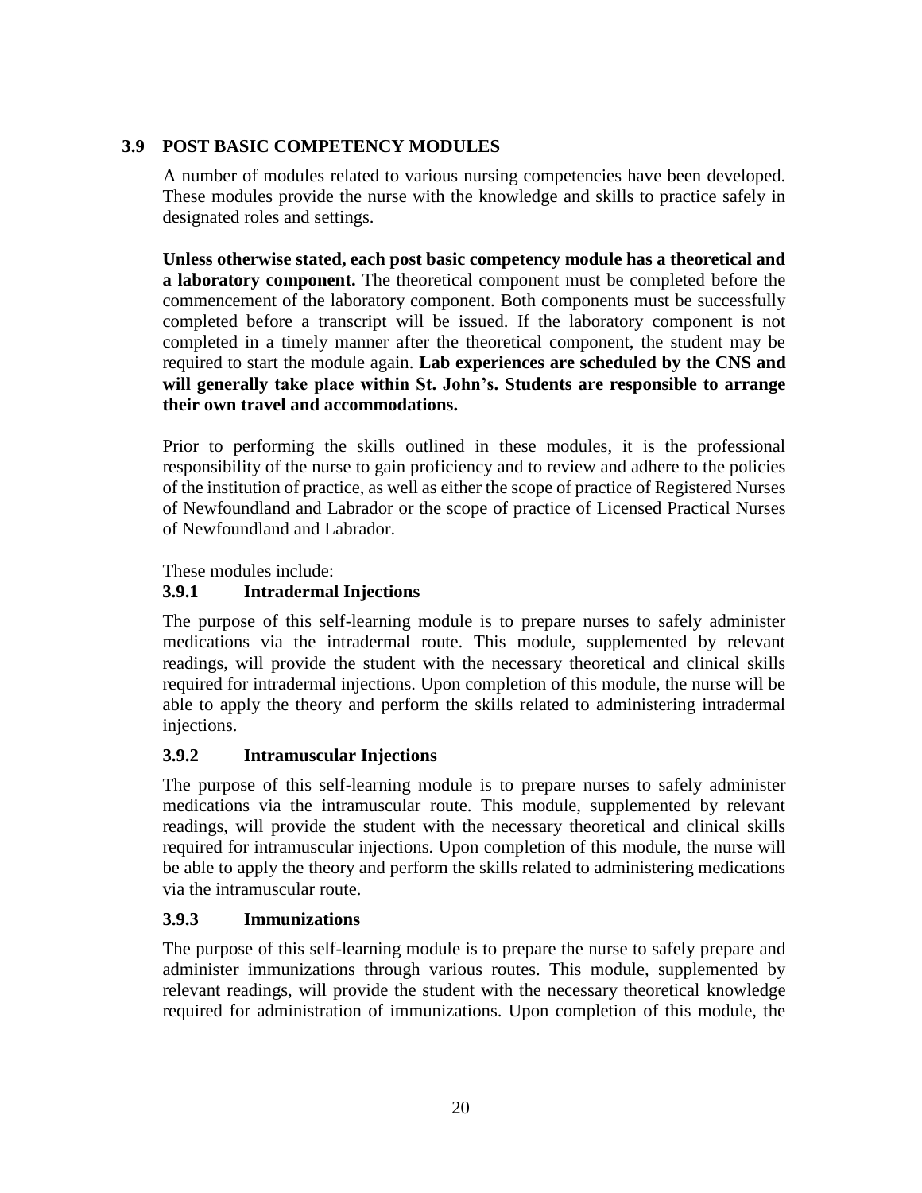## 3.9 POST BASIC COMPETENCY MODULES

A number of modules related to various nursing competencies have been developed. These modules provide the nurse with the knowledge and skills to practice safely in designated roles and settings.

**Unless otherwise stated, each post basic competency module has a theoretical and a laboratory component.** The theoretical component must be completed before the commencement of the laboratory component. Both components must be successfully completed before a transcript will be issued. If the laboratory component is not completed in a timely manner after the theoretical component, the student may be required to start the module again. **Lab experiences are scheduled by the CNS and will generally take place within St. John's. Students are responsible to arrange their own travel and accommodations.**

Prior to performing the skills outlined in these modules, it is the professional responsibility of the nurse to gain proficiency and to review and adhere to the policies of the institution of practice, as well as either the scope of practice of Registered Nurses of Newfoundland and Labrador or the scope of practice of Licensed Practical Nurses of Newfoundland and Labrador.

These modules include:

### 3.9.1 Intradermal Injections

The purpose of this self-learning module is to prepare nurses to safely administer medications via the intradermal route. This module, supplemented by relevant readings, will provide the student with the necessary theoretical and clinical skills required for intradermal injections. Upon completion of this module, the nurse will be able to apply the theory and perform the skills related to administering intradermal injections.

### 3.9.2 Intramuscular Injections

The purpose of this self-learning module is to prepare nurses to safely administer medications via the intramuscular route. This module, supplemented by relevant readings, will provide the student with the necessary theoretical and clinical skills required for intramuscular injections. Upon completion of this module, the nurse will be able to apply the theory and perform the skills related to administering medications via the intramuscular route.

### 3.9.3 Immunizations

The purpose of this self-learning module is to prepare the nurse to safely prepare and administer immunizations through various routes. This module, supplemented by relevant readings, will provide the student with the necessary theoretical knowledge required for administration of immunizations. Upon completion of this module, the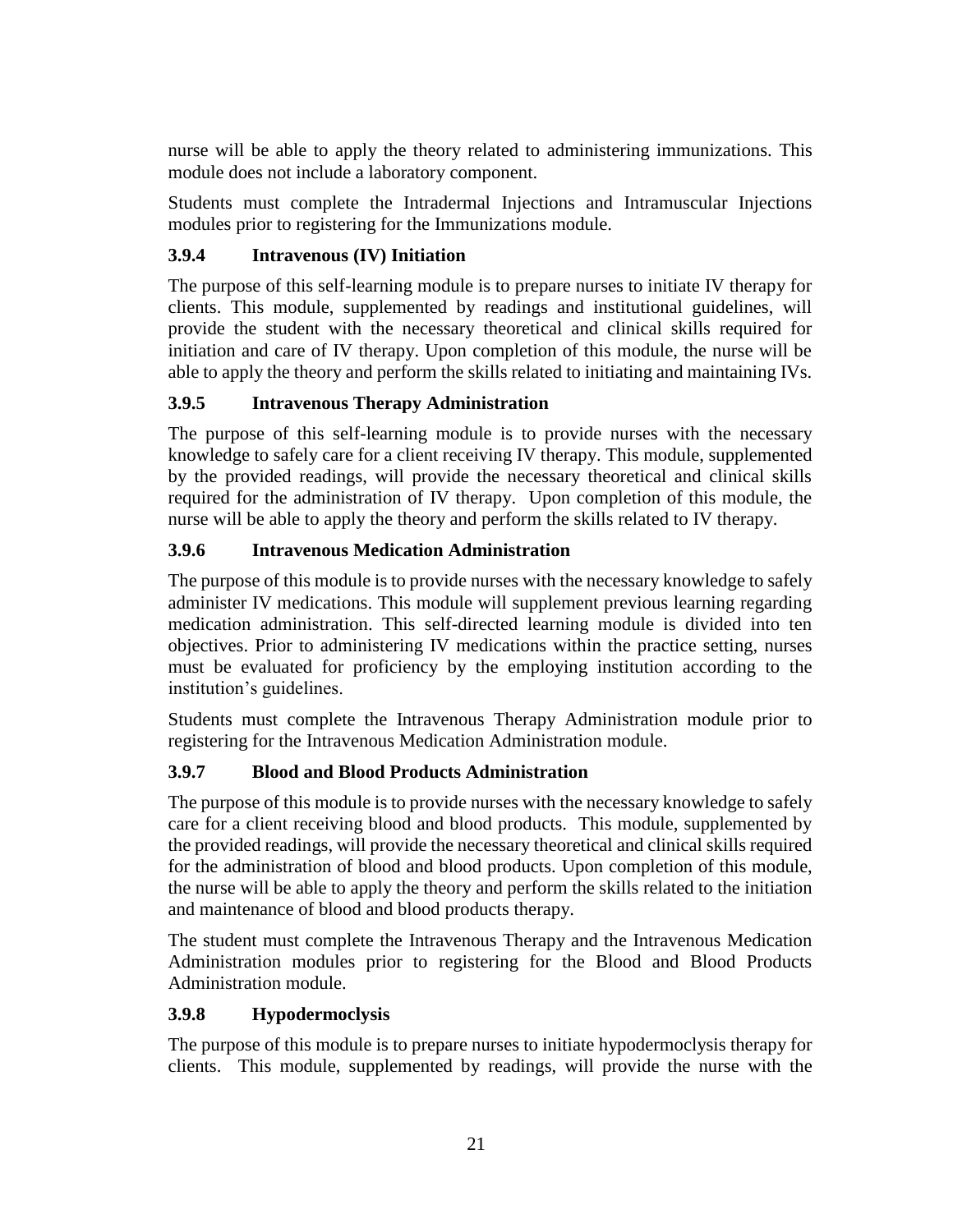nurse will be able to apply the theory related to administering immunizations. This module does not include a laboratory component.

Students must complete the Intradermal Injections and Intramuscular Injections modules prior to registering for the Immunizations module.

### 3.9.4 Intravenous (IV) Initiation

The purpose of this self-learning module is to prepare nurses to initiate IV therapy for clients. This module, supplemented by readings and institutional guidelines, will provide the student with the necessary theoretical and clinical skills required for initiation and care of IV therapy. Upon completion of this module, the nurse will be able to apply the theory and perform the skills related to initiating and maintaining IVs.

### 3.9.5 Intravenous Therapy Administration

The purpose of this self-learning module is to provide nurses with the necessary knowledge to safely care for a client receiving IV therapy. This module, supplemented by the provided readings, will provide the necessary theoretical and clinical skills required for the administration of IV therapy. Upon completion of this module, the nurse will be able to apply the theory and perform the skills related to IV therapy.

### 3.9.6 Intravenous Medication Administration

The purpose of this module is to provide nurses with the necessary knowledge to safely administer IV medications. This module will supplement previous learning regarding medication administration. This self-directed learning module is divided into ten objectives. Prior to administering IV medications within the practice setting, nurses must be evaluated for proficiency by the employing institution according to the institution's guidelines.

Students must complete the Intravenous Therapy Administration module prior to registering for the Intravenous Medication Administration module.

### 3.9.7 Blood and Blood Products Administration

The purpose of this module is to provide nurses with the necessary knowledge to safely care for a client receiving blood and blood products. This module, supplemented by the provided readings, will provide the necessary theoretical and clinical skills required for the administration of blood and blood products. Upon completion of this module, the nurse will be able to apply the theory and perform the skills related to the initiation and maintenance of blood and blood products therapy.

The student must complete the Intravenous Therapy and the Intravenous Medication Administration modules prior to registering for the Blood and Blood Products Administration module.

### 3.9.8 Hypodermoclysis

The purpose of this module is to prepare nurses to initiate hypodermoclysis therapy for clients. This module, supplemented by readings, will provide the nurse with the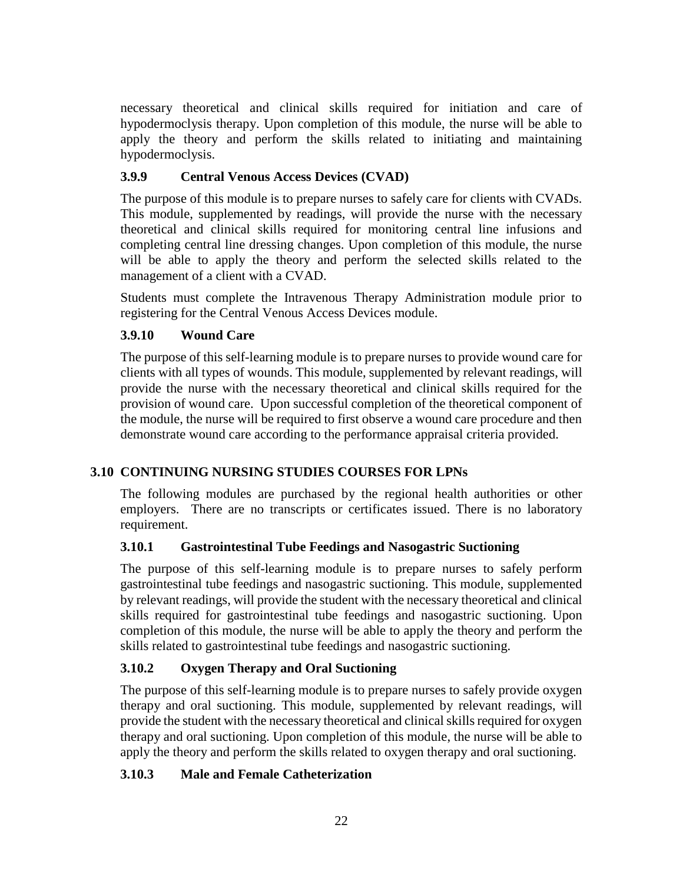necessary theoretical and clinical skills required for initiation and care of hypodermoclysis therapy. Upon completion of this module, the nurse will be able to apply the theory and perform the skills related to initiating and maintaining hypodermoclysis.

### 3.9.9 Central Venous Access Devices (CVAD)

The purpose of this module is to prepare nurses to safely care for clients with CVADs. This module, supplemented by readings, will provide the nurse with the necessary theoretical and clinical skills required for monitoring central line infusions and completing central line dressing changes. Upon completion of this module, the nurse will be able to apply the theory and perform the selected skills related to the management of a client with a CVAD.

Students must complete the Intravenous Therapy Administration module prior to registering for the Central Venous Access Devices module.

### 3.9.10 Wound Care

The purpose of this self-learning module is to prepare nurses to provide wound care for clients with all types of wounds. This module, supplemented by relevant readings, will provide the nurse with the necessary theoretical and clinical skills required for the provision of wound care. Upon successful completion of the theoretical component of the module, the nurse will be required to first observe a wound care procedure and then demonstrate wound care according to the performance appraisal criteria provided.

## 3.10 CONTINUING NURSING STUDIES COURSES FOR LPNs

The following modules are purchased by the regional health authorities or other employers. There are no transcripts or certificates issued. There is no laboratory requirement.

### 3.10.1 Gastrointestinal Tube Feedings and Nasogastric Suctioning

The purpose of this self-learning module is to prepare nurses to safely perform gastrointestinal tube feedings and nasogastric suctioning. This module, supplemented by relevant readings, will provide the student with the necessary theoretical and clinical skills required for gastrointestinal tube feedings and nasogastric suctioning. Upon completion of this module, the nurse will be able to apply the theory and perform the skills related to gastrointestinal tube feedings and nasogastric suctioning.

### 3.10.2 Oxygen Therapy and Oral Suctioning

The purpose of this self-learning module is to prepare nurses to safely provide oxygen therapy and oral suctioning. This module, supplemented by relevant readings, will provide the student with the necessary theoretical and clinical skills required for oxygen therapy and oral suctioning. Upon completion of this module, the nurse will be able to apply the theory and perform the skills related to oxygen therapy and oral suctioning.

### 3.10.3 Male and Female Catheterization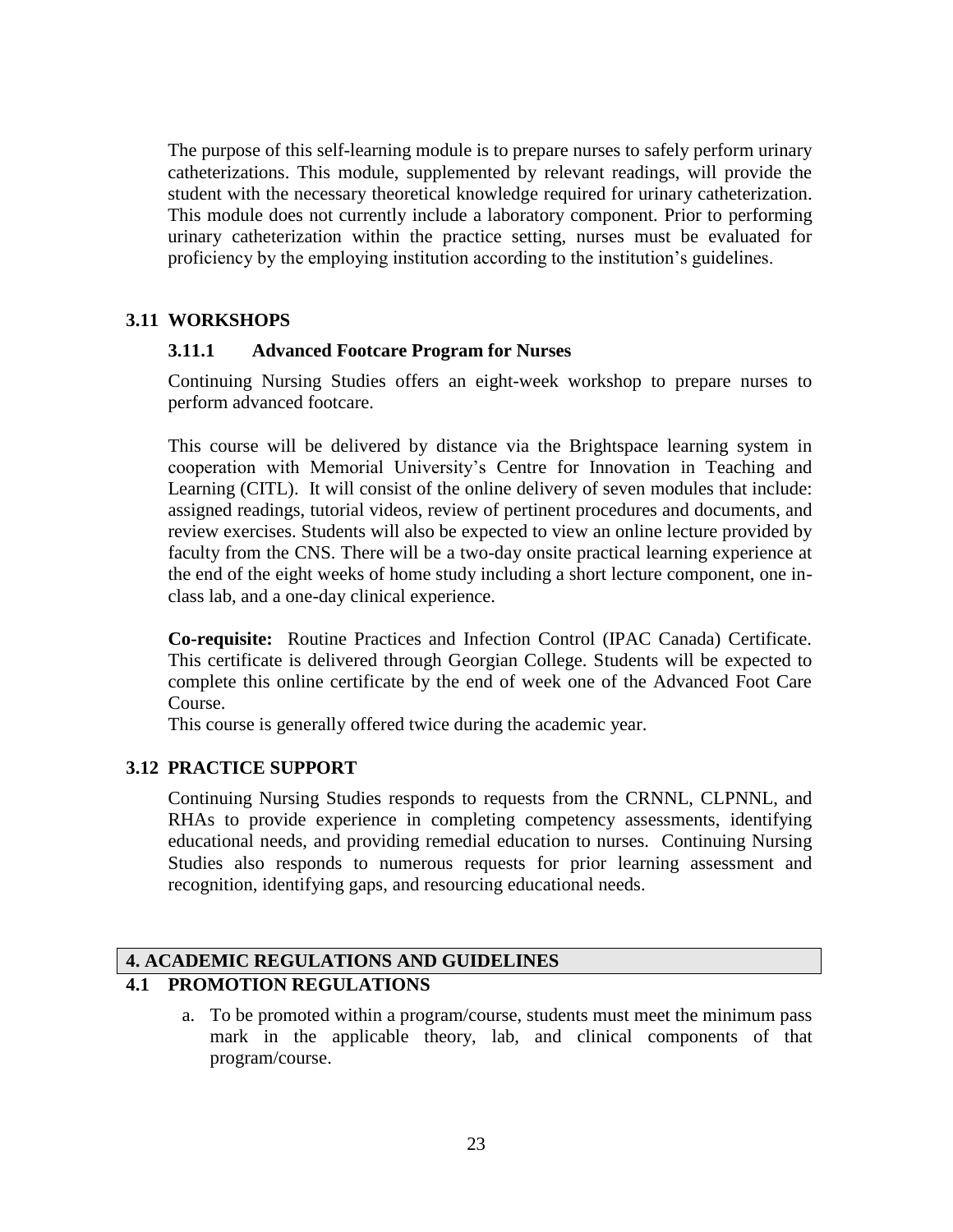The purpose of this self-learning module is to prepare nurses to safely perform urinary catheterizations. This module, supplemented by relevant readings, will provide the student with the necessary theoretical knowledge required for urinary catheterization. This module does not currently include a laboratory component. Prior to performing urinary catheterization within the practice setting, nurses must be evaluated for proficiency by the employing institution according to the institution's guidelines.

### 3.11 WORKSHOPS

#### 3.11.1 Advanced Footcare Program for Nurses

Continuing Nursing Studies offers an eight-week workshop to prepare nurses to perform advanced footcare.

This course will be delivered by distance via the Brightspace learning system in cooperation with Memorial University's Centre for Innovation in Teaching and Learning (CITL). It will consist of the online delivery of seven modules that include: assigned readings, tutorial videos, review of pertinent procedures and documents, and review exercises. Students will also be expected to view an online lecture provided by faculty from the CNS. There will be a two-day onsite practical learning experience at the end of the eight weeks of home study including a short lecture component, one in-class lab, and a one-day clinical experience.

**Co-requisite:** Routine Practices and Infection Control (IPAC Canada) Certificate. This certificate is delivered through Georgian College. Students will be expected to complete this online certificate by the end of week one of the Advanced Foot Care Course.

This course is generally offered twice during the academic year.

### 3.12 PRACTICE SUPPORT

Continuing Nursing Studies responds to requests from the CRNNL, CLPNNL, and RHAs to provide experience in completing competency assessments, identifying educational needs, and providing remedial education to nurses. Continuing Nursing Studies also responds to numerous requests for prior learning assessment and recognition, identifying gaps, and resourcing educational needs.

## 4. ACADEMIC REGULATIONS AND GUIDELINES

### 4.1 PROMOTION REGULATIONS

a. To be promoted within a program/course, students must meet the minimum pass mark in the applicable theory, lab, and clinical components of that program/course.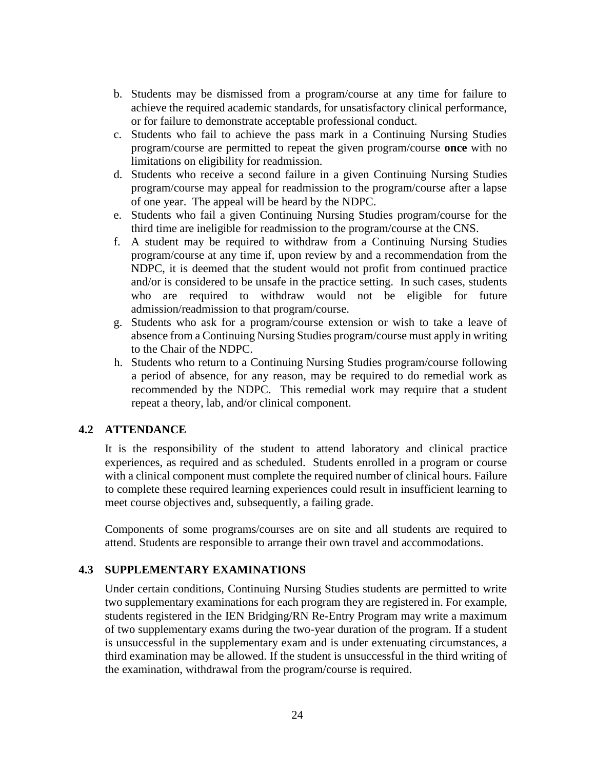b. Students may be dismissed from a program/course at any time for failure to achieve the required academic standards, for unsatisfactory clinical performance, or for failure to demonstrate acceptable professional conduct.
c. Students who fail to achieve the pass mark in a Continuing Nursing Studies program/course are permitted to repeat the given program/course **once** with no limitations on eligibility for readmission.
d. Students who receive a second failure in a given Continuing Nursing Studies program/course may appeal for readmission to the program/course after a lapse of one year. The appeal will be heard by the NDPC.
e. Students who fail a given Continuing Nursing Studies program/course for the third time are ineligible for readmission to the program/course at the CNS.
f. A student may be required to withdraw from a Continuing Nursing Studies program/course at any time if, upon review by and a recommendation from the NDPC, it is deemed that the student would not profit from continued practice and/or is considered to be unsafe in the practice setting. In such cases, students who are required to withdraw would not be eligible for future admission/readmission to that program/course.
g. Students who ask for a program/course extension or wish to take a leave of absence from a Continuing Nursing Studies program/course must apply in writing to the Chair of the NDPC.
h. Students who return to a Continuing Nursing Studies program/course following a period of absence, for any reason, may be required to do remedial work as recommended by the NDPC. This remedial work may require that a student repeat a theory, lab, and/or clinical component.

### 4.2 ATTENDANCE

It is the responsibility of the student to attend laboratory and clinical practice experiences, as required and as scheduled. Students enrolled in a program or course with a clinical component must complete the required number of clinical hours. Failure to complete these required learning experiences could result in insufficient learning to meet course objectives and, subsequently, a failing grade.

Components of some programs/courses are on site and all students are required to attend. Students are responsible to arrange their own travel and accommodations.

### 4.3 SUPPLEMENTARY EXAMINATIONS

Under certain conditions, Continuing Nursing Studies students are permitted to write two supplementary examinations for each program they are registered in. For example, students registered in the IEN Bridging/RN Re-Entry Program may write a maximum of two supplementary exams during the two-year duration of the program. If a student is unsuccessful in the supplementary exam and is under extenuating circumstances, a third examination may be allowed. If the student is unsuccessful in the third writing of the examination, withdrawal from the program/course is required.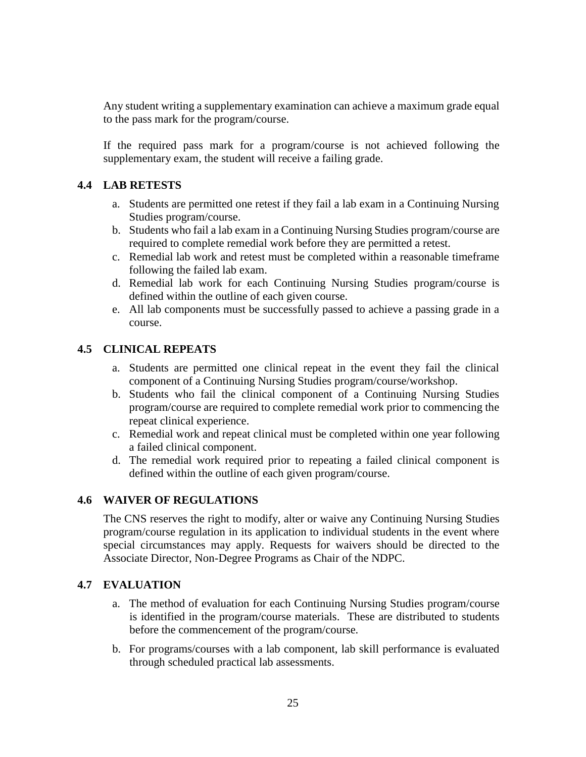Any student writing a supplementary examination can achieve a maximum grade equal to the pass mark for the program/course.

If the required pass mark for a program/course is not achieved following the supplementary exam, the student will receive a failing grade.

### 4.4 LAB RETESTS

a. Students are permitted one retest if they fail a lab exam in a Continuing Nursing Studies program/course.
b. Students who fail a lab exam in a Continuing Nursing Studies program/course are required to complete remedial work before they are permitted a retest.
c. Remedial lab work and retest must be completed within a reasonable timeframe following the failed lab exam.
d. Remedial lab work for each Continuing Nursing Studies program/course is defined within the outline of each given course.
e. All lab components must be successfully passed to achieve a passing grade in a course.

### 4.5 CLINICAL REPEATS

a. Students are permitted one clinical repeat in the event they fail the clinical component of a Continuing Nursing Studies program/course/workshop.
b. Students who fail the clinical component of a Continuing Nursing Studies program/course are required to complete remedial work prior to commencing the repeat clinical experience.
c. Remedial work and repeat clinical must be completed within one year following a failed clinical component.
d. The remedial work required prior to repeating a failed clinical component is defined within the outline of each given program/course.

### 4.6 WAIVER OF REGULATIONS

The CNS reserves the right to modify, alter or waive any Continuing Nursing Studies program/course regulation in its application to individual students in the event where special circumstances may apply. Requests for waivers should be directed to the Associate Director, Non-Degree Programs as Chair of the NDPC.

### 4.7 EVALUATION

a. The method of evaluation for each Continuing Nursing Studies program/course is identified in the program/course materials. These are distributed to students before the commencement of the program/course.

b. For programs/courses with a lab component, lab skill performance is evaluated through scheduled practical lab assessments.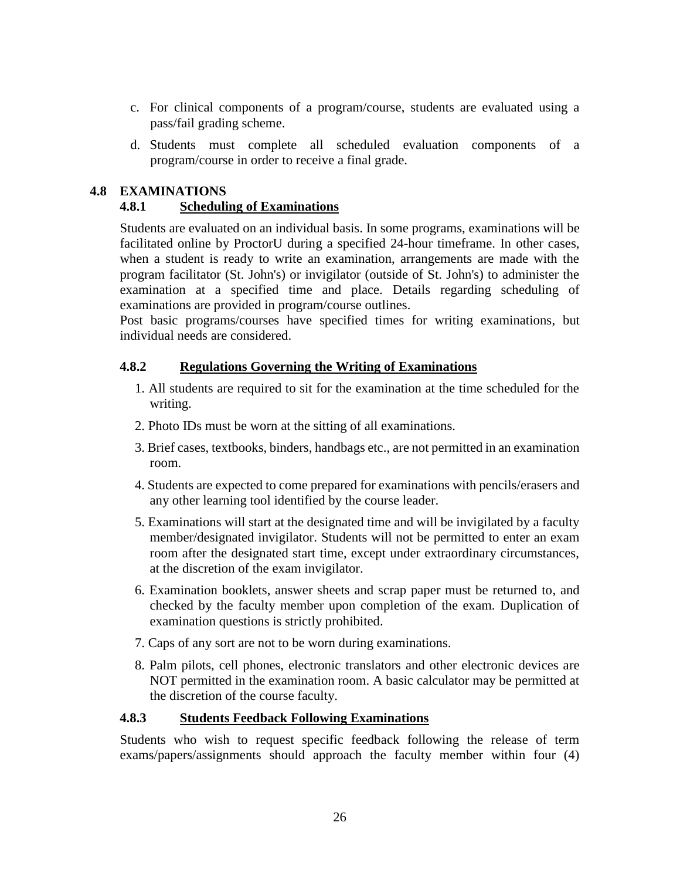c. For clinical components of a program/course, students are evaluated using a pass/fail grading scheme.

d. Students must complete all scheduled evaluation components of a program/course in order to receive a final grade.

## 4.8 EXAMINATIONS

### 4.8.1 Scheduling of Examinations

Students are evaluated on an individual basis. In some programs, examinations will be facilitated online by ProctorU during a specified 24-hour timeframe. In other cases, when a student is ready to write an examination, arrangements are made with the program facilitator (St. John's) or invigilator (outside of St. John's) to administer the examination at a specified time and place. Details regarding scheduling of examinations are provided in program/course outlines.

Post basic programs/courses have specified times for writing examinations, but individual needs are considered.

### 4.8.2 Regulations Governing the Writing of Examinations

1. All students are required to sit for the examination at the time scheduled for the writing.
2. Photo IDs must be worn at the sitting of all examinations.
3. Brief cases, textbooks, binders, handbags etc., are not permitted in an examination room.
4. Students are expected to come prepared for examinations with pencils/erasers and any other learning tool identified by the course leader.
5. Examinations will start at the designated time and will be invigilated by a faculty member/designated invigilator. Students will not be permitted to enter an exam room after the designated start time, except under extraordinary circumstances, at the discretion of the exam invigilator.
6. Examination booklets, answer sheets and scrap paper must be returned to, and checked by the faculty member upon completion of the exam. Duplication of examination questions is strictly prohibited.
7. Caps of any sort are not to be worn during examinations.
8. Palm pilots, cell phones, electronic translators and other electronic devices are NOT permitted in the examination room. A basic calculator may be permitted at the discretion of the course faculty.

### 4.8.3 Students Feedback Following Examinations

Students who wish to request specific feedback following the release of term exams/papers/assignments should approach the faculty member within four (4)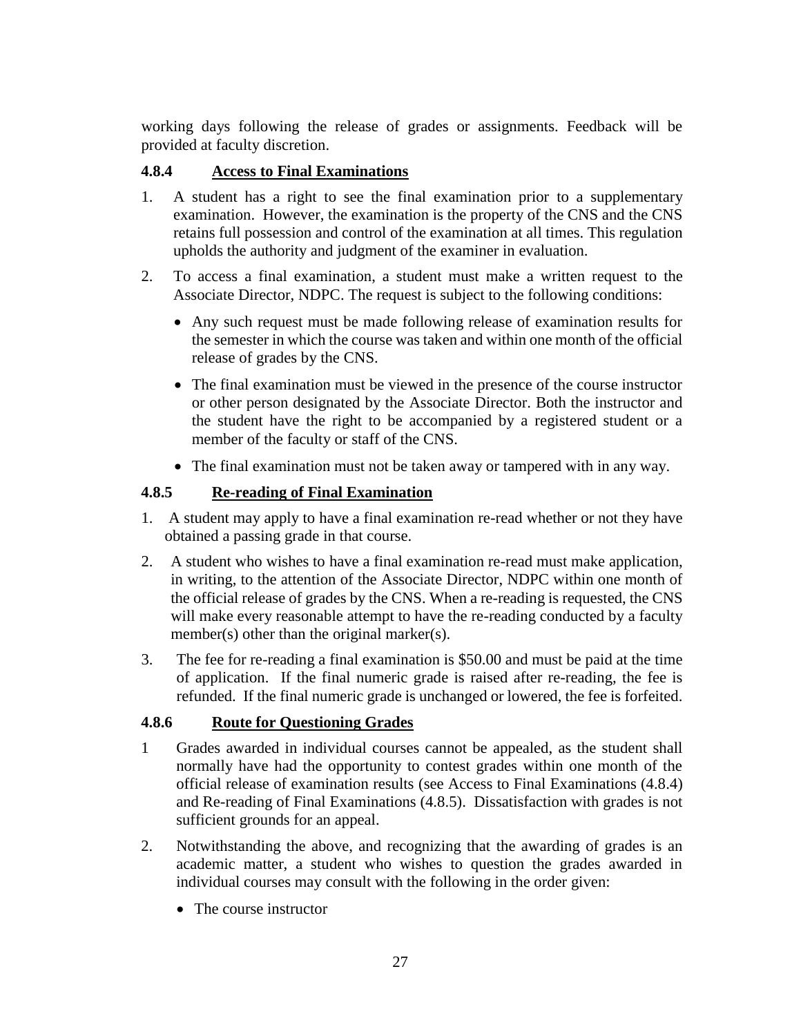working days following the release of grades or assignments. Feedback will be provided at faculty discretion.

### 4.8.4 Access to Final Examinations

1. A student has a right to see the final examination prior to a supplementary examination. However, the examination is the property of the CNS and the CNS retains full possession and control of the examination at all times. This regulation upholds the authority and judgment of the examiner in evaluation.
2. To access a final examination, a student must make a written request to the Associate Director, NDPC. The request is subject to the following conditions:
   - Any such request must be made following release of examination results for the semester in which the course was taken and within one month of the official release of grades by the CNS.
   - The final examination must be viewed in the presence of the course instructor or other person designated by the Associate Director. Both the instructor and the student have the right to be accompanied by a registered student or a member of the faculty or staff of the CNS.
   - The final examination must not be taken away or tampered with in any way.

### 4.8.5 Re-reading of Final Examination

1. A student may apply to have a final examination re-read whether or not they have obtained a passing grade in that course.
2. A student who wishes to have a final examination re-read must make application, in writing, to the attention of the Associate Director, NDPC within one month of the official release of grades by the CNS. When a re-reading is requested, the CNS will make every reasonable attempt to have the re-reading conducted by a faculty member(s) other than the original marker(s).
3. The fee for re-reading a final examination is $50.00 and must be paid at the time of application. If the final numeric grade is raised after re-reading, the fee is refunded. If the final numeric grade is unchanged or lowered, the fee is forfeited.

### 4.8.6 Route for Questioning Grades

1. Grades awarded in individual courses cannot be appealed, as the student shall normally have had the opportunity to contest grades within one month of the official release of examination results (see Access to Final Examinations (4.8.4) and Re-reading of Final Examinations (4.8.5). Dissatisfaction with grades is not sufficient grounds for an appeal.
2. Notwithstanding the above, and recognizing that the awarding of grades is an academic matter, a student who wishes to question the grades awarded in individual courses may consult with the following in the order given:
   - The course instructor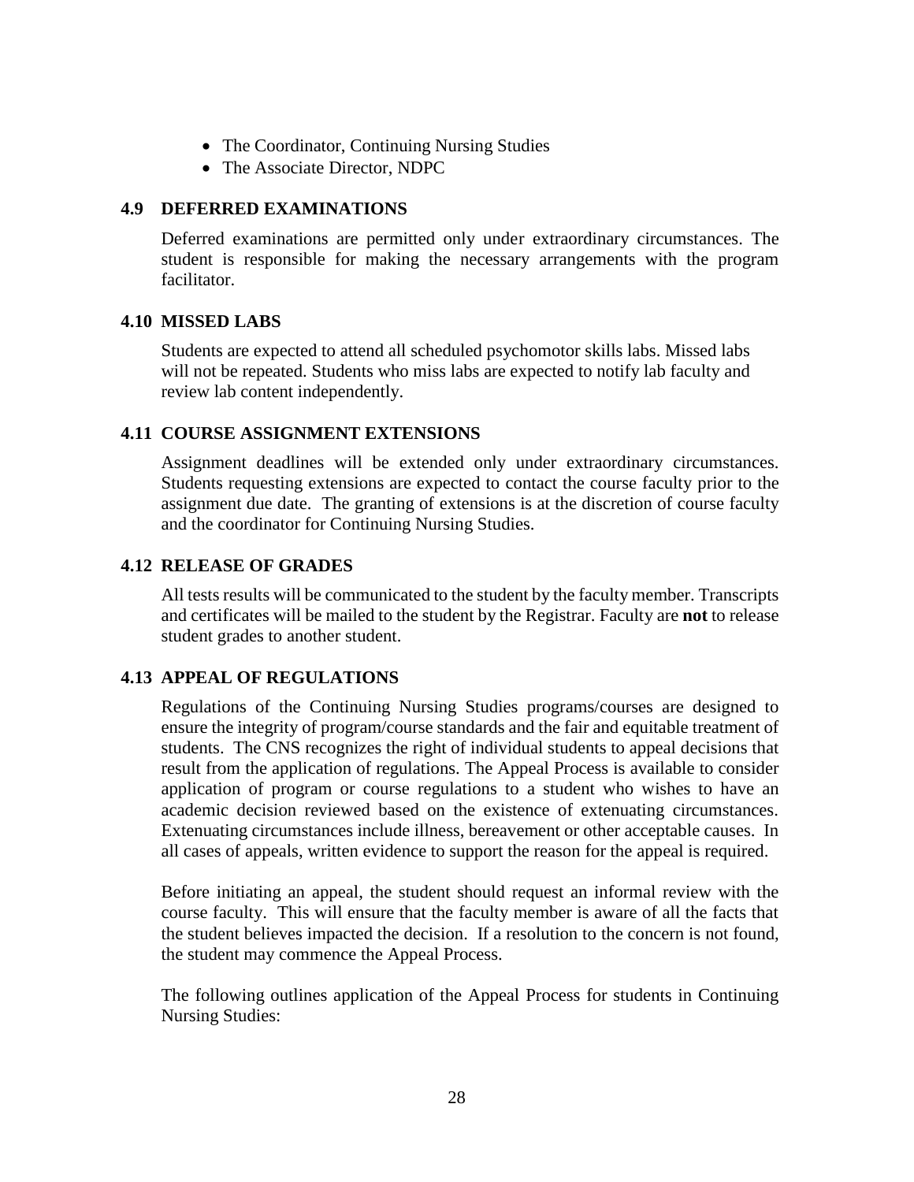- The Coordinator, Continuing Nursing Studies
- The Associate Director, NDPC

### 4.9 DEFERRED EXAMINATIONS

Deferred examinations are permitted only under extraordinary circumstances. The student is responsible for making the necessary arrangements with the program facilitator.

### 4.10 MISSED LABS

Students are expected to attend all scheduled psychomotor skills labs. Missed labs will not be repeated. Students who miss labs are expected to notify lab faculty and review lab content independently.

### 4.11 COURSE ASSIGNMENT EXTENSIONS

Assignment deadlines will be extended only under extraordinary circumstances. Students requesting extensions are expected to contact the course faculty prior to the assignment due date. The granting of extensions is at the discretion of course faculty and the coordinator for Continuing Nursing Studies.

### 4.12 RELEASE OF GRADES

All tests results will be communicated to the student by the faculty member. Transcripts and certificates will be mailed to the student by the Registrar. Faculty are **not** to release student grades to another student.

### 4.13 APPEAL OF REGULATIONS

Regulations of the Continuing Nursing Studies programs/courses are designed to ensure the integrity of program/course standards and the fair and equitable treatment of students. The CNS recognizes the right of individual students to appeal decisions that result from the application of regulations. The Appeal Process is available to consider application of program or course regulations to a student who wishes to have an academic decision reviewed based on the existence of extenuating circumstances. Extenuating circumstances include illness, bereavement or other acceptable causes. In all cases of appeals, written evidence to support the reason for the appeal is required.

Before initiating an appeal, the student should request an informal review with the course faculty. This will ensure that the faculty member is aware of all the facts that the student believes impacted the decision. If a resolution to the concern is not found, the student may commence the Appeal Process.

The following outlines application of the Appeal Process for students in Continuing Nursing Studies: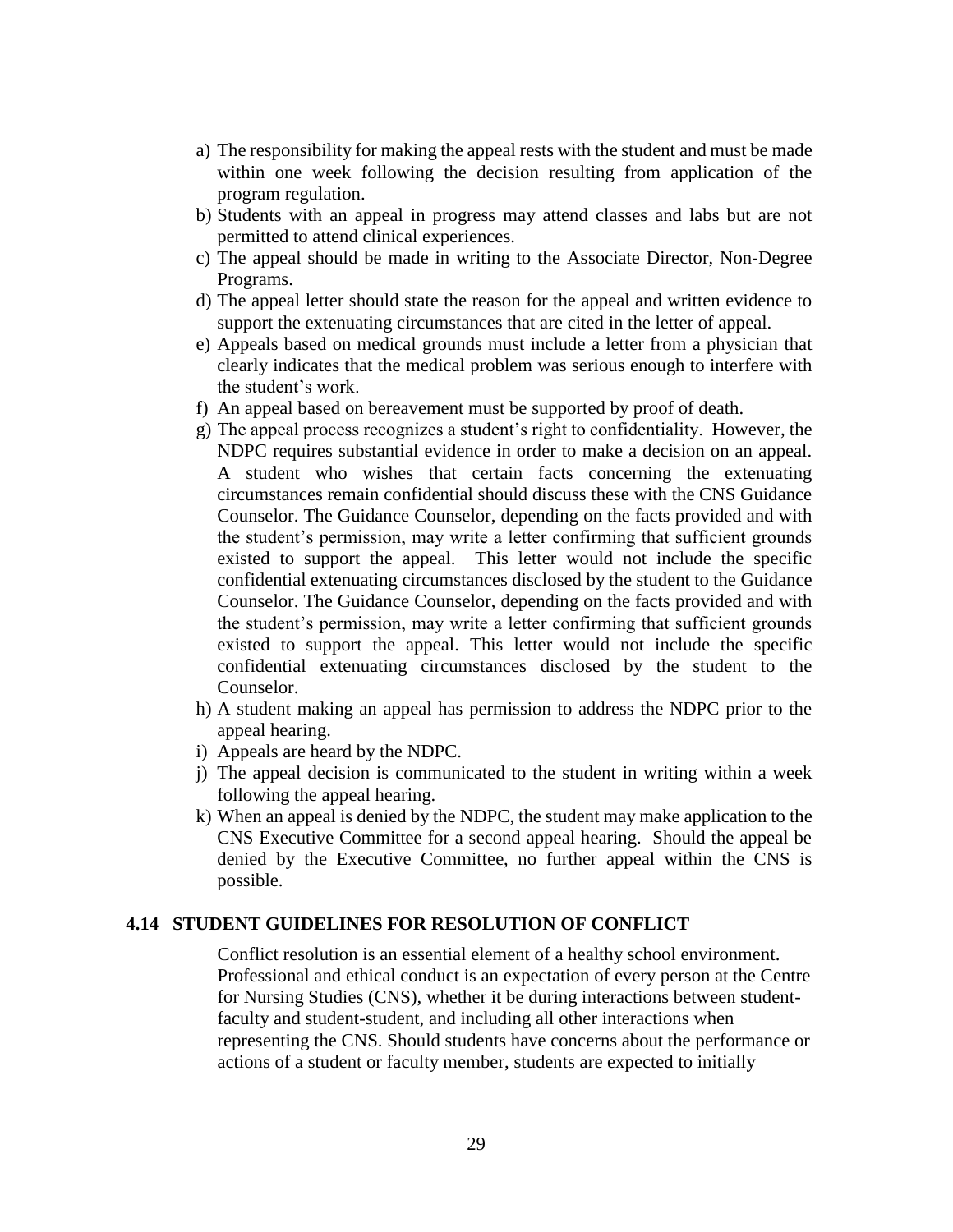a) The responsibility for making the appeal rests with the student and must be made within one week following the decision resulting from application of the program regulation.
b) Students with an appeal in progress may attend classes and labs but are not permitted to attend clinical experiences.
c) The appeal should be made in writing to the Associate Director, Non-Degree Programs.
d) The appeal letter should state the reason for the appeal and written evidence to support the extenuating circumstances that are cited in the letter of appeal.
e) Appeals based on medical grounds must include a letter from a physician that clearly indicates that the medical problem was serious enough to interfere with the student's work.
f) An appeal based on bereavement must be supported by proof of death.
g) The appeal process recognizes a student's right to confidentiality. However, the NDPC requires substantial evidence in order to make a decision on an appeal. A student who wishes that certain facts concerning the extenuating circumstances remain confidential should discuss these with the CNS Guidance Counselor. The Guidance Counselor, depending on the facts provided and with the student's permission, may write a letter confirming that sufficient grounds existed to support the appeal. This letter would not include the specific confidential extenuating circumstances disclosed by the student to the Guidance Counselor. The Guidance Counselor, depending on the facts provided and with the student's permission, may write a letter confirming that sufficient grounds existed to support the appeal. This letter would not include the specific confidential extenuating circumstances disclosed by the student to the Counselor.
h) A student making an appeal has permission to address the NDPC prior to the appeal hearing.
i) Appeals are heard by the NDPC.
j) The appeal decision is communicated to the student in writing within a week following the appeal hearing.
k) When an appeal is denied by the NDPC, the student may make application to the CNS Executive Committee for a second appeal hearing. Should the appeal be denied by the Executive Committee, no further appeal within the CNS is possible.

### 4.14 STUDENT GUIDELINES FOR RESOLUTION OF CONFLICT

Conflict resolution is an essential element of a healthy school environment. Professional and ethical conduct is an expectation of every person at the Centre for Nursing Studies (CNS), whether it be during interactions between student-faculty and student-student, and including all other interactions when representing the CNS. Should students have concerns about the performance or actions of a student or faculty member, students are expected to initially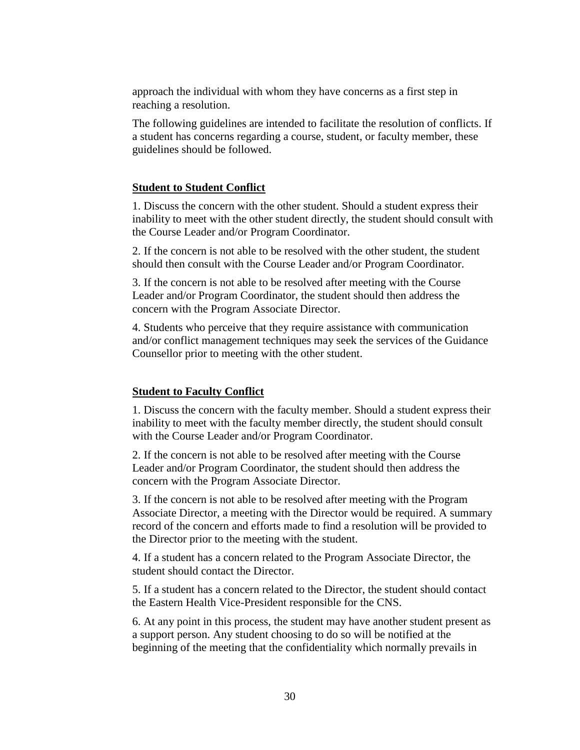approach the individual with whom they have concerns as a first step in reaching a resolution.

The following guidelines are intended to facilitate the resolution of conflicts. If a student has concerns regarding a course, student, or faculty member, these guidelines should be followed.

## Student to Student Conflict

1. Discuss the concern with the other student. Should a student express their inability to meet with the other student directly, the student should consult with the Course Leader and/or Program Coordinator.

2. If the concern is not able to be resolved with the other student, the student should then consult with the Course Leader and/or Program Coordinator.

3. If the concern is not able to be resolved after meeting with the Course Leader and/or Program Coordinator, the student should then address the concern with the Program Associate Director.

4. Students who perceive that they require assistance with communication and/or conflict management techniques may seek the services of the Guidance Counsellor prior to meeting with the other student.

## Student to Faculty Conflict

1. Discuss the concern with the faculty member. Should a student express their inability to meet with the faculty member directly, the student should consult with the Course Leader and/or Program Coordinator.

2. If the concern is not able to be resolved after meeting with the Course Leader and/or Program Coordinator, the student should then address the concern with the Program Associate Director.

3. If the concern is not able to be resolved after meeting with the Program Associate Director, a meeting with the Director would be required. A summary record of the concern and efforts made to find a resolution will be provided to the Director prior to the meeting with the student.

4. If a student has a concern related to the Program Associate Director, the student should contact the Director.

5. If a student has a concern related to the Director, the student should contact the Eastern Health Vice-President responsible for the CNS.

6. At any point in this process, the student may have another student present as a support person. Any student choosing to do so will be notified at the beginning of the meeting that the confidentiality which normally prevails in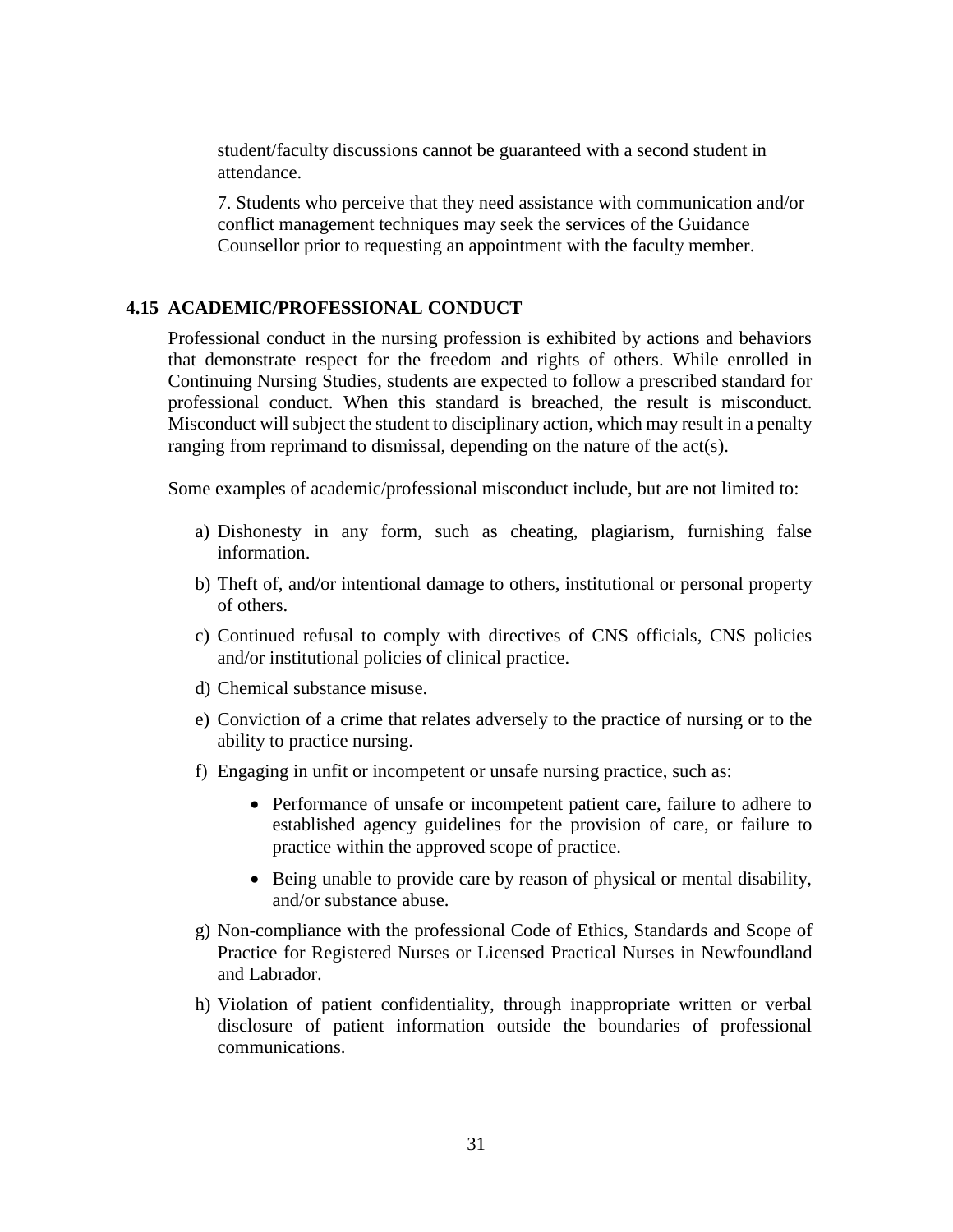student/faculty discussions cannot be guaranteed with a second student in attendance.

7. Students who perceive that they need assistance with communication and/or conflict management techniques may seek the services of the Guidance Counsellor prior to requesting an appointment with the faculty member.

## 4.15 ACADEMIC/PROFESSIONAL CONDUCT

Professional conduct in the nursing profession is exhibited by actions and behaviors that demonstrate respect for the freedom and rights of others. While enrolled in Continuing Nursing Studies, students are expected to follow a prescribed standard for professional conduct. When this standard is breached, the result is misconduct. Misconduct will subject the student to disciplinary action, which may result in a penalty ranging from reprimand to dismissal, depending on the nature of the act(s).

Some examples of academic/professional misconduct include, but are not limited to:

a) Dishonesty in any form, such as cheating, plagiarism, furnishing false information.

b) Theft of, and/or intentional damage to others, institutional or personal property of others.

c) Continued refusal to comply with directives of CNS officials, CNS policies and/or institutional policies of clinical practice.

d) Chemical substance misuse.

e) Conviction of a crime that relates adversely to the practice of nursing or to the ability to practice nursing.

f) Engaging in unfit or incompetent or unsafe nursing practice, such as:

   - Performance of unsafe or incompetent patient care, failure to adhere to established agency guidelines for the provision of care, or failure to practice within the approved scope of practice.
   - Being unable to provide care by reason of physical or mental disability, and/or substance abuse.

g) Non-compliance with the professional Code of Ethics, Standards and Scope of Practice for Registered Nurses or Licensed Practical Nurses in Newfoundland and Labrador.

h) Violation of patient confidentiality, through inappropriate written or verbal disclosure of patient information outside the boundaries of professional communications.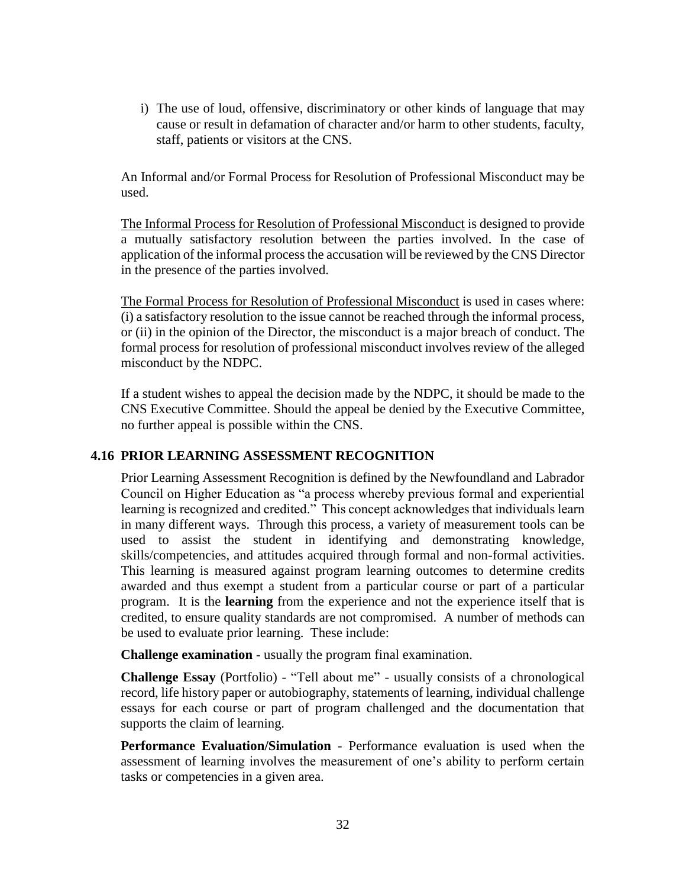i) The use of loud, offensive, discriminatory or other kinds of language that may cause or result in defamation of character and/or harm to other students, faculty, staff, patients or visitors at the CNS.

An Informal and/or Formal Process for Resolution of Professional Misconduct may be used.

The Informal Process for Resolution of Professional Misconduct is designed to provide a mutually satisfactory resolution between the parties involved. In the case of application of the informal process the accusation will be reviewed by the CNS Director in the presence of the parties involved.

The Formal Process for Resolution of Professional Misconduct is used in cases where: (i) a satisfactory resolution to the issue cannot be reached through the informal process, or (ii) in the opinion of the Director, the misconduct is a major breach of conduct. The formal process for resolution of professional misconduct involves review of the alleged misconduct by the NDPC.

If a student wishes to appeal the decision made by the NDPC, it should be made to the CNS Executive Committee. Should the appeal be denied by the Executive Committee, no further appeal is possible within the CNS.

## 4.16 PRIOR LEARNING ASSESSMENT RECOGNITION

Prior Learning Assessment Recognition is defined by the Newfoundland and Labrador Council on Higher Education as "a process whereby previous formal and experiential learning is recognized and credited." This concept acknowledges that individuals learn in many different ways. Through this process, a variety of measurement tools can be used to assist the student in identifying and demonstrating knowledge, skills/competencies, and attitudes acquired through formal and non-formal activities. This learning is measured against program learning outcomes to determine credits awarded and thus exempt a student from a particular course or part of a particular program. It is the **learning** from the experience and not the experience itself that is credited, to ensure quality standards are not compromised. A number of methods can be used to evaluate prior learning. These include:

**Challenge examination** - usually the program final examination.

**Challenge Essay** (Portfolio) - "Tell about me" - usually consists of a chronological record, life history paper or autobiography, statements of learning, individual challenge essays for each course or part of program challenged and the documentation that supports the claim of learning.

**Performance Evaluation/Simulation** - Performance evaluation is used when the assessment of learning involves the measurement of one's ability to perform certain tasks or competencies in a given area.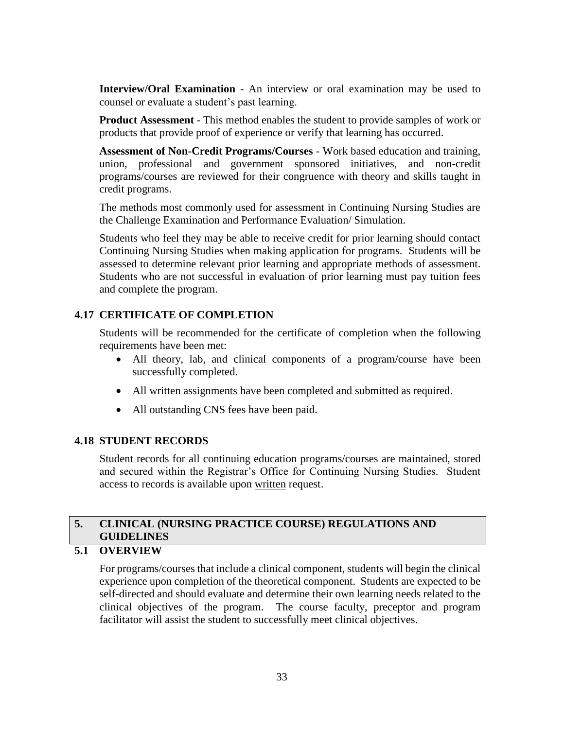**Interview/Oral Examination** - An interview or oral examination may be used to counsel or evaluate a student's past learning.

**Product Assessment** - This method enables the student to provide samples of work or products that provide proof of experience or verify that learning has occurred.

**Assessment of Non-Credit Programs/Courses** - Work based education and training, union, professional and government sponsored initiatives, and non-credit programs/courses are reviewed for their congruence with theory and skills taught in credit programs.

The methods most commonly used for assessment in Continuing Nursing Studies are the Challenge Examination and Performance Evaluation/ Simulation.

Students who feel they may be able to receive credit for prior learning should contact Continuing Nursing Studies when making application for programs. Students will be assessed to determine relevant prior learning and appropriate methods of assessment. Students who are not successful in evaluation of prior learning must pay tuition fees and complete the program.

### 4.17 CERTIFICATE OF COMPLETION

Students will be recommended for the certificate of completion when the following requirements have been met:

- All theory, lab, and clinical components of a program/course have been successfully completed.
- All written assignments have been completed and submitted as required.
- All outstanding CNS fees have been paid.

### 4.18 STUDENT RECORDS

Student records for all continuing education programs/courses are maintained, stored and secured within the Registrar's Office for Continuing Nursing Studies. Student access to records is available upon written request.

## 5. CLINICAL (NURSING PRACTICE COURSE) REGULATIONS AND GUIDELINES

### 5.1 OVERVIEW

For programs/courses that include a clinical component, students will begin the clinical experience upon completion of the theoretical component. Students are expected to be self-directed and should evaluate and determine their own learning needs related to the clinical objectives of the program. The course faculty, preceptor and program facilitator will assist the student to successfully meet clinical objectives.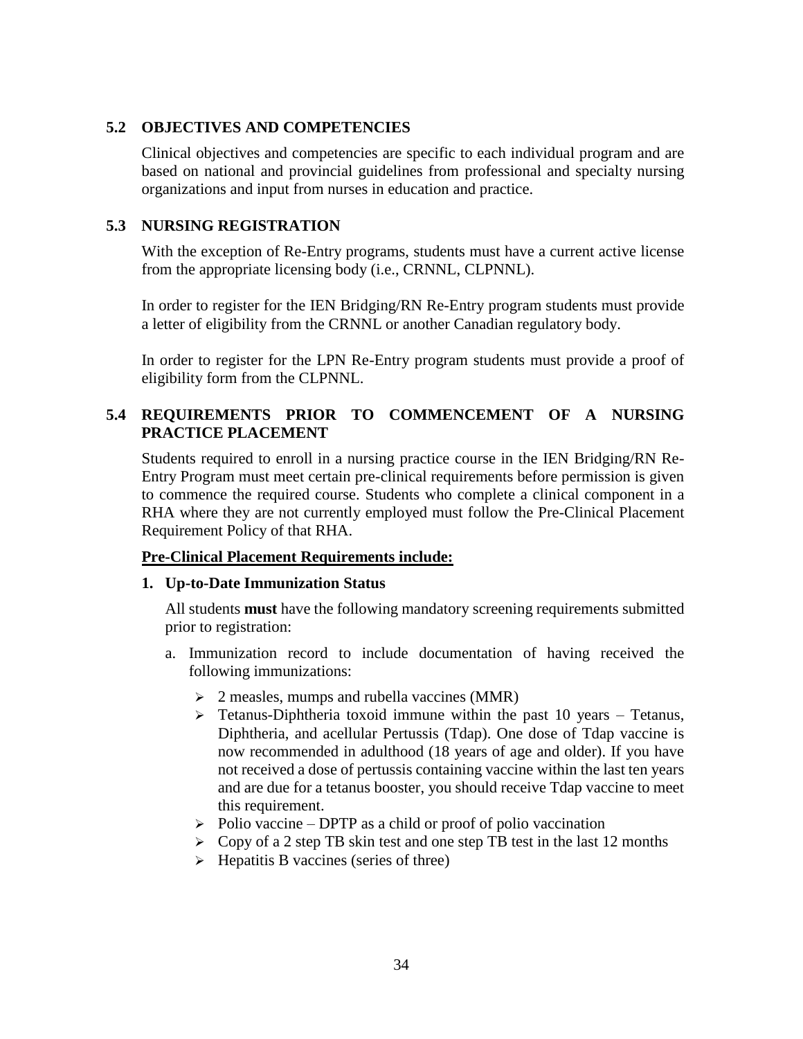## 5.2 OBJECTIVES AND COMPETENCIES

Clinical objectives and competencies are specific to each individual program and are based on national and provincial guidelines from professional and specialty nursing organizations and input from nurses in education and practice.

## 5.3 NURSING REGISTRATION

With the exception of Re-Entry programs, students must have a current active license from the appropriate licensing body (i.e., CRNNL, CLPNNL).

In order to register for the IEN Bridging/RN Re-Entry program students must provide a letter of eligibility from the CRNNL or another Canadian regulatory body.

In order to register for the LPN Re-Entry program students must provide a proof of eligibility form from the CLPNNL.

## 5.4 REQUIREMENTS PRIOR TO COMMENCEMENT OF A NURSING PRACTICE PLACEMENT

Students required to enroll in a nursing practice course in the IEN Bridging/RN Re-Entry Program must meet certain pre-clinical requirements before permission is given to commence the required course. Students who complete a clinical component in a RHA where they are not currently employed must follow the Pre-Clinical Placement Requirement Policy of that RHA.

**Pre-Clinical Placement Requirements include:**

**1. Up-to-Date Immunization Status**

All students **must** have the following mandatory screening requirements submitted prior to registration:

a. Immunization record to include documentation of having received the following immunizations:

- 2 measles, mumps and rubella vaccines (MMR)
- Tetanus-Diphtheria toxoid immune within the past 10 years – Tetanus, Diphtheria, and acellular Pertussis (Tdap). One dose of Tdap vaccine is now recommended in adulthood (18 years of age and older). If you have not received a dose of pertussis containing vaccine within the last ten years and are due for a tetanus booster, you should receive Tdap vaccine to meet this requirement.
- Polio vaccine – DPTP as a child or proof of polio vaccination
- Copy of a 2 step TB skin test and one step TB test in the last 12 months
- Hepatitis B vaccines (series of three)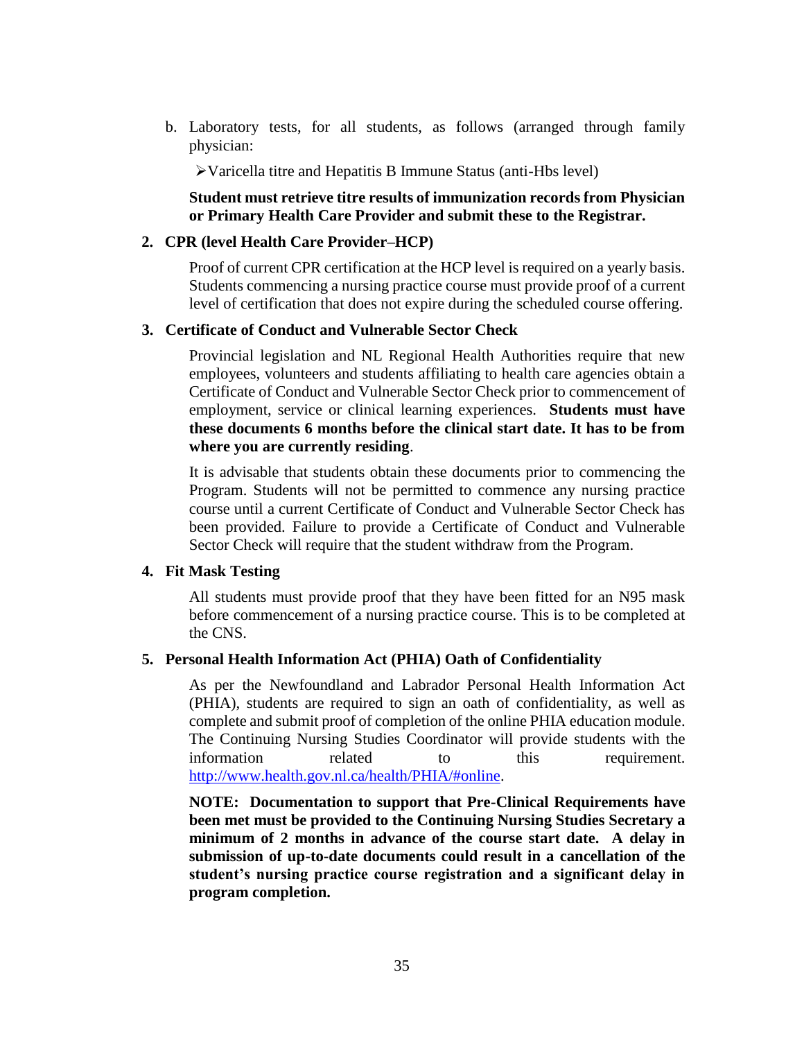b. Laboratory tests, for all students, as follows (arranged through family physician:

   - Varicella titre and Hepatitis B Immune Status (anti-Hbs level)

   **Student must retrieve titre results of immunization records from Physician or Primary Health Care Provider and submit these to the Registrar.**

**2. CPR (level Health Care Provider–HCP)**

Proof of current CPR certification at the HCP level is required on a yearly basis. Students commencing a nursing practice course must provide proof of a current level of certification that does not expire during the scheduled course offering.

**3. Certificate of Conduct and Vulnerable Sector Check**

Provincial legislation and NL Regional Health Authorities require that new employees, volunteers and students affiliating to health care agencies obtain a Certificate of Conduct and Vulnerable Sector Check prior to commencement of employment, service or clinical learning experiences. **Students must have these documents 6 months before the clinical start date. It has to be from where you are currently residing**.

It is advisable that students obtain these documents prior to commencing the Program. Students will not be permitted to commence any nursing practice course until a current Certificate of Conduct and Vulnerable Sector Check has been provided. Failure to provide a Certificate of Conduct and Vulnerable Sector Check will require that the student withdraw from the Program.

**4. Fit Mask Testing**

All students must provide proof that they have been fitted for an N95 mask before commencement of a nursing practice course. This is to be completed at the CNS.

**5. Personal Health Information Act (PHIA) Oath of Confidentiality**

As per the Newfoundland and Labrador Personal Health Information Act (PHIA), students are required to sign an oath of confidentiality, as well as complete and submit proof of completion of the online PHIA education module. The Continuing Nursing Studies Coordinator will provide students with the information related to this requirement. [http://www.health.gov.nl.ca/health/PHIA/#online](http://www.health.gov.nl.ca/health/PHIA/#online).

**NOTE: Documentation to support that Pre-Clinical Requirements have been met must be provided to the Continuing Nursing Studies Secretary a minimum of 2 months in advance of the course start date. A delay in submission of up-to-date documents could result in a cancellation of the student's nursing practice course registration and a significant delay in program completion.**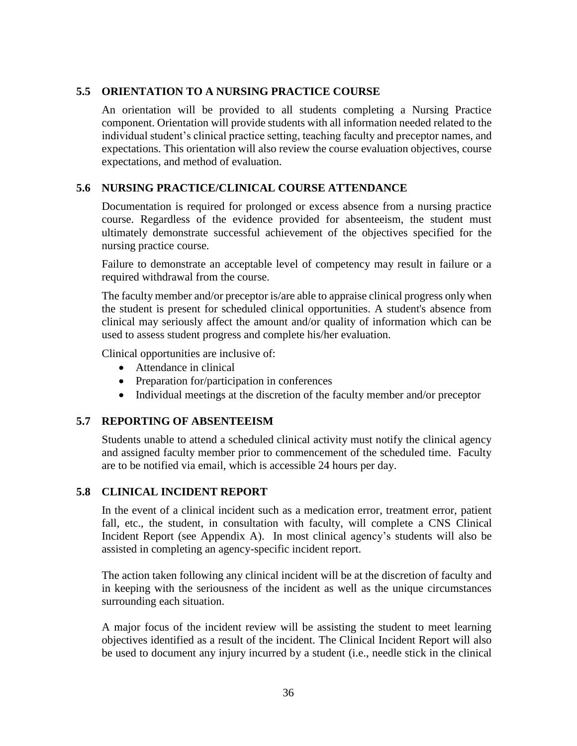## 5.5 ORIENTATION TO A NURSING PRACTICE COURSE

An orientation will be provided to all students completing a Nursing Practice component. Orientation will provide students with all information needed related to the individual student's clinical practice setting, teaching faculty and preceptor names, and expectations. This orientation will also review the course evaluation objectives, course expectations, and method of evaluation.

## 5.6 NURSING PRACTICE/CLINICAL COURSE ATTENDANCE

Documentation is required for prolonged or excess absence from a nursing practice course. Regardless of the evidence provided for absenteeism, the student must ultimately demonstrate successful achievement of the objectives specified for the nursing practice course.

Failure to demonstrate an acceptable level of competency may result in failure or a required withdrawal from the course.

The faculty member and/or preceptor is/are able to appraise clinical progress only when the student is present for scheduled clinical opportunities. A student's absence from clinical may seriously affect the amount and/or quality of information which can be used to assess student progress and complete his/her evaluation.

Clinical opportunities are inclusive of:

- Attendance in clinical
- Preparation for/participation in conferences
- Individual meetings at the discretion of the faculty member and/or preceptor

## 5.7 REPORTING OF ABSENTEEISM

Students unable to attend a scheduled clinical activity must notify the clinical agency and assigned faculty member prior to commencement of the scheduled time. Faculty are to be notified via email, which is accessible 24 hours per day.

## 5.8 CLINICAL INCIDENT REPORT

In the event of a clinical incident such as a medication error, treatment error, patient fall, etc., the student, in consultation with faculty, will complete a CNS Clinical Incident Report (see Appendix A). In most clinical agency's students will also be assisted in completing an agency-specific incident report.

The action taken following any clinical incident will be at the discretion of faculty and in keeping with the seriousness of the incident as well as the unique circumstances surrounding each situation.

A major focus of the incident review will be assisting the student to meet learning objectives identified as a result of the incident. The Clinical Incident Report will also be used to document any injury incurred by a student (i.e., needle stick in the clinical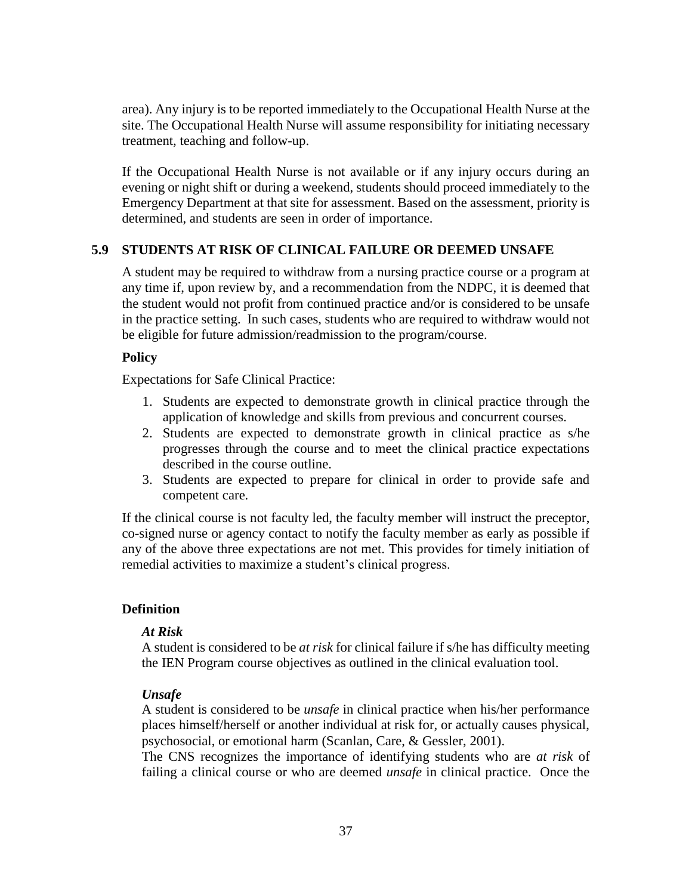area). Any injury is to be reported immediately to the Occupational Health Nurse at the site. The Occupational Health Nurse will assume responsibility for initiating necessary treatment, teaching and follow-up.

If the Occupational Health Nurse is not available or if any injury occurs during an evening or night shift or during a weekend, students should proceed immediately to the Emergency Department at that site for assessment. Based on the assessment, priority is determined, and students are seen in order of importance.

## 5.9 STUDENTS AT RISK OF CLINICAL FAILURE OR DEEMED UNSAFE

A student may be required to withdraw from a nursing practice course or a program at any time if, upon review by, and a recommendation from the NDPC, it is deemed that the student would not profit from continued practice and/or is considered to be unsafe in the practice setting. In such cases, students who are required to withdraw would not be eligible for future admission/readmission to the program/course.

### Policy

Expectations for Safe Clinical Practice:

1. Students are expected to demonstrate growth in clinical practice through the application of knowledge and skills from previous and concurrent courses.
2. Students are expected to demonstrate growth in clinical practice as s/he progresses through the course and to meet the clinical practice expectations described in the course outline.
3. Students are expected to prepare for clinical in order to provide safe and competent care.

If the clinical course is not faculty led, the faculty member will instruct the preceptor, co-signed nurse or agency contact to notify the faculty member as early as possible if any of the above three expectations are not met. This provides for timely initiation of remedial activities to maximize a student's clinical progress.

### Definition

***At Risk***

A student is considered to be *at risk* for clinical failure if s/he has difficulty meeting the IEN Program course objectives as outlined in the clinical evaluation tool.

***Unsafe***

A student is considered to be *unsafe* in clinical practice when his/her performance places himself/herself or another individual at risk for, or actually causes physical, psychosocial, or emotional harm (Scanlan, Care, & Gessler, 2001).

The CNS recognizes the importance of identifying students who are *at risk* of failing a clinical course or who are deemed *unsafe* in clinical practice. Once the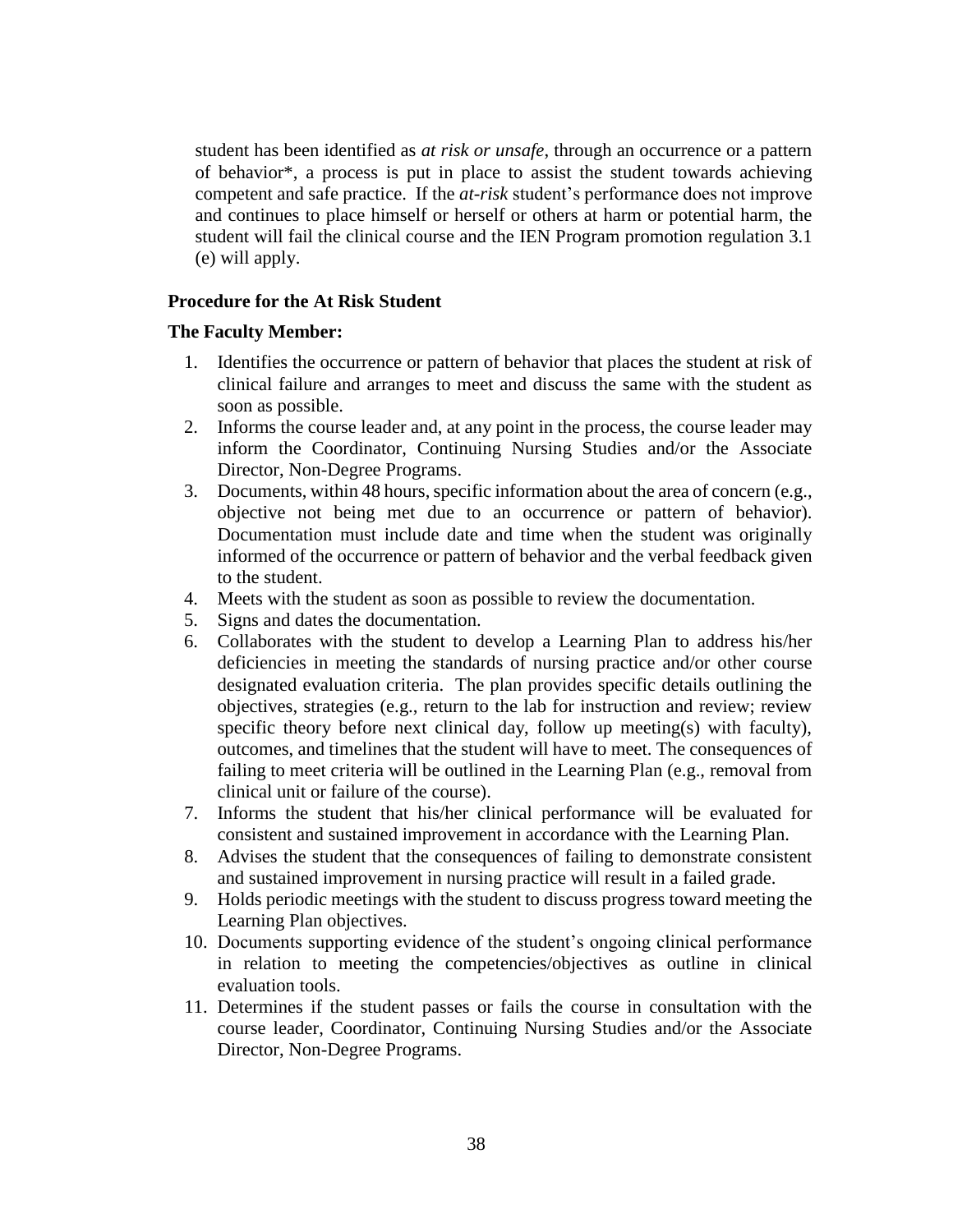student has been identified as *at risk or unsafe*, through an occurrence or a pattern of behavior*, a process is put in place to assist the student towards achieving competent and safe practice. If the *at-risk* student's performance does not improve and continues to place himself or herself or others at harm or potential harm, the student will fail the clinical course and the IEN Program promotion regulation 3.1 (e) will apply.

**Procedure for the At Risk Student**

**The Faculty Member:**

1. Identifies the occurrence or pattern of behavior that places the student at risk of clinical failure and arranges to meet and discuss the same with the student as soon as possible.
2. Informs the course leader and, at any point in the process, the course leader may inform the Coordinator, Continuing Nursing Studies and/or the Associate Director, Non-Degree Programs.
3. Documents, within 48 hours, specific information about the area of concern (e.g., objective not being met due to an occurrence or pattern of behavior). Documentation must include date and time when the student was originally informed of the occurrence or pattern of behavior and the verbal feedback given to the student.
4. Meets with the student as soon as possible to review the documentation.
5. Signs and dates the documentation.
6. Collaborates with the student to develop a Learning Plan to address his/her deficiencies in meeting the standards of nursing practice and/or other course designated evaluation criteria. The plan provides specific details outlining the objectives, strategies (e.g., return to the lab for instruction and review; review specific theory before next clinical day, follow up meeting(s) with faculty), outcomes, and timelines that the student will have to meet. The consequences of failing to meet criteria will be outlined in the Learning Plan (e.g., removal from clinical unit or failure of the course).
7. Informs the student that his/her clinical performance will be evaluated for consistent and sustained improvement in accordance with the Learning Plan.
8. Advises the student that the consequences of failing to demonstrate consistent and sustained improvement in nursing practice will result in a failed grade.
9. Holds periodic meetings with the student to discuss progress toward meeting the Learning Plan objectives.
10. Documents supporting evidence of the student's ongoing clinical performance in relation to meeting the competencies/objectives as outline in clinical evaluation tools.
11. Determines if the student passes or fails the course in consultation with the course leader, Coordinator, Continuing Nursing Studies and/or the Associate Director, Non-Degree Programs.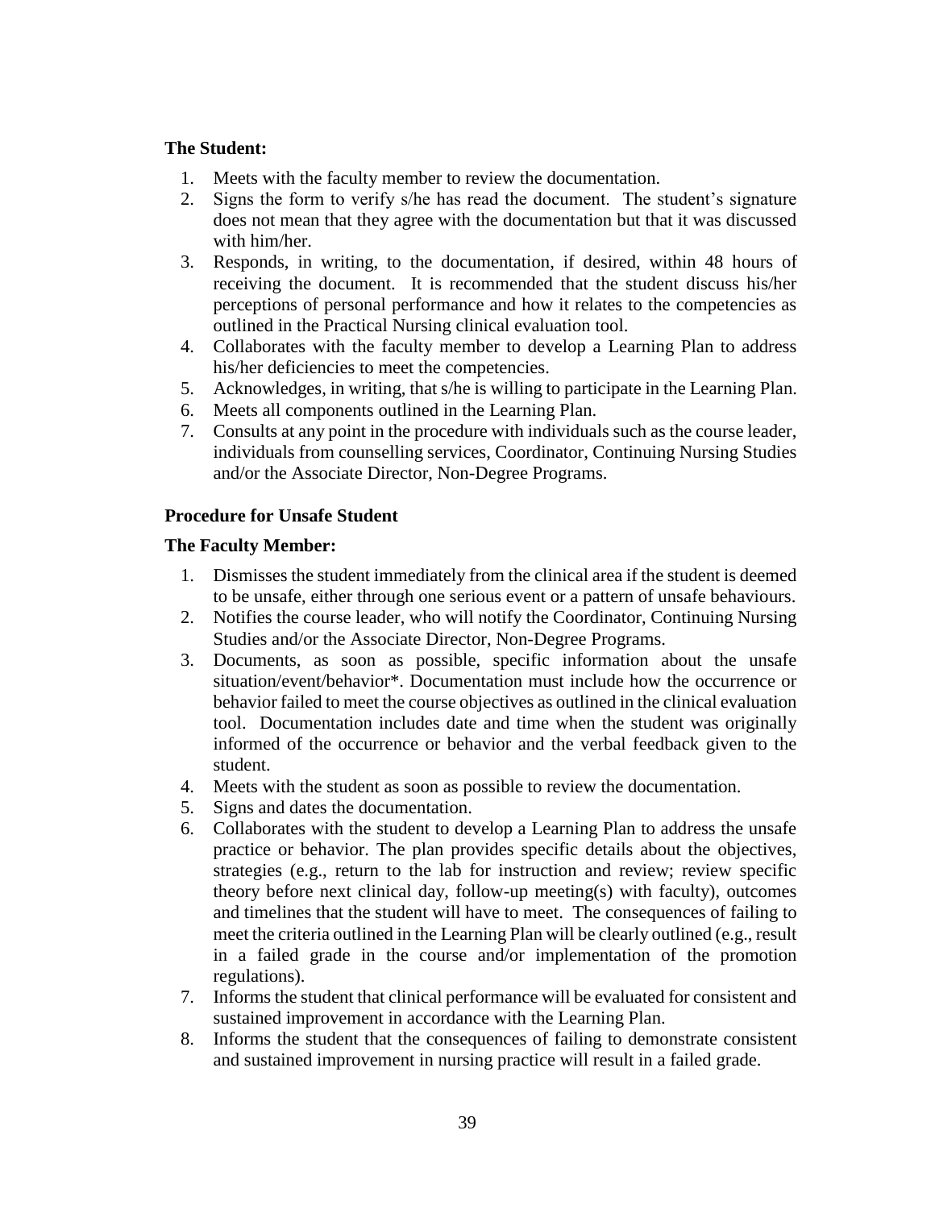**The Student:**

1. Meets with the faculty member to review the documentation.
2. Signs the form to verify s/he has read the document. The student's signature does not mean that they agree with the documentation but that it was discussed with him/her.
3. Responds, in writing, to the documentation, if desired, within 48 hours of receiving the document. It is recommended that the student discuss his/her perceptions of personal performance and how it relates to the competencies as outlined in the Practical Nursing clinical evaluation tool.
4. Collaborates with the faculty member to develop a Learning Plan to address his/her deficiencies to meet the competencies.
5. Acknowledges, in writing, that s/he is willing to participate in the Learning Plan.
6. Meets all components outlined in the Learning Plan.
7. Consults at any point in the procedure with individuals such as the course leader, individuals from counselling services, Coordinator, Continuing Nursing Studies and/or the Associate Director, Non-Degree Programs.

**Procedure for Unsafe Student**

**The Faculty Member:**

1. Dismisses the student immediately from the clinical area if the student is deemed to be unsafe, either through one serious event or a pattern of unsafe behaviours.
2. Notifies the course leader, who will notify the Coordinator, Continuing Nursing Studies and/or the Associate Director, Non-Degree Programs.
3. Documents, as soon as possible, specific information about the unsafe situation/event/behavior*. Documentation must include how the occurrence or behavior failed to meet the course objectives as outlined in the clinical evaluation tool. Documentation includes date and time when the student was originally informed of the occurrence or behavior and the verbal feedback given to the student.
4. Meets with the student as soon as possible to review the documentation.
5. Signs and dates the documentation.
6. Collaborates with the student to develop a Learning Plan to address the unsafe practice or behavior. The plan provides specific details about the objectives, strategies (e.g., return to the lab for instruction and review; review specific theory before next clinical day, follow-up meeting(s) with faculty), outcomes and timelines that the student will have to meet. The consequences of failing to meet the criteria outlined in the Learning Plan will be clearly outlined (e.g., result in a failed grade in the course and/or implementation of the promotion regulations).
7. Informs the student that clinical performance will be evaluated for consistent and sustained improvement in accordance with the Learning Plan.
8. Informs the student that the consequences of failing to demonstrate consistent and sustained improvement in nursing practice will result in a failed grade.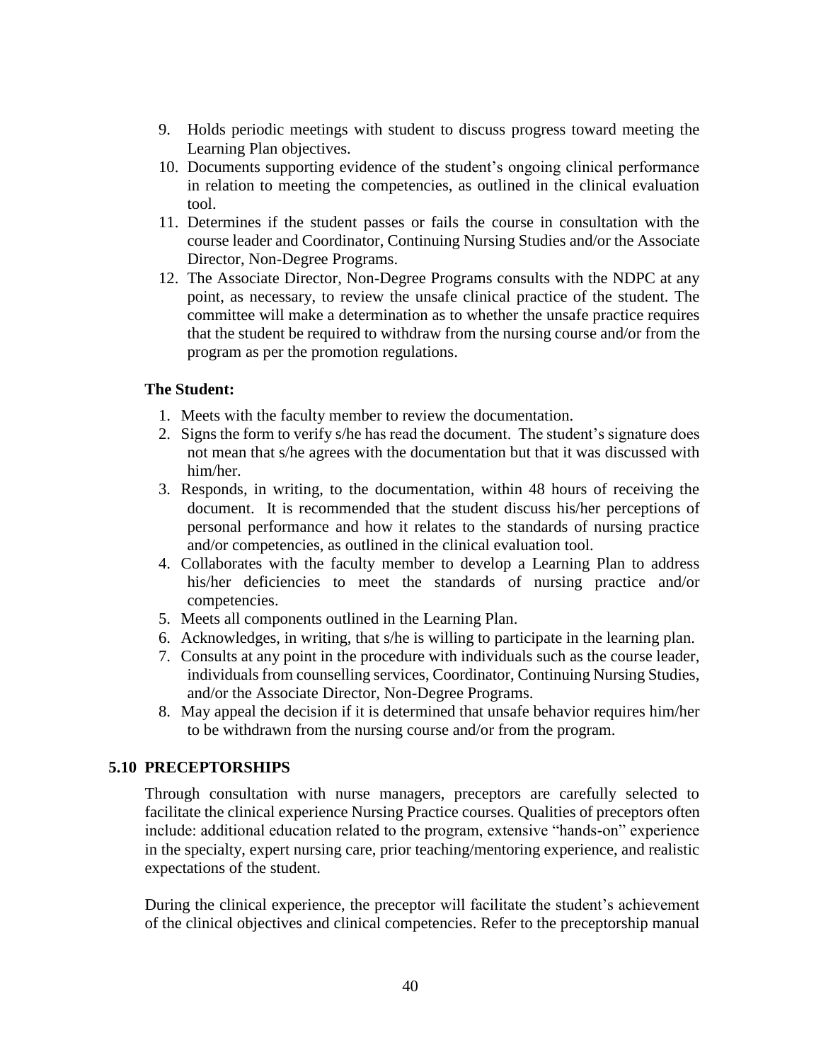9. Holds periodic meetings with student to discuss progress toward meeting the Learning Plan objectives.
10. Documents supporting evidence of the student's ongoing clinical performance in relation to meeting the competencies, as outlined in the clinical evaluation tool.
11. Determines if the student passes or fails the course in consultation with the course leader and Coordinator, Continuing Nursing Studies and/or the Associate Director, Non-Degree Programs.
12. The Associate Director, Non-Degree Programs consults with the NDPC at any point, as necessary, to review the unsafe clinical practice of the student. The committee will make a determination as to whether the unsafe practice requires that the student be required to withdraw from the nursing course and/or from the program as per the promotion regulations.

**The Student:**

1. Meets with the faculty member to review the documentation.
2. Signs the form to verify s/he has read the document. The student's signature does not mean that s/he agrees with the documentation but that it was discussed with him/her.
3. Responds, in writing, to the documentation, within 48 hours of receiving the document. It is recommended that the student discuss his/her perceptions of personal performance and how it relates to the standards of nursing practice and/or competencies, as outlined in the clinical evaluation tool.
4. Collaborates with the faculty member to develop a Learning Plan to address his/her deficiencies to meet the standards of nursing practice and/or competencies.
5. Meets all components outlined in the Learning Plan.
6. Acknowledges, in writing, that s/he is willing to participate in the learning plan.
7. Consults at any point in the procedure with individuals such as the course leader, individuals from counselling services, Coordinator, Continuing Nursing Studies, and/or the Associate Director, Non-Degree Programs.
8. May appeal the decision if it is determined that unsafe behavior requires him/her to be withdrawn from the nursing course and/or from the program.

## 5.10 PRECEPTORSHIPS

Through consultation with nurse managers, preceptors are carefully selected to facilitate the clinical experience Nursing Practice courses. Qualities of preceptors often include: additional education related to the program, extensive "hands-on" experience in the specialty, expert nursing care, prior teaching/mentoring experience, and realistic expectations of the student.

During the clinical experience, the preceptor will facilitate the student's achievement of the clinical objectives and clinical competencies. Refer to the preceptorship manual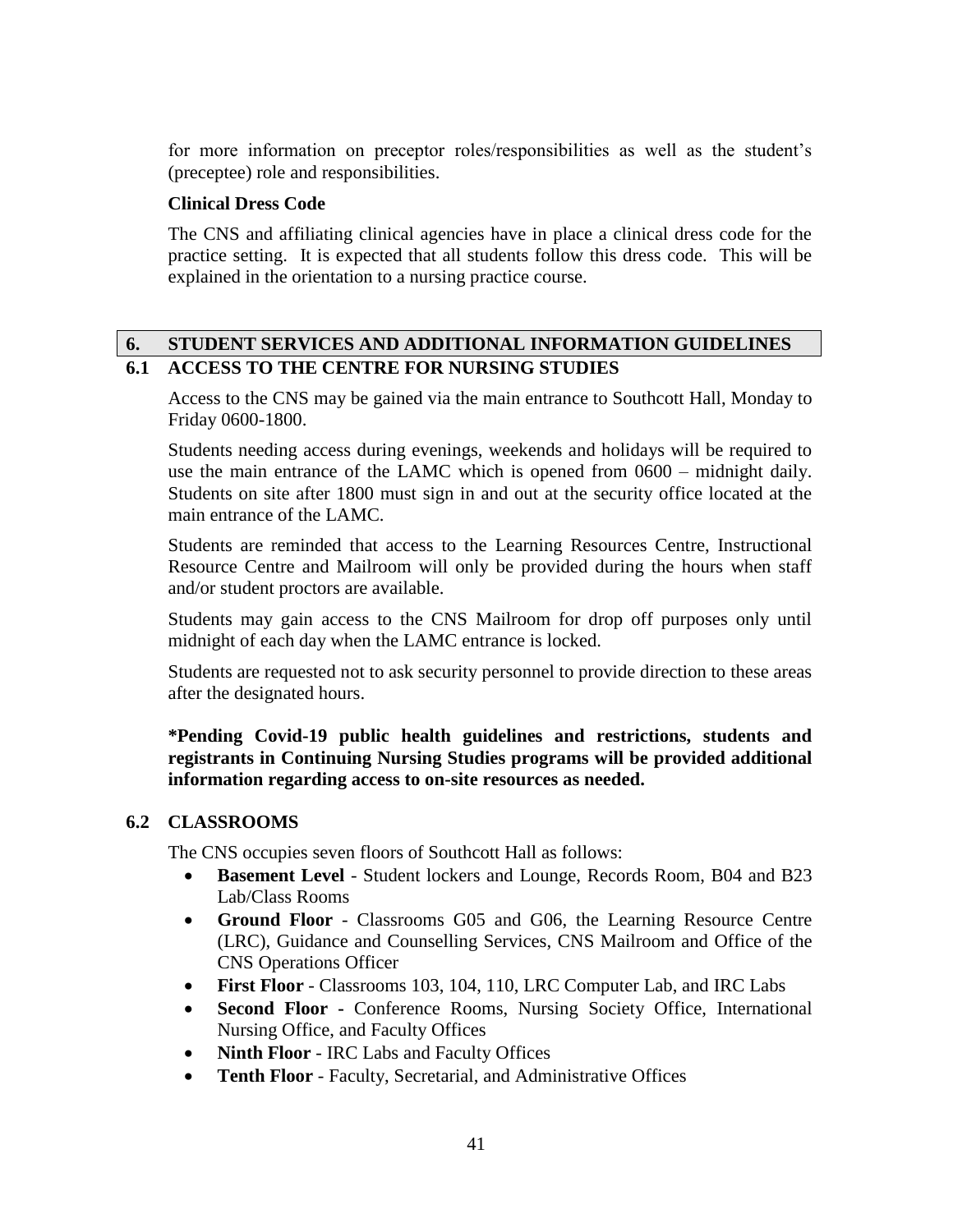for more information on preceptor roles/responsibilities as well as the student's (preceptee) role and responsibilities.

**Clinical Dress Code**

The CNS and affiliating clinical agencies have in place a clinical dress code for the practice setting. It is expected that all students follow this dress code. This will be explained in the orientation to a nursing practice course.

## 6. STUDENT SERVICES AND ADDITIONAL INFORMATION GUIDELINES

### 6.1 ACCESS TO THE CENTRE FOR NURSING STUDIES

Access to the CNS may be gained via the main entrance to Southcott Hall, Monday to Friday 0600-1800.

Students needing access during evenings, weekends and holidays will be required to use the main entrance of the LAMC which is opened from 0600 – midnight daily. Students on site after 1800 must sign in and out at the security office located at the main entrance of the LAMC.

Students are reminded that access to the Learning Resources Centre, Instructional Resource Centre and Mailroom will only be provided during the hours when staff and/or student proctors are available.

Students may gain access to the CNS Mailroom for drop off purposes only until midnight of each day when the LAMC entrance is locked.

Students are requested not to ask security personnel to provide direction to these areas after the designated hours.

**\*Pending Covid-19 public health guidelines and restrictions, students and registrants in Continuing Nursing Studies programs will be provided additional information regarding access to on-site resources as needed.**

### 6.2 CLASSROOMS

The CNS occupies seven floors of Southcott Hall as follows:

- **Basement Level** - Student lockers and Lounge, Records Room, B04 and B23 Lab/Class Rooms
- **Ground Floor** - Classrooms G05 and G06, the Learning Resource Centre (LRC), Guidance and Counselling Services, CNS Mailroom and Office of the CNS Operations Officer
- **First Floor** - Classrooms 103, 104, 110, LRC Computer Lab, and IRC Labs
- **Second Floor -** Conference Rooms, Nursing Society Office, International Nursing Office, and Faculty Offices
- **Ninth Floor** - IRC Labs and Faculty Offices
- **Tenth Floor** - Faculty, Secretarial, and Administrative Offices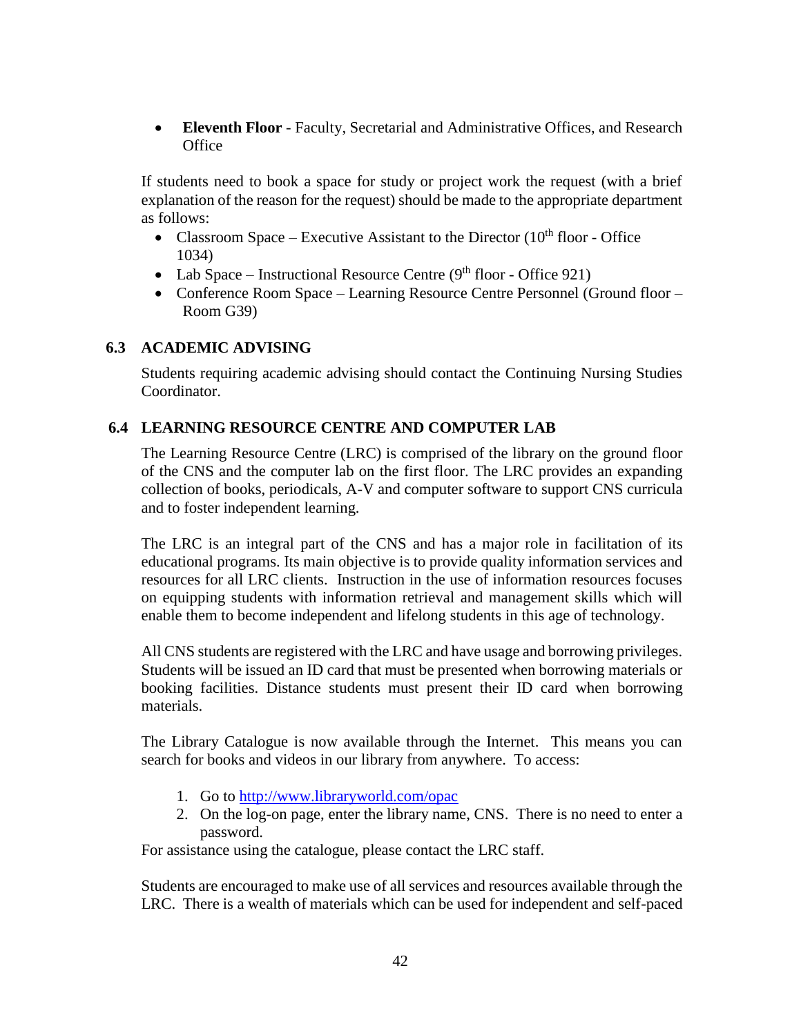- **Eleventh Floor** - Faculty, Secretarial and Administrative Offices, and Research Office

If students need to book a space for study or project work the request (with a brief explanation of the reason for the request) should be made to the appropriate department as follows:

- Classroom Space – Executive Assistant to the Director (10th floor - Office 1034)
- Lab Space – Instructional Resource Centre (9th floor - Office 921)
- Conference Room Space – Learning Resource Centre Personnel (Ground floor – Room G39)

## 6.3 ACADEMIC ADVISING

Students requiring academic advising should contact the Continuing Nursing Studies Coordinator.

## 6.4 LEARNING RESOURCE CENTRE AND COMPUTER LAB

The Learning Resource Centre (LRC) is comprised of the library on the ground floor of the CNS and the computer lab on the first floor. The LRC provides an expanding collection of books, periodicals, A-V and computer software to support CNS curricula and to foster independent learning.

The LRC is an integral part of the CNS and has a major role in facilitation of its educational programs. Its main objective is to provide quality information services and resources for all LRC clients. Instruction in the use of information resources focuses on equipping students with information retrieval and management skills which will enable them to become independent and lifelong students in this age of technology.

All CNS students are registered with the LRC and have usage and borrowing privileges. Students will be issued an ID card that must be presented when borrowing materials or booking facilities. Distance students must present their ID card when borrowing materials.

The Library Catalogue is now available through the Internet. This means you can search for books and videos in our library from anywhere. To access:

1. Go to http://www.libraryworld.com/opac
2. On the log-on page, enter the library name, CNS. There is no need to enter a password.

For assistance using the catalogue, please contact the LRC staff.

Students are encouraged to make use of all services and resources available through the LRC. There is a wealth of materials which can be used for independent and self-paced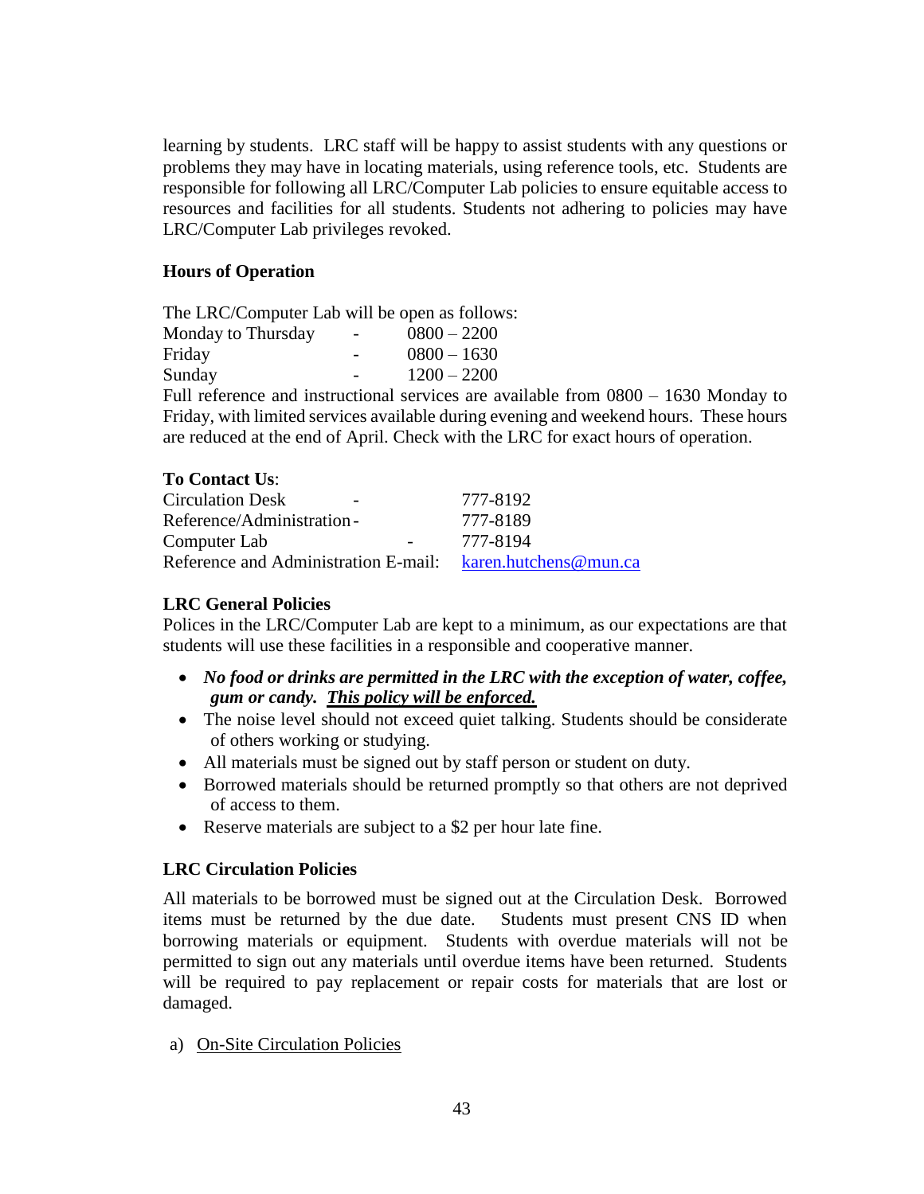learning by students. LRC staff will be happy to assist students with any questions or problems they may have in locating materials, using reference tools, etc. Students are responsible for following all LRC/Computer Lab policies to ensure equitable access to resources and facilities for all students. Students not adhering to policies may have LRC/Computer Lab privileges revoked.

**Hours of Operation**

The LRC/Computer Lab will be open as follows:

| | | |
|---|---|---|
| Monday to Thursday | - | 0800 – 2200 |
| Friday | - | 0800 – 1630 |
| Sunday | - | 1200 – 2200 |

Full reference and instructional services are available from 0800 – 1630 Monday to Friday, with limited services available during evening and weekend hours. These hours are reduced at the end of April. Check with the LRC for exact hours of operation.

**To Contact Us**:

| | |
|---|---|
| Circulation Desk - | 777-8192 |
| Reference/Administration - | 777-8189 |
| Computer Lab - | 777-8194 |
| Reference and Administration E-mail: | karen.hutchens@mun.ca |

**LRC General Policies**

Polices in the LRC/Computer Lab are kept to a minimum, as our expectations are that students will use these facilities in a responsible and cooperative manner.

- ***No food or drinks are permitted in the LRC with the exception of water, coffee, gum or candy.*** ***<u>This policy will be enforced.</u>***
- The noise level should not exceed quiet talking. Students should be considerate of others working or studying.
- All materials must be signed out by staff person or student on duty.
- Borrowed materials should be returned promptly so that others are not deprived of access to them.
- Reserve materials are subject to a $2 per hour late fine.

**LRC Circulation Policies**

All materials to be borrowed must be signed out at the Circulation Desk. Borrowed items must be returned by the due date. Students must present CNS ID when borrowing materials or equipment. Students with overdue materials will not be permitted to sign out any materials until overdue items have been returned. Students will be required to pay replacement or repair costs for materials that are lost or damaged.

a) <u>On-Site Circulation Policies</u>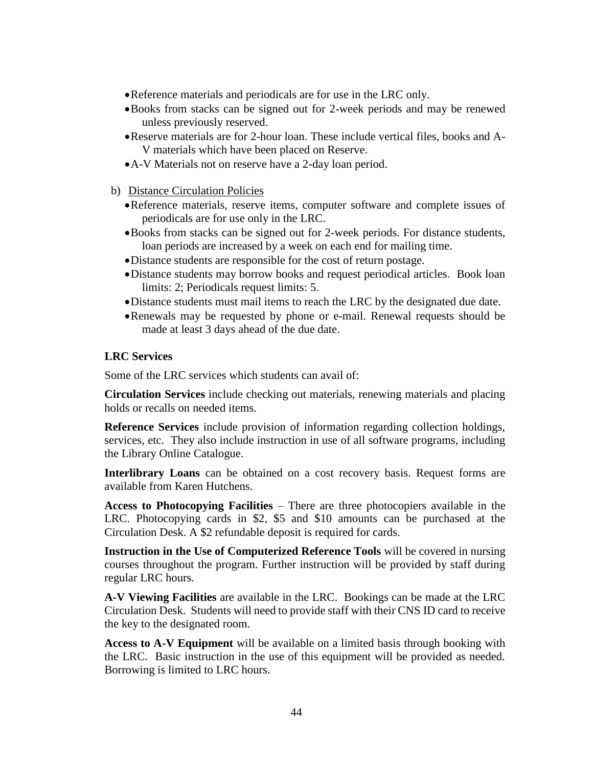- Reference materials and periodicals are for use in the LRC only.
- Books from stacks can be signed out for 2-week periods and may be renewed unless previously reserved.
- Reserve materials are for 2-hour loan. These include vertical files, books and A-V materials which have been placed on Reserve.
- A-V Materials not on reserve have a 2-day loan period.

b) Distance Circulation Policies

- Reference materials, reserve items, computer software and complete issues of periodicals are for use only in the LRC.
- Books from stacks can be signed out for 2-week periods. For distance students, loan periods are increased by a week on each end for mailing time.
- Distance students are responsible for the cost of return postage.
- Distance students may borrow books and request periodical articles. Book loan limits: 2; Periodicals request limits: 5.
- Distance students must mail items to reach the LRC by the designated due date.
- Renewals may be requested by phone or e-mail. Renewal requests should be made at least 3 days ahead of the due date.

**LRC Services**

Some of the LRC services which students can avail of:

**Circulation Services** include checking out materials, renewing materials and placing holds or recalls on needed items.

**Reference Services** include provision of information regarding collection holdings, services, etc. They also include instruction in use of all software programs, including the Library Online Catalogue.

**Interlibrary Loans** can be obtained on a cost recovery basis. Request forms are available from Karen Hutchens.

**Access to Photocopying Facilities** – There are three photocopiers available in the LRC. Photocopying cards in $2, $5 and $10 amounts can be purchased at the Circulation Desk. A $2 refundable deposit is required for cards.

**Instruction in the Use of Computerized Reference Tools** will be covered in nursing courses throughout the program. Further instruction will be provided by staff during regular LRC hours.

**A-V Viewing Facilities** are available in the LRC. Bookings can be made at the LRC Circulation Desk. Students will need to provide staff with their CNS ID card to receive the key to the designated room.

**Access to A-V Equipment** will be available on a limited basis through booking with the LRC. Basic instruction in the use of this equipment will be provided as needed. Borrowing is limited to LRC hours.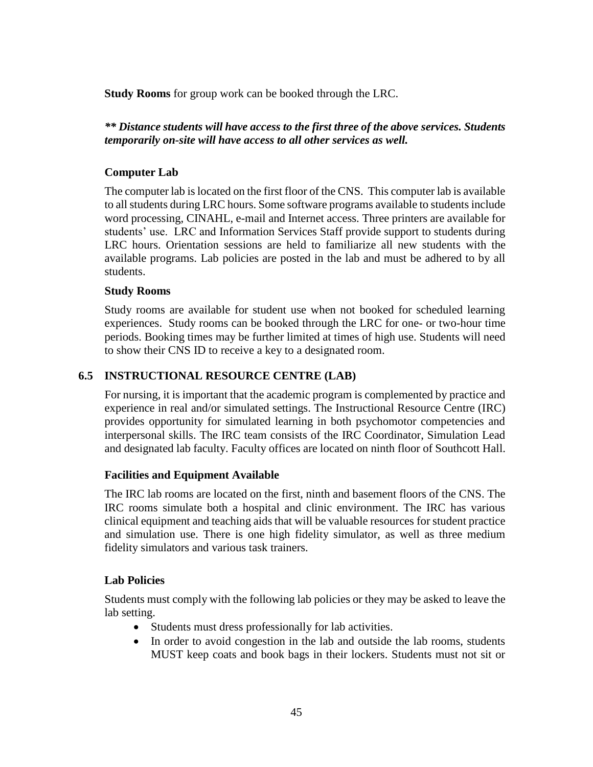**Study Rooms** for group work can be booked through the LRC.

***\*\* Distance students will have access to the first three of the above services. Students temporarily on-site will have access to all other services as well.***

### Computer Lab

The computer lab is located on the first floor of the CNS. This computer lab is available to all students during LRC hours. Some software programs available to students include word processing, CINAHL, e-mail and Internet access. Three printers are available for students' use. LRC and Information Services Staff provide support to students during LRC hours. Orientation sessions are held to familiarize all new students with the available programs. Lab policies are posted in the lab and must be adhered to by all students.

### Study Rooms

Study rooms are available for student use when not booked for scheduled learning experiences. Study rooms can be booked through the LRC for one- or two-hour time periods. Booking times may be further limited at times of high use. Students will need to show their CNS ID to receive a key to a designated room.

## 6.5 INSTRUCTIONAL RESOURCE CENTRE (LAB)

For nursing, it is important that the academic program is complemented by practice and experience in real and/or simulated settings. The Instructional Resource Centre (IRC) provides opportunity for simulated learning in both psychomotor competencies and interpersonal skills. The IRC team consists of the IRC Coordinator, Simulation Lead and designated lab faculty. Faculty offices are located on ninth floor of Southcott Hall.

### Facilities and Equipment Available

The IRC lab rooms are located on the first, ninth and basement floors of the CNS. The IRC rooms simulate both a hospital and clinic environment. The IRC has various clinical equipment and teaching aids that will be valuable resources for student practice and simulation use. There is one high fidelity simulator, as well as three medium fidelity simulators and various task trainers.

### Lab Policies

Students must comply with the following lab policies or they may be asked to leave the lab setting.

- Students must dress professionally for lab activities.
- In order to avoid congestion in the lab and outside the lab rooms, students MUST keep coats and book bags in their lockers. Students must not sit or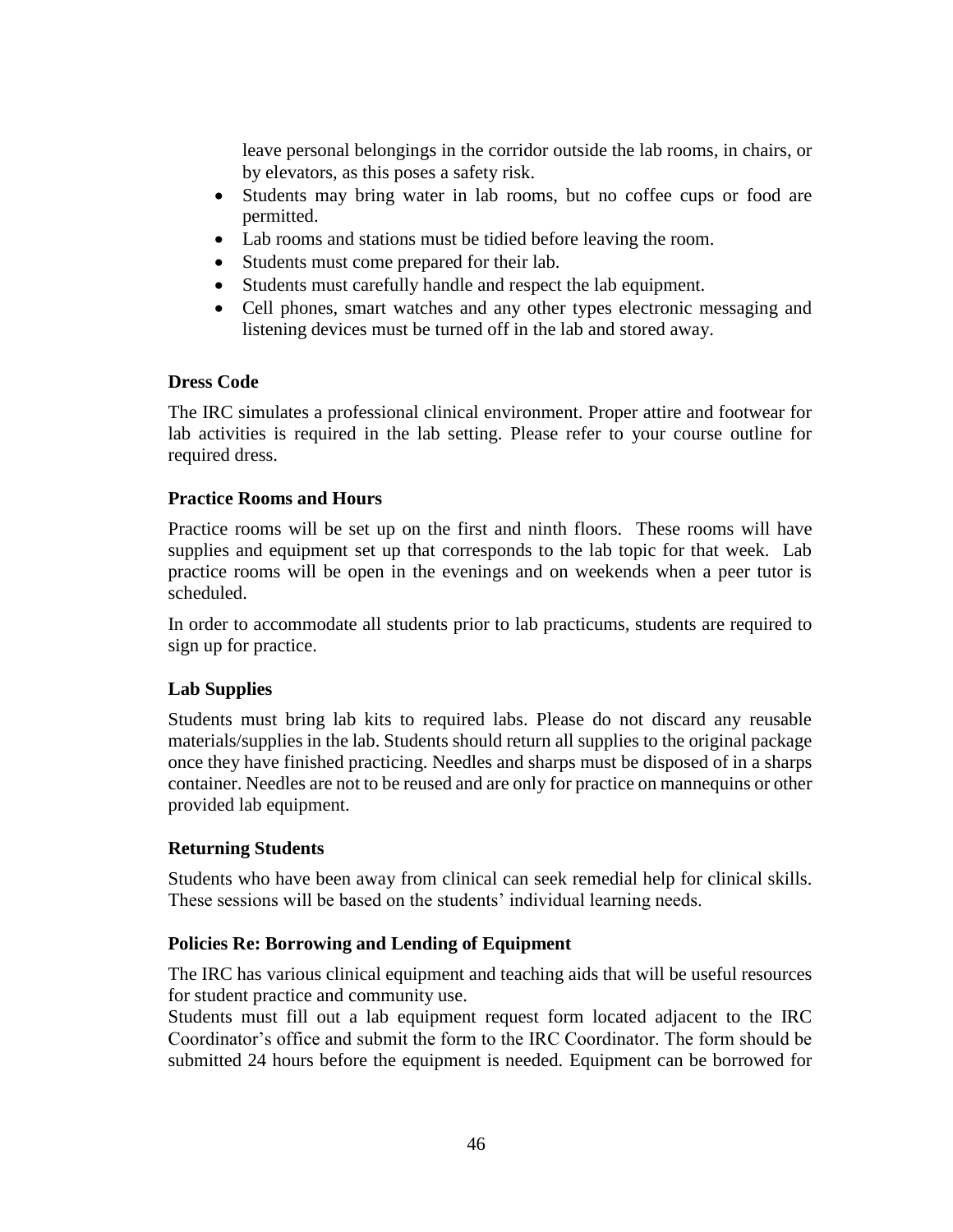leave personal belongings in the corridor outside the lab rooms, in chairs, or by elevators, as this poses a safety risk.

- Students may bring water in lab rooms, but no coffee cups or food are permitted.
- Lab rooms and stations must be tidied before leaving the room.
- Students must come prepared for their lab.
- Students must carefully handle and respect the lab equipment.
- Cell phones, smart watches and any other types electronic messaging and listening devices must be turned off in the lab and stored away.

**Dress Code**

The IRC simulates a professional clinical environment. Proper attire and footwear for lab activities is required in the lab setting. Please refer to your course outline for required dress.

**Practice Rooms and Hours**

Practice rooms will be set up on the first and ninth floors. These rooms will have supplies and equipment set up that corresponds to the lab topic for that week. Lab practice rooms will be open in the evenings and on weekends when a peer tutor is scheduled.

In order to accommodate all students prior to lab practicums, students are required to sign up for practice.

**Lab Supplies**

Students must bring lab kits to required labs. Please do not discard any reusable materials/supplies in the lab. Students should return all supplies to the original package once they have finished practicing. Needles and sharps must be disposed of in a sharps container. Needles are not to be reused and are only for practice on mannequins or other provided lab equipment.

**Returning Students**

Students who have been away from clinical can seek remedial help for clinical skills. These sessions will be based on the students' individual learning needs.

**Policies Re: Borrowing and Lending of Equipment**

The IRC has various clinical equipment and teaching aids that will be useful resources for student practice and community use.

Students must fill out a lab equipment request form located adjacent to the IRC Coordinator's office and submit the form to the IRC Coordinator. The form should be submitted 24 hours before the equipment is needed. Equipment can be borrowed for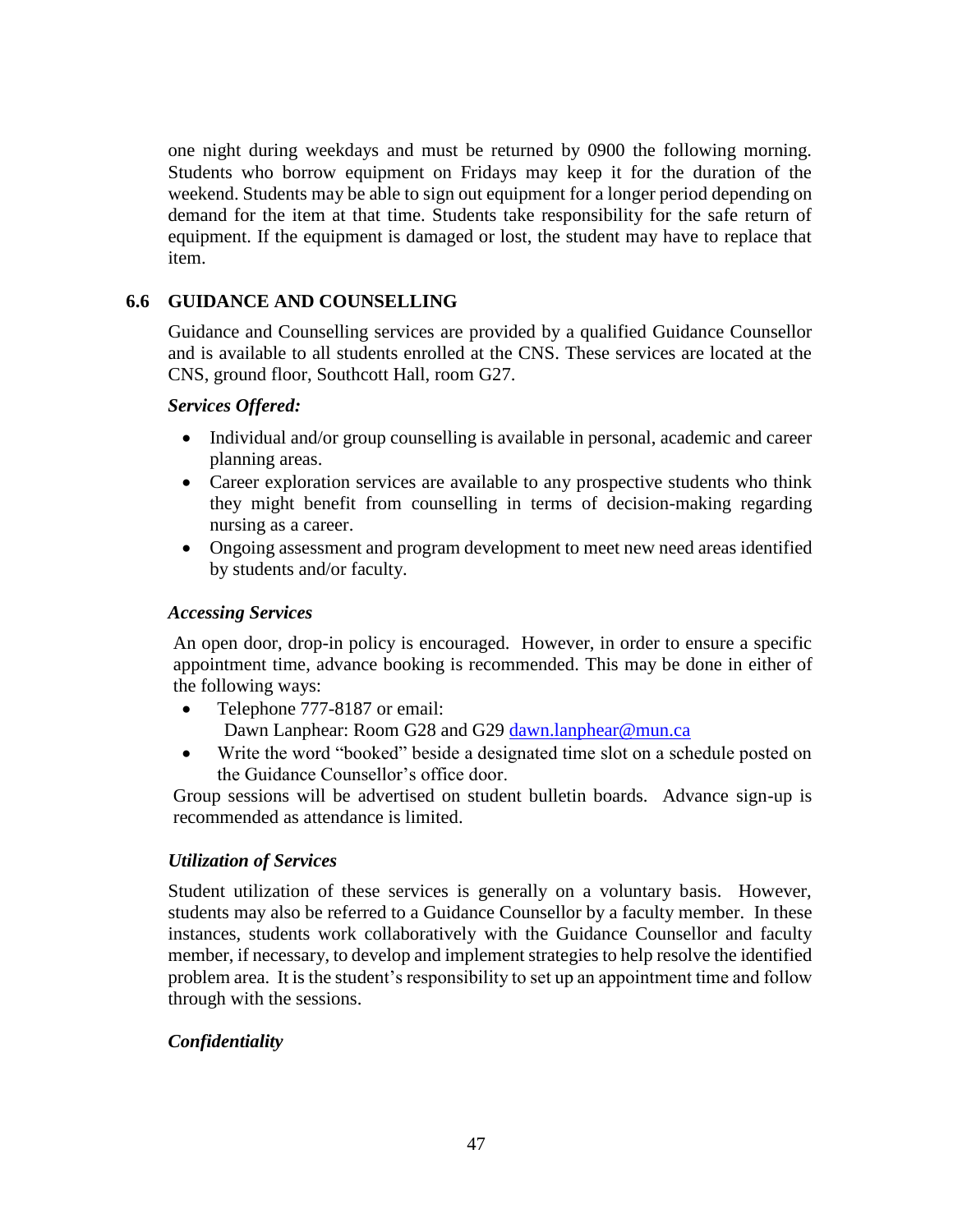one night during weekdays and must be returned by 0900 the following morning. Students who borrow equipment on Fridays may keep it for the duration of the weekend. Students may be able to sign out equipment for a longer period depending on demand for the item at that time. Students take responsibility for the safe return of equipment. If the equipment is damaged or lost, the student may have to replace that item.

## 6.6 GUIDANCE AND COUNSELLING

Guidance and Counselling services are provided by a qualified Guidance Counsellor and is available to all students enrolled at the CNS. These services are located at the CNS, ground floor, Southcott Hall, room G27.

***Services Offered:***

- Individual and/or group counselling is available in personal, academic and career planning areas.
- Career exploration services are available to any prospective students who think they might benefit from counselling in terms of decision-making regarding nursing as a career.
- Ongoing assessment and program development to meet new need areas identified by students and/or faculty.

***Accessing Services***

An open door, drop-in policy is encouraged. However, in order to ensure a specific appointment time, advance booking is recommended. This may be done in either of the following ways:

- Telephone 777-8187 or email:
  Dawn Lanphear: Room G28 and G29 dawn.lanphear@mun.ca
- Write the word "booked" beside a designated time slot on a schedule posted on the Guidance Counsellor's office door.

Group sessions will be advertised on student bulletin boards. Advance sign-up is recommended as attendance is limited.

***Utilization of Services***

Student utilization of these services is generally on a voluntary basis. However, students may also be referred to a Guidance Counsellor by a faculty member. In these instances, students work collaboratively with the Guidance Counsellor and faculty member, if necessary, to develop and implement strategies to help resolve the identified problem area. It is the student's responsibility to set up an appointment time and follow through with the sessions.

***Confidentiality***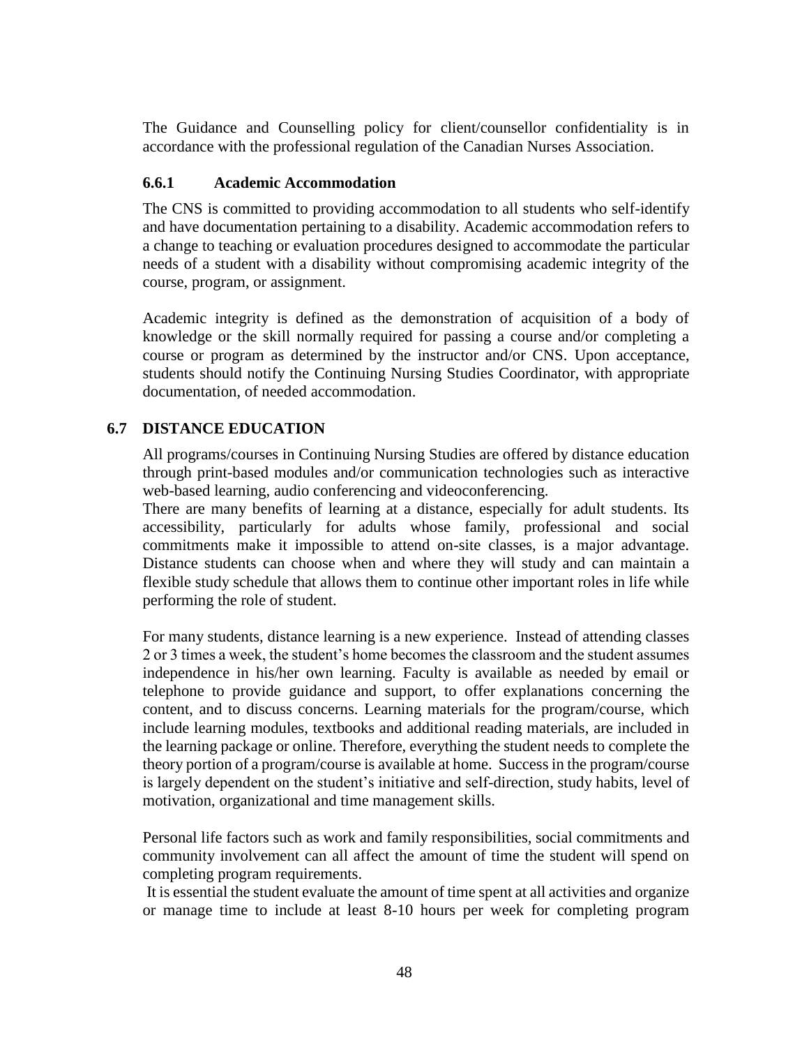The Guidance and Counselling policy for client/counsellor confidentiality is in accordance with the professional regulation of the Canadian Nurses Association.

### 6.6.1 Academic Accommodation

The CNS is committed to providing accommodation to all students who self-identify and have documentation pertaining to a disability. Academic accommodation refers to a change to teaching or evaluation procedures designed to accommodate the particular needs of a student with a disability without compromising academic integrity of the course, program, or assignment.

Academic integrity is defined as the demonstration of acquisition of a body of knowledge or the skill normally required for passing a course and/or completing a course or program as determined by the instructor and/or CNS. Upon acceptance, students should notify the Continuing Nursing Studies Coordinator, with appropriate documentation, of needed accommodation.

## 6.7 DISTANCE EDUCATION

All programs/courses in Continuing Nursing Studies are offered by distance education through print-based modules and/or communication technologies such as interactive web-based learning, audio conferencing and videoconferencing.
There are many benefits of learning at a distance, especially for adult students. Its accessibility, particularly for adults whose family, professional and social commitments make it impossible to attend on-site classes, is a major advantage. Distance students can choose when and where they will study and can maintain a flexible study schedule that allows them to continue other important roles in life while performing the role of student.

For many students, distance learning is a new experience. Instead of attending classes 2 or 3 times a week, the student's home becomes the classroom and the student assumes independence in his/her own learning. Faculty is available as needed by email or telephone to provide guidance and support, to offer explanations concerning the content, and to discuss concerns. Learning materials for the program/course, which include learning modules, textbooks and additional reading materials, are included in the learning package or online. Therefore, everything the student needs to complete the theory portion of a program/course is available at home. Success in the program/course is largely dependent on the student's initiative and self-direction, study habits, level of motivation, organizational and time management skills.

Personal life factors such as work and family responsibilities, social commitments and community involvement can all affect the amount of time the student will spend on completing program requirements.
It is essential the student evaluate the amount of time spent at all activities and organize or manage time to include at least 8-10 hours per week for completing program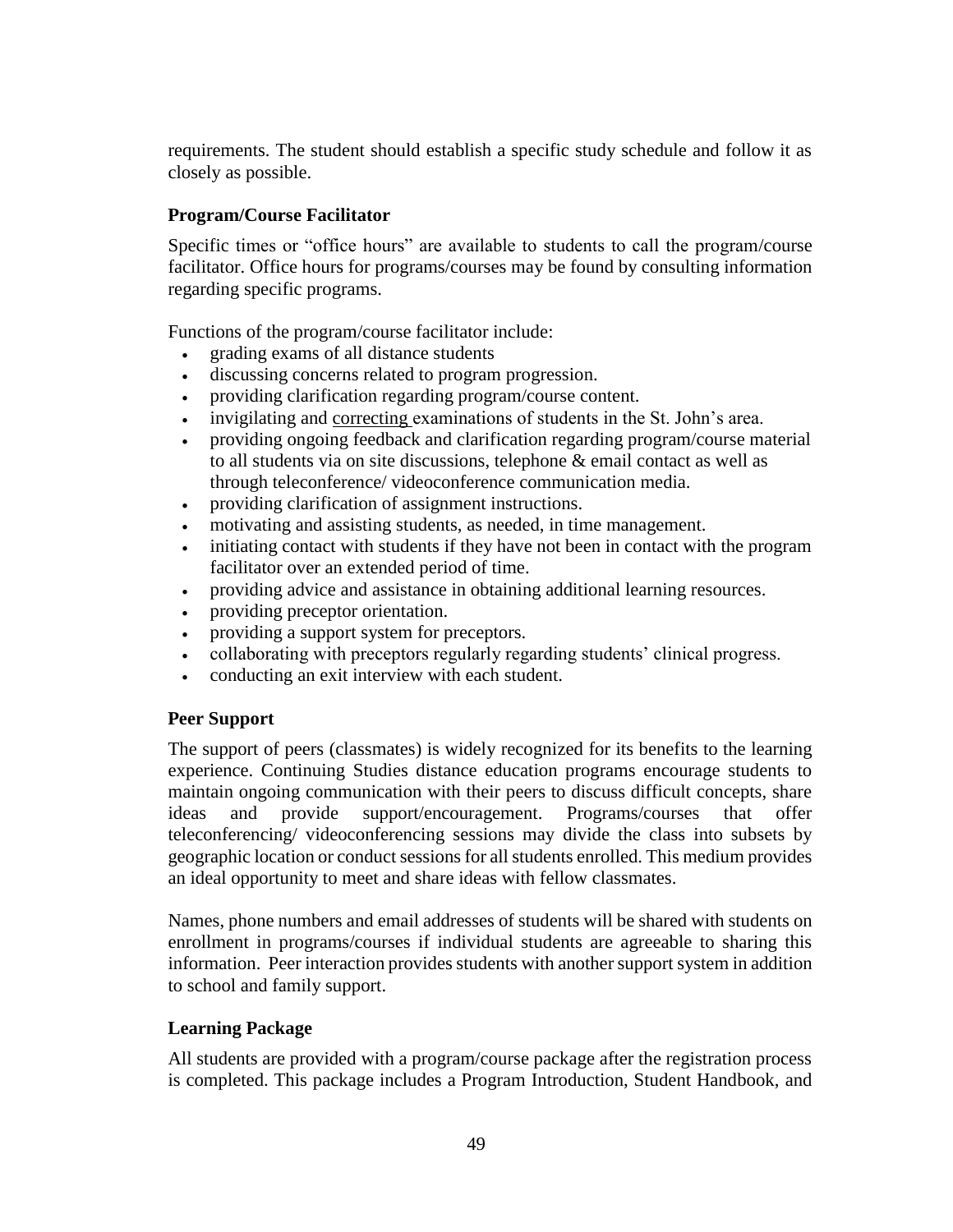requirements. The student should establish a specific study schedule and follow it as closely as possible.

### Program/Course Facilitator

Specific times or "office hours" are available to students to call the program/course facilitator. Office hours for programs/courses may be found by consulting information regarding specific programs.

Functions of the program/course facilitator include:

- grading exams of all distance students
- discussing concerns related to program progression.
- providing clarification regarding program/course content.
- invigilating and correcting examinations of students in the St. John's area.
- providing ongoing feedback and clarification regarding program/course material to all students via on site discussions, telephone & email contact as well as through teleconference/ videoconference communication media.
- providing clarification of assignment instructions.
- motivating and assisting students, as needed, in time management.
- initiating contact with students if they have not been in contact with the program facilitator over an extended period of time.
- providing advice and assistance in obtaining additional learning resources.
- providing preceptor orientation.
- providing a support system for preceptors.
- collaborating with preceptors regularly regarding students' clinical progress.
- conducting an exit interview with each student.

### Peer Support

The support of peers (classmates) is widely recognized for its benefits to the learning experience. Continuing Studies distance education programs encourage students to maintain ongoing communication with their peers to discuss difficult concepts, share ideas and provide support/encouragement. Programs/courses that offer teleconferencing/ videoconferencing sessions may divide the class into subsets by geographic location or conduct sessions for all students enrolled. This medium provides an ideal opportunity to meet and share ideas with fellow classmates.

Names, phone numbers and email addresses of students will be shared with students on enrollment in programs/courses if individual students are agreeable to sharing this information. Peer interaction provides students with another support system in addition to school and family support.

### Learning Package

All students are provided with a program/course package after the registration process is completed. This package includes a Program Introduction, Student Handbook, and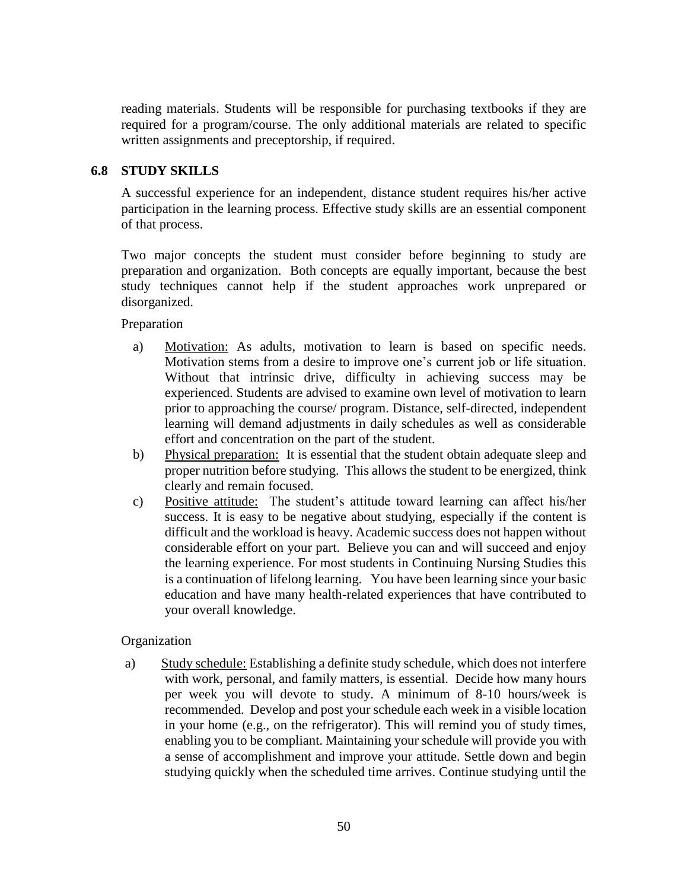reading materials. Students will be responsible for purchasing textbooks if they are required for a program/course. The only additional materials are related to specific written assignments and preceptorship, if required.

## 6.8 STUDY SKILLS

A successful experience for an independent, distance student requires his/her active participation in the learning process. Effective study skills are an essential component of that process.

Two major concepts the student must consider before beginning to study are preparation and organization. Both concepts are equally important, because the best study techniques cannot help if the student approaches work unprepared or disorganized.

Preparation

a) Motivation: As adults, motivation to learn is based on specific needs. Motivation stems from a desire to improve one's current job or life situation. Without that intrinsic drive, difficulty in achieving success may be experienced. Students are advised to examine own level of motivation to learn prior to approaching the course/ program. Distance, self-directed, independent learning will demand adjustments in daily schedules as well as considerable effort and concentration on the part of the student.

b) Physical preparation: It is essential that the student obtain adequate sleep and proper nutrition before studying. This allows the student to be energized, think clearly and remain focused.

c) Positive attitude: The student's attitude toward learning can affect his/her success. It is easy to be negative about studying, especially if the content is difficult and the workload is heavy. Academic success does not happen without considerable effort on your part. Believe you can and will succeed and enjoy the learning experience. For most students in Continuing Nursing Studies this is a continuation of lifelong learning. You have been learning since your basic education and have many health-related experiences that have contributed to your overall knowledge.

Organization

a) Study schedule: Establishing a definite study schedule, which does not interfere with work, personal, and family matters, is essential. Decide how many hours per week you will devote to study. A minimum of 8-10 hours/week is recommended. Develop and post your schedule each week in a visible location in your home (e.g., on the refrigerator). This will remind you of study times, enabling you to be compliant. Maintaining your schedule will provide you with a sense of accomplishment and improve your attitude. Settle down and begin studying quickly when the scheduled time arrives. Continue studying until the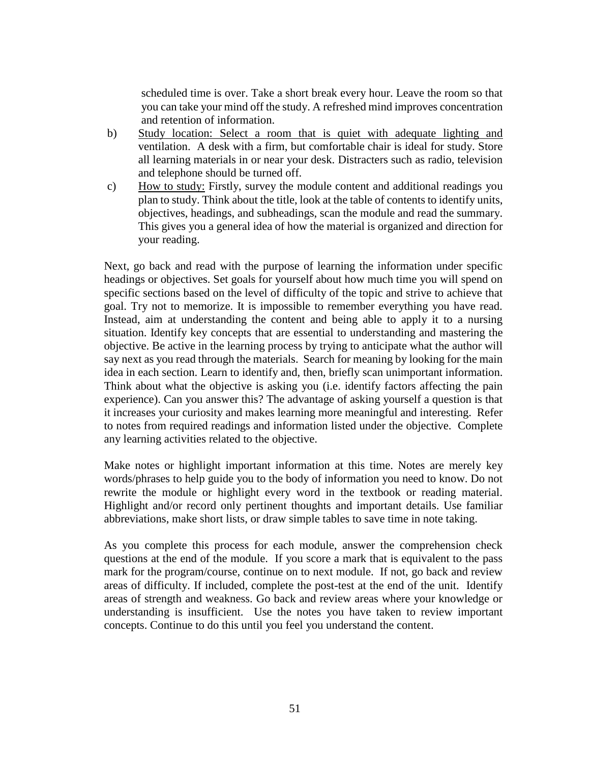scheduled time is over. Take a short break every hour. Leave the room so that you can take your mind off the study. A refreshed mind improves concentration and retention of information.

b) Study location: Select a room that is quiet with adequate lighting and ventilation. A desk with a firm, but comfortable chair is ideal for study. Store all learning materials in or near your desk. Distracters such as radio, television and telephone should be turned off.

c) How to study: Firstly, survey the module content and additional readings you plan to study. Think about the title, look at the table of contents to identify units, objectives, headings, and subheadings, scan the module and read the summary. This gives you a general idea of how the material is organized and direction for your reading.

Next, go back and read with the purpose of learning the information under specific headings or objectives. Set goals for yourself about how much time you will spend on specific sections based on the level of difficulty of the topic and strive to achieve that goal. Try not to memorize. It is impossible to remember everything you have read. Instead, aim at understanding the content and being able to apply it to a nursing situation. Identify key concepts that are essential to understanding and mastering the objective. Be active in the learning process by trying to anticipate what the author will say next as you read through the materials. Search for meaning by looking for the main idea in each section. Learn to identify and, then, briefly scan unimportant information. Think about what the objective is asking you (i.e. identify factors affecting the pain experience). Can you answer this? The advantage of asking yourself a question is that it increases your curiosity and makes learning more meaningful and interesting. Refer to notes from required readings and information listed under the objective. Complete any learning activities related to the objective.

Make notes or highlight important information at this time. Notes are merely key words/phrases to help guide you to the body of information you need to know. Do not rewrite the module or highlight every word in the textbook or reading material. Highlight and/or record only pertinent thoughts and important details. Use familiar abbreviations, make short lists, or draw simple tables to save time in note taking.

As you complete this process for each module, answer the comprehension check questions at the end of the module. If you score a mark that is equivalent to the pass mark for the program/course, continue on to next module. If not, go back and review areas of difficulty. If included, complete the post-test at the end of the unit. Identify areas of strength and weakness. Go back and review areas where your knowledge or understanding is insufficient. Use the notes you have taken to review important concepts. Continue to do this until you feel you understand the content.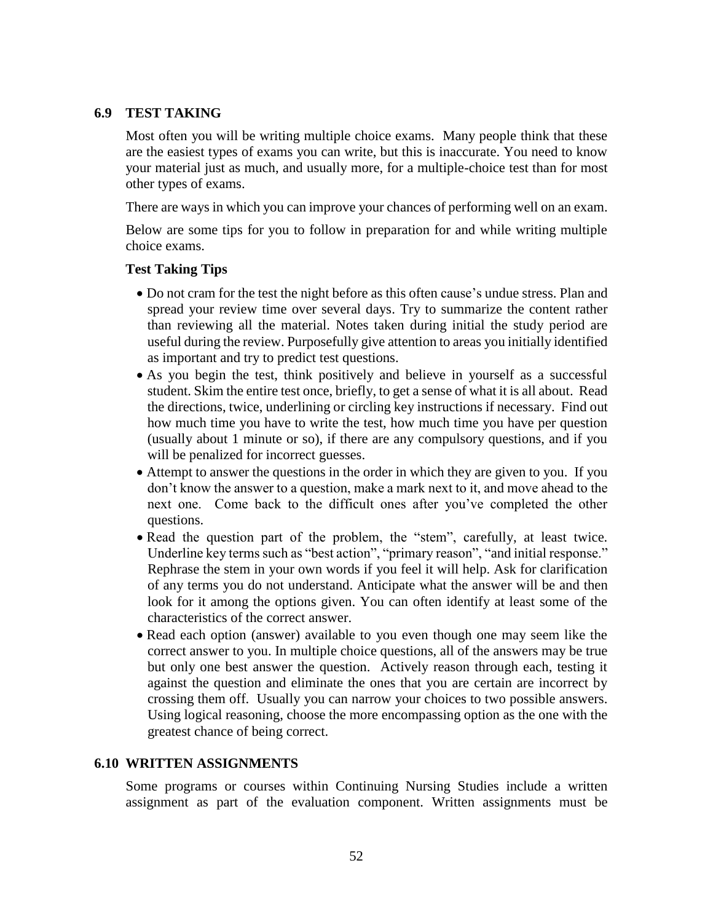## 6.9 TEST TAKING

Most often you will be writing multiple choice exams. Many people think that these are the easiest types of exams you can write, but this is inaccurate. You need to know your material just as much, and usually more, for a multiple-choice test than for most other types of exams.

There are ways in which you can improve your chances of performing well on an exam.

Below are some tips for you to follow in preparation for and while writing multiple choice exams.

**Test Taking Tips**

- Do not cram for the test the night before as this often cause's undue stress. Plan and spread your review time over several days. Try to summarize the content rather than reviewing all the material. Notes taken during initial the study period are useful during the review. Purposefully give attention to areas you initially identified as important and try to predict test questions.
- As you begin the test, think positively and believe in yourself as a successful student. Skim the entire test once, briefly, to get a sense of what it is all about. Read the directions, twice, underlining or circling key instructions if necessary. Find out how much time you have to write the test, how much time you have per question (usually about 1 minute or so), if there are any compulsory questions, and if you will be penalized for incorrect guesses.
- Attempt to answer the questions in the order in which they are given to you. If you don't know the answer to a question, make a mark next to it, and move ahead to the next one. Come back to the difficult ones after you've completed the other questions.
- Read the question part of the problem, the "stem", carefully, at least twice. Underline key terms such as "best action", "primary reason", "and initial response." Rephrase the stem in your own words if you feel it will help. Ask for clarification of any terms you do not understand. Anticipate what the answer will be and then look for it among the options given. You can often identify at least some of the characteristics of the correct answer.
- Read each option (answer) available to you even though one may seem like the correct answer to you. In multiple choice questions, all of the answers may be true but only one best answer the question. Actively reason through each, testing it against the question and eliminate the ones that you are certain are incorrect by crossing them off. Usually you can narrow your choices to two possible answers. Using logical reasoning, choose the more encompassing option as the one with the greatest chance of being correct.

## 6.10 WRITTEN ASSIGNMENTS

Some programs or courses within Continuing Nursing Studies include a written assignment as part of the evaluation component. Written assignments must be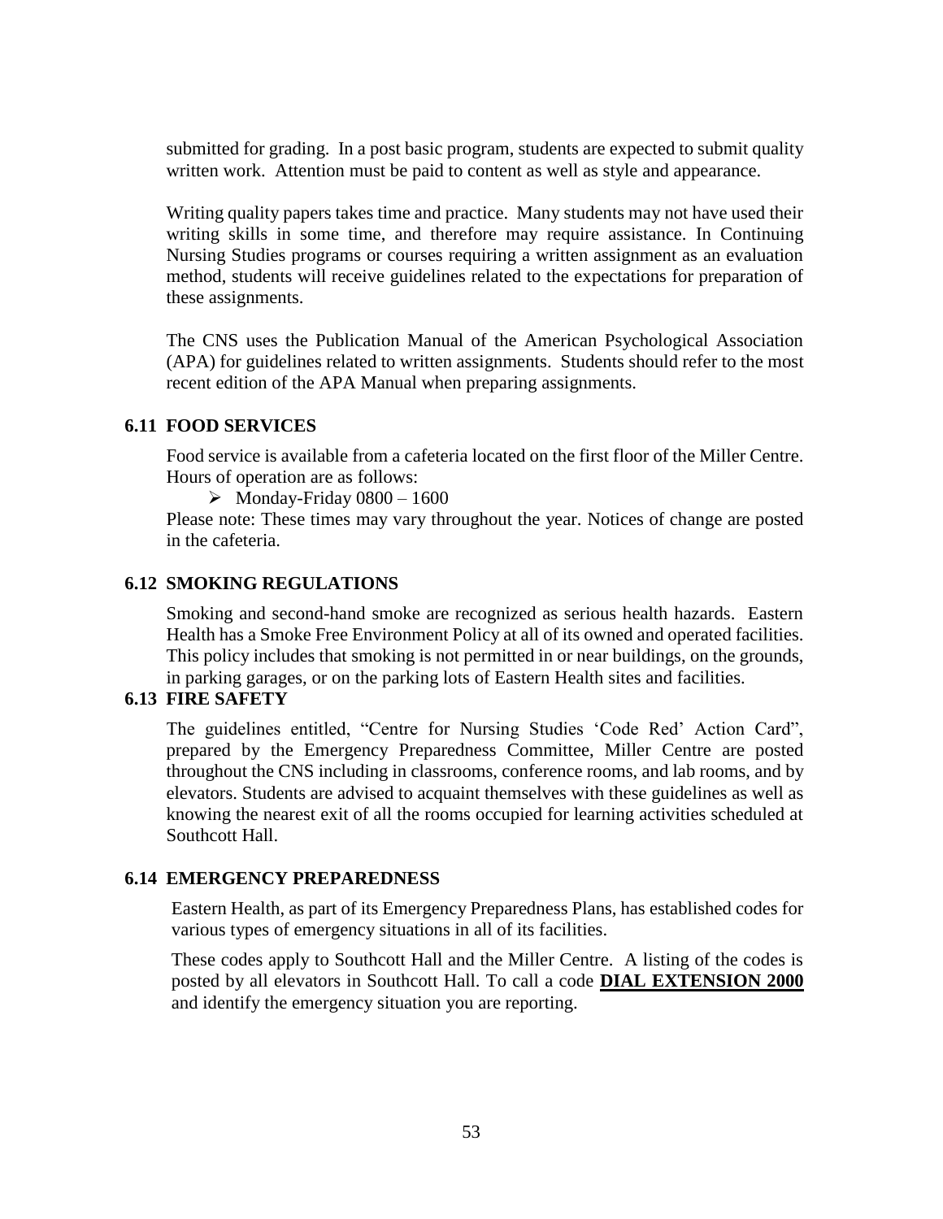submitted for grading. In a post basic program, students are expected to submit quality written work. Attention must be paid to content as well as style and appearance.

Writing quality papers takes time and practice. Many students may not have used their writing skills in some time, and therefore may require assistance. In Continuing Nursing Studies programs or courses requiring a written assignment as an evaluation method, students will receive guidelines related to the expectations for preparation of these assignments.

The CNS uses the Publication Manual of the American Psychological Association (APA) for guidelines related to written assignments. Students should refer to the most recent edition of the APA Manual when preparing assignments.

### 6.11 FOOD SERVICES

Food service is available from a cafeteria located on the first floor of the Miller Centre. Hours of operation are as follows:

- Monday-Friday 0800 – 1600

Please note: These times may vary throughout the year. Notices of change are posted in the cafeteria.

### 6.12 SMOKING REGULATIONS

Smoking and second-hand smoke are recognized as serious health hazards. Eastern Health has a Smoke Free Environment Policy at all of its owned and operated facilities. This policy includes that smoking is not permitted in or near buildings, on the grounds, in parking garages, or on the parking lots of Eastern Health sites and facilities.

### 6.13 FIRE SAFETY

The guidelines entitled, "Centre for Nursing Studies 'Code Red' Action Card", prepared by the Emergency Preparedness Committee, Miller Centre are posted throughout the CNS including in classrooms, conference rooms, and lab rooms, and by elevators. Students are advised to acquaint themselves with these guidelines as well as knowing the nearest exit of all the rooms occupied for learning activities scheduled at Southcott Hall.

### 6.14 EMERGENCY PREPAREDNESS

Eastern Health, as part of its Emergency Preparedness Plans, has established codes for various types of emergency situations in all of its facilities.

These codes apply to Southcott Hall and the Miller Centre. A listing of the codes is posted by all elevators in Southcott Hall. To call a code **DIAL EXTENSION 2000** and identify the emergency situation you are reporting.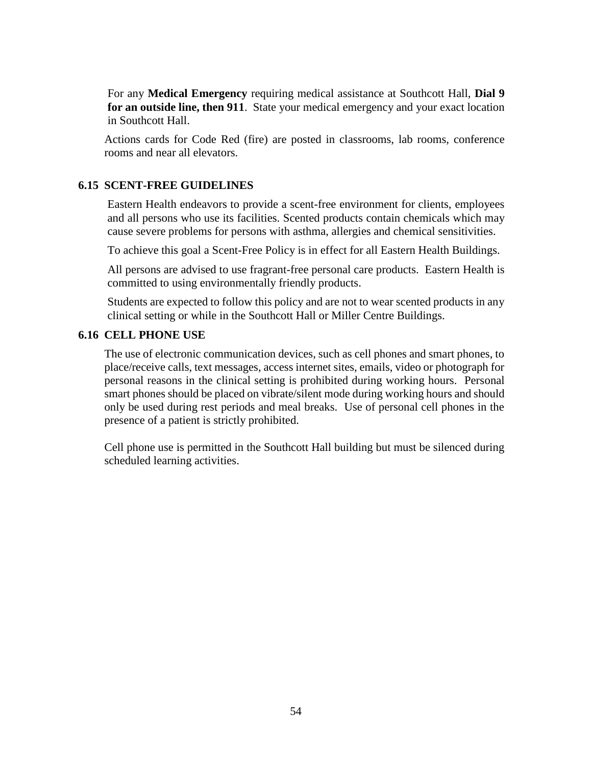For any **Medical Emergency** requiring medical assistance at Southcott Hall, **Dial 9 for an outside line, then 911**. State your medical emergency and your exact location in Southcott Hall.

Actions cards for Code Red (fire) are posted in classrooms, lab rooms, conference rooms and near all elevators.

### 6.15 SCENT-FREE GUIDELINES

Eastern Health endeavors to provide a scent-free environment for clients, employees and all persons who use its facilities. Scented products contain chemicals which may cause severe problems for persons with asthma, allergies and chemical sensitivities.

To achieve this goal a Scent-Free Policy is in effect for all Eastern Health Buildings.

All persons are advised to use fragrant-free personal care products. Eastern Health is committed to using environmentally friendly products.

Students are expected to follow this policy and are not to wear scented products in any clinical setting or while in the Southcott Hall or Miller Centre Buildings.

### 6.16 CELL PHONE USE

The use of electronic communication devices, such as cell phones and smart phones, to place/receive calls, text messages, access internet sites, emails, video or photograph for personal reasons in the clinical setting is prohibited during working hours. Personal smart phones should be placed on vibrate/silent mode during working hours and should only be used during rest periods and meal breaks. Use of personal cell phones in the presence of a patient is strictly prohibited.

Cell phone use is permitted in the Southcott Hall building but must be silenced during scheduled learning activities.